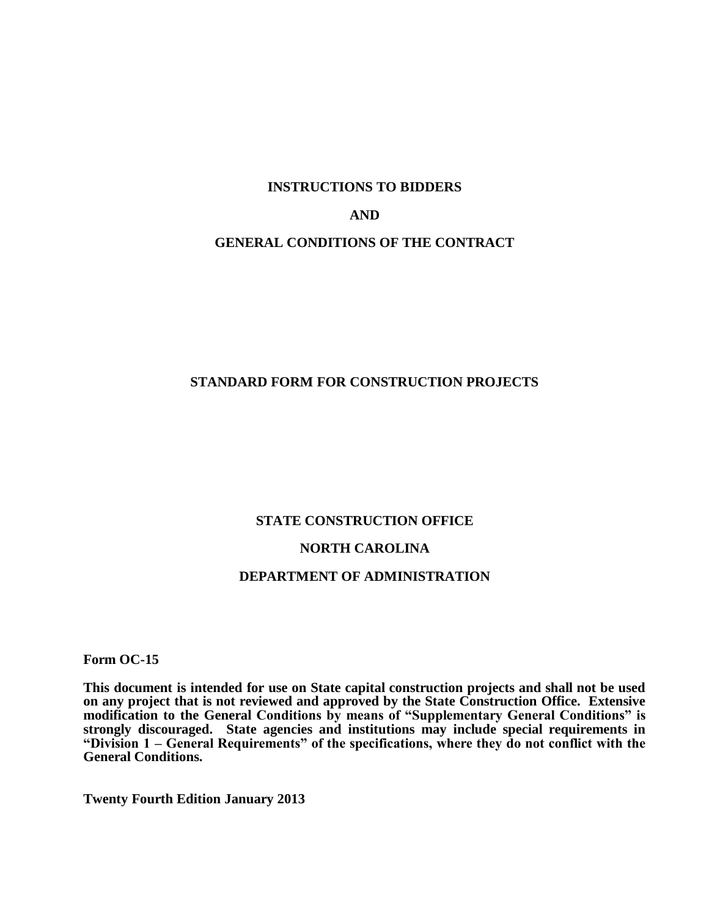# INSTRUCTIONS TO BIDDERS

# AND

# GENERAL CONDITIONS OF THE CONTRACT

## STANDARD FORM FOR CONSTRUCTION PROJECTS

## STATE CONSTRUCTION OFFICE

## NORTH CAROLINA

## DEPARTMENT OF ADMINISTRATION

**Form OC-15**

**This document is intended for use on State capital construction projects and shall not be used on any project that is not reviewed and approved by the State Construction Office. Extensive modification to the General Conditions by means of "Supplementary General Conditions" is strongly discouraged. State agencies and institutions may include special requirements in "Division 1 – General Requirements" of the specifications, where they do not conflict with the General Conditions.**

**Twenty Fourth Edition January 2013**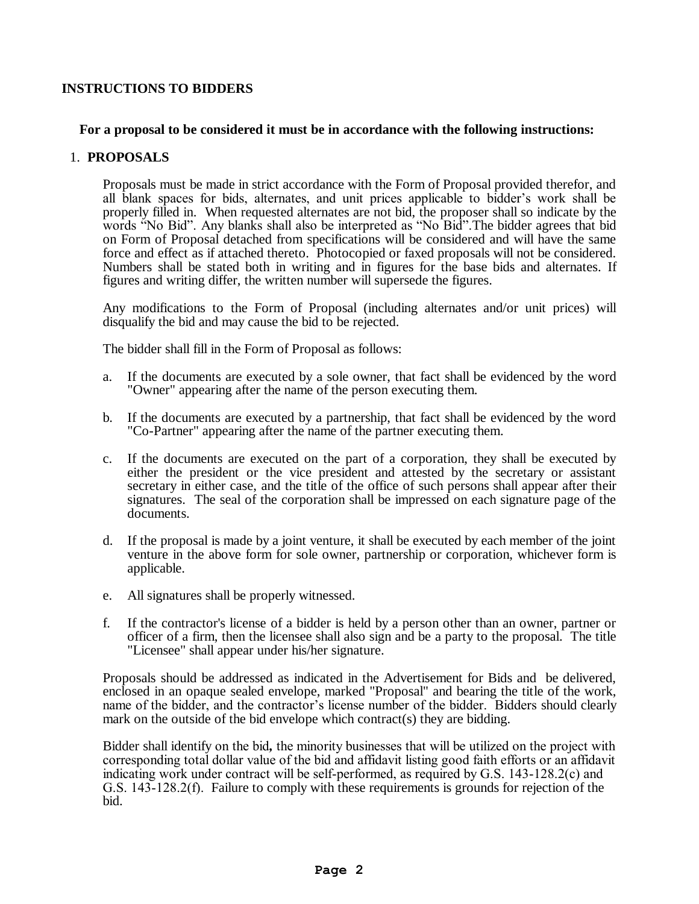## INSTRUCTIONS TO BIDDERS

**For a proposal to be considered it must be in accordance with the following instructions:**

### 1. PROPOSALS

Proposals must be made in strict accordance with the Form of Proposal provided therefor, and all blank spaces for bids, alternates, and unit prices applicable to bidder's work shall be properly filled in. When requested alternates are not bid, the proposer shall so indicate by the words "No Bid". Any blanks shall also be interpreted as "No Bid".The bidder agrees that bid on Form of Proposal detached from specifications will be considered and will have the same force and effect as if attached thereto. Photocopied or faxed proposals will not be considered. Numbers shall be stated both in writing and in figures for the base bids and alternates. If figures and writing differ, the written number will supersede the figures.

Any modifications to the Form of Proposal (including alternates and/or unit prices) will disqualify the bid and may cause the bid to be rejected.

The bidder shall fill in the Form of Proposal as follows:

a. If the documents are executed by a sole owner, that fact shall be evidenced by the word "Owner" appearing after the name of the person executing them.

b. If the documents are executed by a partnership, that fact shall be evidenced by the word "Co-Partner" appearing after the name of the partner executing them.

c. If the documents are executed on the part of a corporation, they shall be executed by either the president or the vice president and attested by the secretary or assistant secretary in either case, and the title of the office of such persons shall appear after their signatures. The seal of the corporation shall be impressed on each signature page of the documents.

d. If the proposal is made by a joint venture, it shall be executed by each member of the joint venture in the above form for sole owner, partnership or corporation, whichever form is applicable.

e. All signatures shall be properly witnessed.

f. If the contractor's license of a bidder is held by a person other than an owner, partner or officer of a firm, then the licensee shall also sign and be a party to the proposal. The title "Licensee" shall appear under his/her signature.

Proposals should be addressed as indicated in the Advertisement for Bids and be delivered, enclosed in an opaque sealed envelope, marked "Proposal" and bearing the title of the work, name of the bidder, and the contractor's license number of the bidder. Bidders should clearly mark on the outside of the bid envelope which contract(s) they are bidding.

Bidder shall identify on the bid**,** the minority businesses that will be utilized on the project with corresponding total dollar value of the bid and affidavit listing good faith efforts or an affidavit indicating work under contract will be self-performed, as required by G.S. 143-128.2(c) and G.S. 143-128.2(f). Failure to comply with these requirements is grounds for rejection of the bid.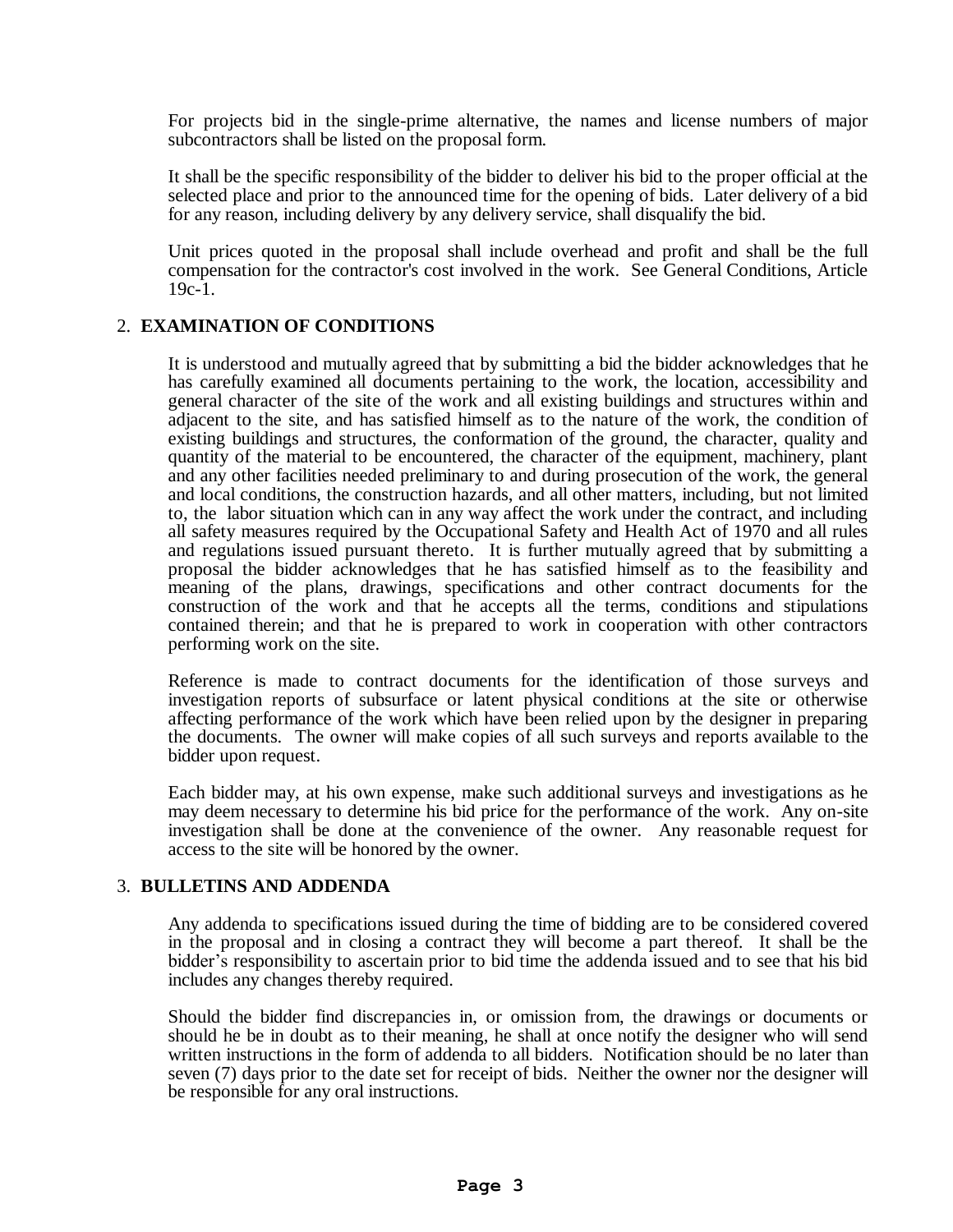For projects bid in the single-prime alternative, the names and license numbers of major subcontractors shall be listed on the proposal form.

It shall be the specific responsibility of the bidder to deliver his bid to the proper official at the selected place and prior to the announced time for the opening of bids. Later delivery of a bid for any reason, including delivery by any delivery service, shall disqualify the bid.

Unit prices quoted in the proposal shall include overhead and profit and shall be the full compensation for the contractor's cost involved in the work. See General Conditions, Article 19c-1.

## 2. EXAMINATION OF CONDITIONS

It is understood and mutually agreed that by submitting a bid the bidder acknowledges that he has carefully examined all documents pertaining to the work, the location, accessibility and general character of the site of the work and all existing buildings and structures within and adjacent to the site, and has satisfied himself as to the nature of the work, the condition of existing buildings and structures, the conformation of the ground, the character, quality and quantity of the material to be encountered, the character of the equipment, machinery, plant and any other facilities needed preliminary to and during prosecution of the work, the general and local conditions, the construction hazards, and all other matters, including, but not limited to, the labor situation which can in any way affect the work under the contract, and including all safety measures required by the Occupational Safety and Health Act of 1970 and all rules and regulations issued pursuant thereto. It is further mutually agreed that by submitting a proposal the bidder acknowledges that he has satisfied himself as to the feasibility and meaning of the plans, drawings, specifications and other contract documents for the construction of the work and that he accepts all the terms, conditions and stipulations contained therein; and that he is prepared to work in cooperation with other contractors performing work on the site.

Reference is made to contract documents for the identification of those surveys and investigation reports of subsurface or latent physical conditions at the site or otherwise affecting performance of the work which have been relied upon by the designer in preparing the documents. The owner will make copies of all such surveys and reports available to the bidder upon request.

Each bidder may, at his own expense, make such additional surveys and investigations as he may deem necessary to determine his bid price for the performance of the work. Any on-site investigation shall be done at the convenience of the owner. Any reasonable request for access to the site will be honored by the owner.

## 3. BULLETINS AND ADDENDA

Any addenda to specifications issued during the time of bidding are to be considered covered in the proposal and in closing a contract they will become a part thereof. It shall be the bidder's responsibility to ascertain prior to bid time the addenda issued and to see that his bid includes any changes thereby required.

Should the bidder find discrepancies in, or omission from, the drawings or documents or should he be in doubt as to their meaning, he shall at once notify the designer who will send written instructions in the form of addenda to all bidders. Notification should be no later than seven (7) days prior to the date set for receipt of bids. Neither the owner nor the designer will be responsible for any oral instructions.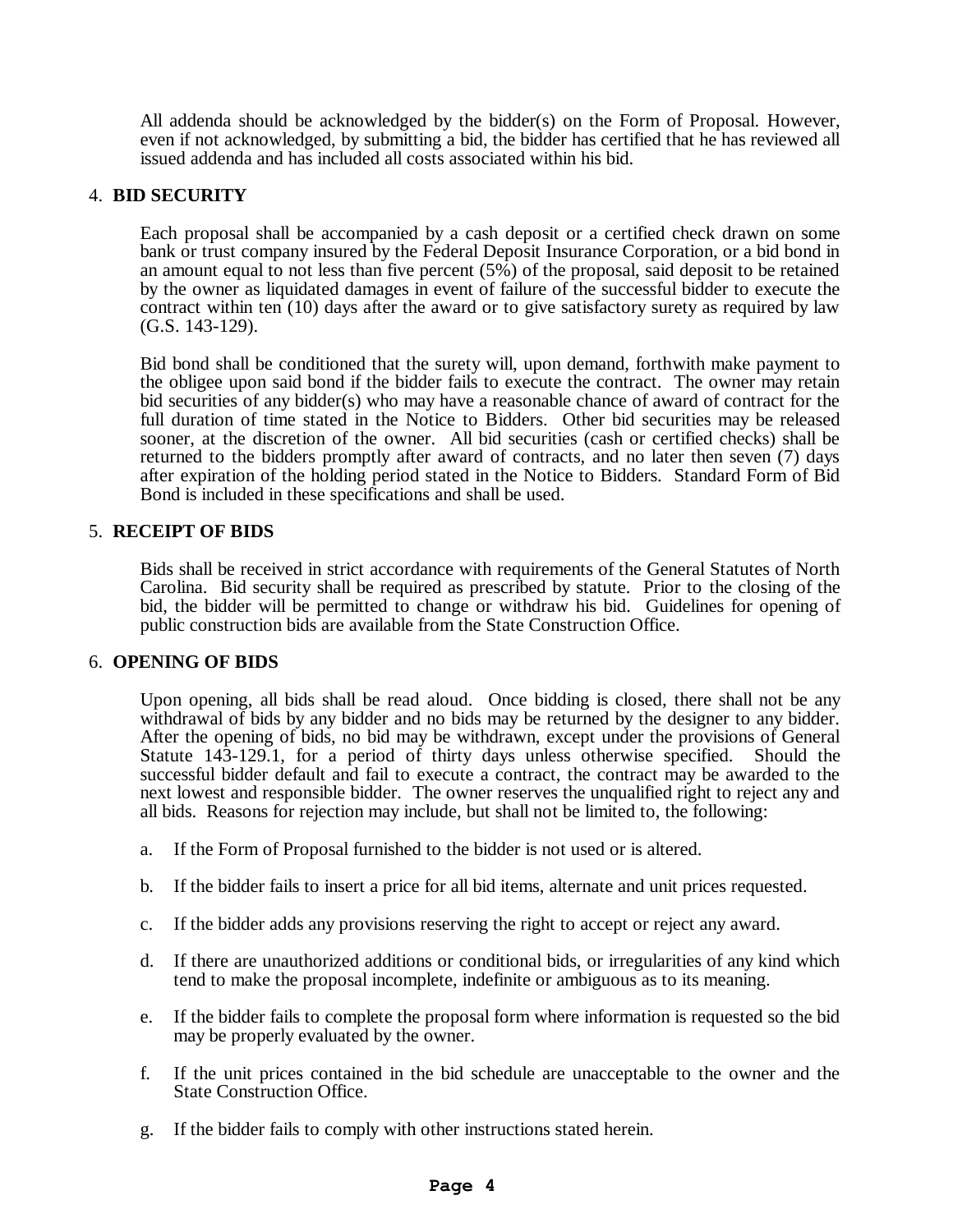All addenda should be acknowledged by the bidder(s) on the Form of Proposal. However, even if not acknowledged, by submitting a bid, the bidder has certified that he has reviewed all issued addenda and has included all costs associated within his bid.

## 4. BID SECURITY

Each proposal shall be accompanied by a cash deposit or a certified check drawn on some bank or trust company insured by the Federal Deposit Insurance Corporation, or a bid bond in an amount equal to not less than five percent (5%) of the proposal, said deposit to be retained by the owner as liquidated damages in event of failure of the successful bidder to execute the contract within ten (10) days after the award or to give satisfactory surety as required by law (G.S. 143-129).

Bid bond shall be conditioned that the surety will, upon demand, forthwith make payment to the obligee upon said bond if the bidder fails to execute the contract. The owner may retain bid securities of any bidder(s) who may have a reasonable chance of award of contract for the full duration of time stated in the Notice to Bidders. Other bid securities may be released sooner, at the discretion of the owner. All bid securities (cash or certified checks) shall be returned to the bidders promptly after award of contracts, and no later then seven (7) days after expiration of the holding period stated in the Notice to Bidders. Standard Form of Bid Bond is included in these specifications and shall be used.

## 5. RECEIPT OF BIDS

Bids shall be received in strict accordance with requirements of the General Statutes of North Carolina. Bid security shall be required as prescribed by statute. Prior to the closing of the bid, the bidder will be permitted to change or withdraw his bid. Guidelines for opening of public construction bids are available from the State Construction Office.

## 6. OPENING OF BIDS

Upon opening, all bids shall be read aloud. Once bidding is closed, there shall not be any withdrawal of bids by any bidder and no bids may be returned by the designer to any bidder. After the opening of bids, no bid may be withdrawn, except under the provisions of General Statute 143-129.1, for a period of thirty days unless otherwise specified. Should the successful bidder default and fail to execute a contract, the contract may be awarded to the next lowest and responsible bidder. The owner reserves the unqualified right to reject any and all bids. Reasons for rejection may include, but shall not be limited to, the following:

a. If the Form of Proposal furnished to the bidder is not used or is altered.

b. If the bidder fails to insert a price for all bid items, alternate and unit prices requested.

c. If the bidder adds any provisions reserving the right to accept or reject any award.

d. If there are unauthorized additions or conditional bids, or irregularities of any kind which tend to make the proposal incomplete, indefinite or ambiguous as to its meaning.

e. If the bidder fails to complete the proposal form where information is requested so the bid may be properly evaluated by the owner.

f. If the unit prices contained in the bid schedule are unacceptable to the owner and the State Construction Office.

g. If the bidder fails to comply with other instructions stated herein.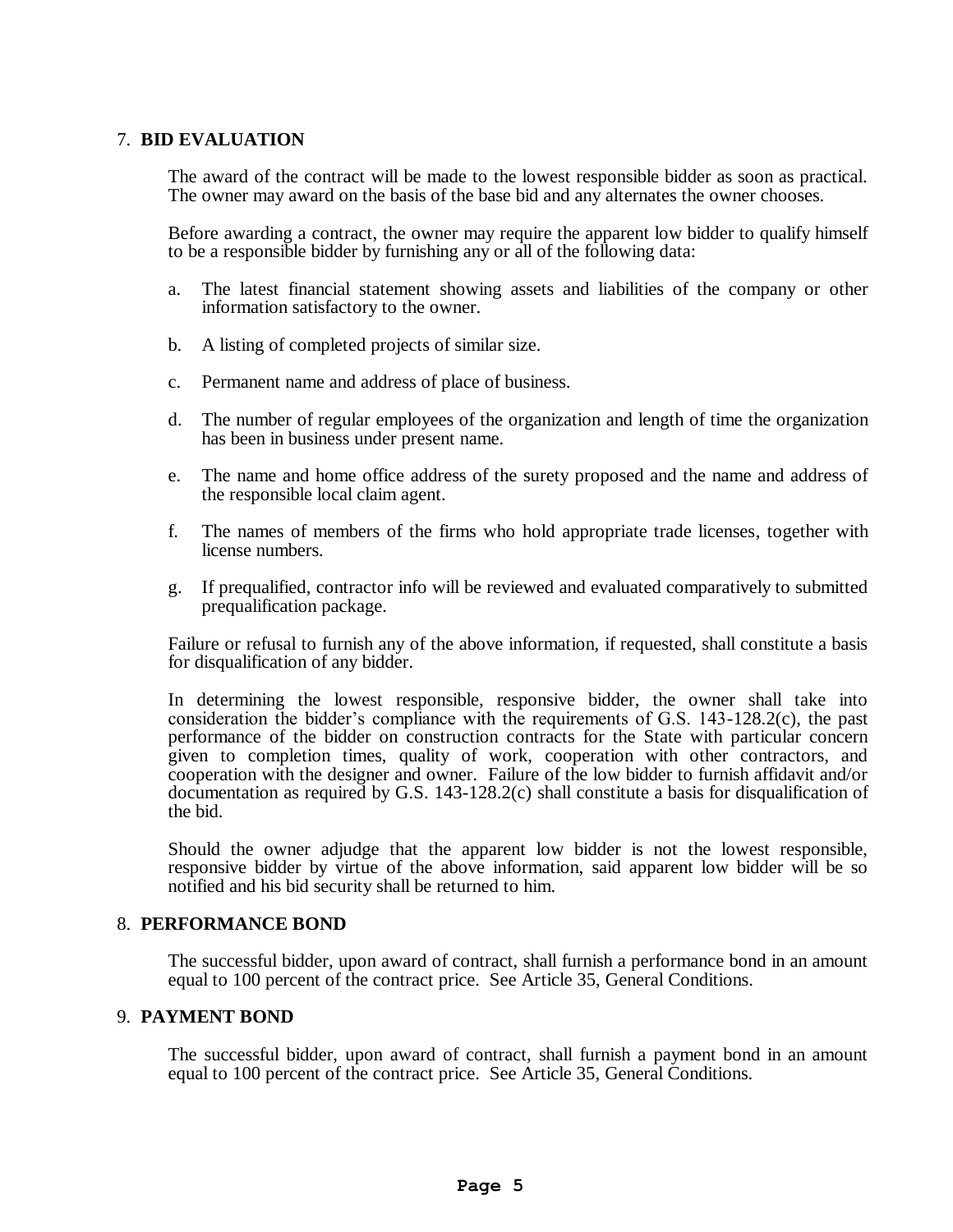## 7. **BID EVALUATION**

The award of the contract will be made to the lowest responsible bidder as soon as practical. The owner may award on the basis of the base bid and any alternates the owner chooses.

Before awarding a contract, the owner may require the apparent low bidder to qualify himself to be a responsible bidder by furnishing any or all of the following data:

a. The latest financial statement showing assets and liabilities of the company or other information satisfactory to the owner.

b. A listing of completed projects of similar size.

c. Permanent name and address of place of business.

d. The number of regular employees of the organization and length of time the organization has been in business under present name.

e. The name and home office address of the surety proposed and the name and address of the responsible local claim agent.

f. The names of members of the firms who hold appropriate trade licenses, together with license numbers.

g. If prequalified, contractor info will be reviewed and evaluated comparatively to submitted prequalification package.

Failure or refusal to furnish any of the above information, if requested, shall constitute a basis for disqualification of any bidder.

In determining the lowest responsible, responsive bidder, the owner shall take into consideration the bidder's compliance with the requirements of G.S. 143-128.2(c), the past performance of the bidder on construction contracts for the State with particular concern given to completion times, quality of work, cooperation with other contractors, and cooperation with the designer and owner. Failure of the low bidder to furnish affidavit and/or documentation as required by G.S. 143-128.2(c) shall constitute a basis for disqualification of the bid.

Should the owner adjudge that the apparent low bidder is not the lowest responsible, responsive bidder by virtue of the above information, said apparent low bidder will be so notified and his bid security shall be returned to him.

## 8. **PERFORMANCE BOND**

The successful bidder, upon award of contract, shall furnish a performance bond in an amount equal to 100 percent of the contract price. See Article 35, General Conditions.

## 9. **PAYMENT BOND**

The successful bidder, upon award of contract, shall furnish a payment bond in an amount equal to 100 percent of the contract price. See Article 35, General Conditions.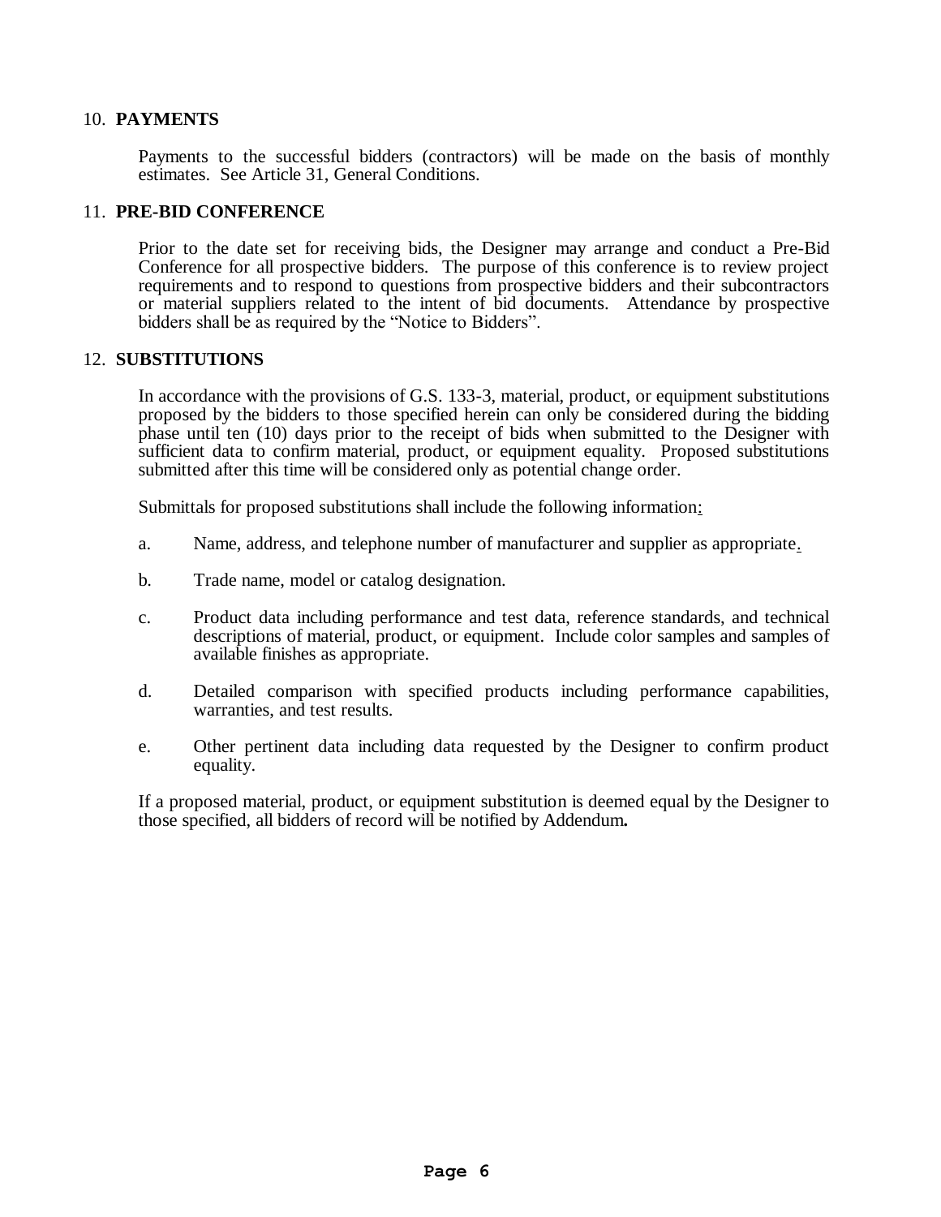## 10. PAYMENTS

Payments to the successful bidders (contractors) will be made on the basis of monthly estimates. See Article 31, General Conditions.

## 11. PRE-BID CONFERENCE

Prior to the date set for receiving bids, the Designer may arrange and conduct a Pre-Bid Conference for all prospective bidders. The purpose of this conference is to review project requirements and to respond to questions from prospective bidders and their subcontractors or material suppliers related to the intent of bid documents. Attendance by prospective bidders shall be as required by the "Notice to Bidders".

## 12. SUBSTITUTIONS

In accordance with the provisions of G.S. 133-3, material, product, or equipment substitutions proposed by the bidders to those specified herein can only be considered during the bidding phase until ten (10) days prior to the receipt of bids when submitted to the Designer with sufficient data to confirm material, product, or equipment equality. Proposed substitutions submitted after this time will be considered only as potential change order.

Submittals for proposed substitutions shall include the following information:

a. Name, address, and telephone number of manufacturer and supplier as appropriate.

b. Trade name, model or catalog designation.

c. Product data including performance and test data, reference standards, and technical descriptions of material, product, or equipment. Include color samples and samples of available finishes as appropriate.

d. Detailed comparison with specified products including performance capabilities, warranties, and test results.

e. Other pertinent data including data requested by the Designer to confirm product equality.

If a proposed material, product, or equipment substitution is deemed equal by the Designer to those specified, all bidders of record will be notified by Addendum**.**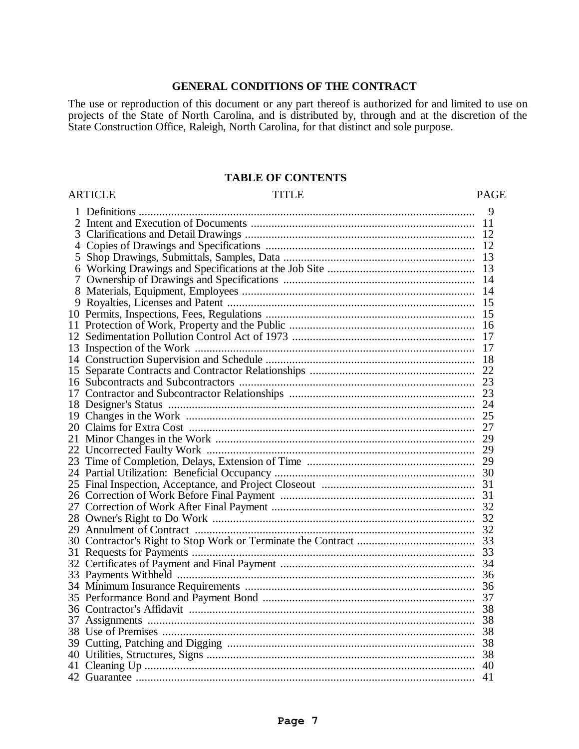## GENERAL CONDITIONS OF THE CONTRACT

The use or reproduction of this document or any part thereof is authorized for and limited to use on projects of the State of North Carolina, and is distributed by, through and at the discretion of the State Construction Office, Raleigh, North Carolina, for that distinct and sole purpose.

## TABLE OF CONTENTS

| ARTICLE | TITLE | PAGE |
|---|---|---|
| 1 | Definitions | 9 |
| 2 | Intent and Execution of Documents | 11 |
| 3 | Clarifications and Detail Drawings | 12 |
| 4 | Copies of Drawings and Specifications | 12 |
| 5 | Shop Drawings, Submittals, Samples, Data | 13 |
| 6 | Working Drawings and Specifications at the Job Site | 13 |
| 7 | Ownership of Drawings and Specifications | 14 |
| 8 | Materials, Equipment, Employees | 14 |
| 9 | Royalties, Licenses and Patent | 15 |
| 10 | Permits, Inspections, Fees, Regulations | 15 |
| 11 | Protection of Work, Property and the Public | 16 |
| 12 | Sedimentation Pollution Control Act of 1973 | 17 |
| 13 | Inspection of the Work | 17 |
| 14 | Construction Supervision and Schedule | 18 |
| 15 | Separate Contracts and Contractor Relationships | 22 |
| 16 | Subcontracts and Subcontractors | 23 |
| 17 | Contractor and Subcontractor Relationships | 23 |
| 18 | Designer's Status | 24 |
| 19 | Changes in the Work | 25 |
| 20 | Claims for Extra Cost | 27 |
| 21 | Minor Changes in the Work | 29 |
| 22 | Uncorrected Faulty Work | 29 |
| 23 | Time of Completion, Delays, Extension of Time | 29 |
| 24 | Partial Utilization: Beneficial Occupancy | 30 |
| 25 | Final Inspection, Acceptance, and Project Closeout | 31 |
| 26 | Correction of Work Before Final Payment | 31 |
| 27 | Correction of Work After Final Payment | 32 |
| 28 | Owner's Right to Do Work | 32 |
| 29 | Annulment of Contract | 32 |
| 30 | Contractor's Right to Stop Work or Terminate the Contract | 33 |
| 31 | Requests for Payments | 33 |
| 32 | Certificates of Payment and Final Payment | 34 |
| 33 | Payments Withheld | 36 |
| 34 | Minimum Insurance Requirements | 36 |
| 35 | Performance Bond and Payment Bond | 37 |
| 36 | Contractor's Affidavit | 38 |
| 37 | Assignments | 38 |
| 38 | Use of Premises | 38 |
| 39 | Cutting, Patching and Digging | 38 |
| 40 | Utilities, Structures, Signs | 38 |
| 41 | Cleaning Up | 40 |
| 42 | Guarantee | 41 |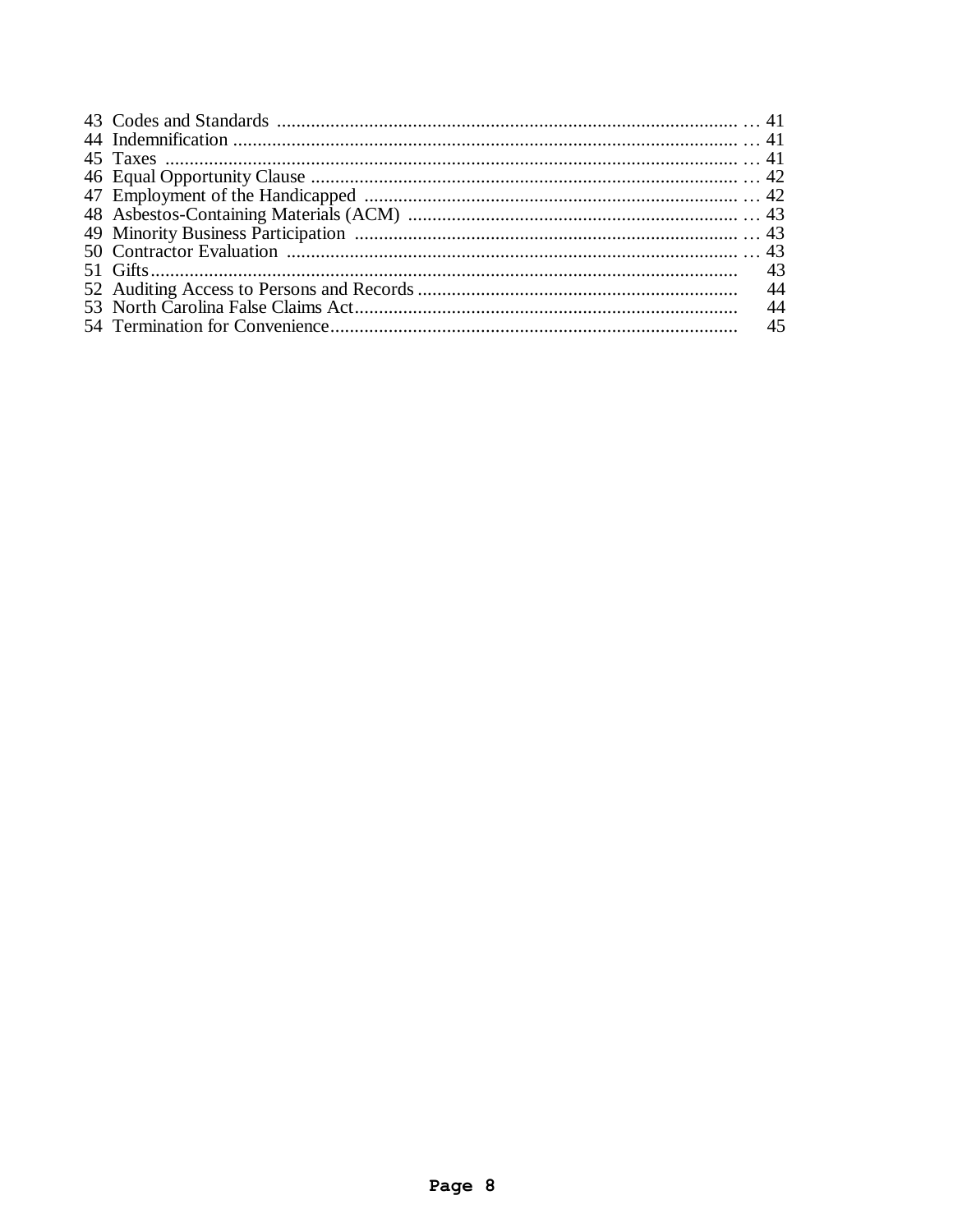43 Codes and Standards ................................................................................................ … 41
44 Indemnification ........................................................................................................ … 41
45 Taxes ....................................................................................................................... … 41
46 Equal Opportunity Clause ........................................................................................ … 42
47 Employment of the Handicapped ............................................................................. … 42
48 Asbestos-Containing Materials (ACM) .................................................................... … 43
49 Minority Business Participation ............................................................................... … 43
50 Contractor Evaluation .............................................................................................. … 43
51 Gifts.......................................................................................................................... 43
52 Auditing Access to Persons and Records ................................................................. 44
53 North Carolina False Claims Act.............................................................................. 44
54 Termination for Convenience................................................................................... 45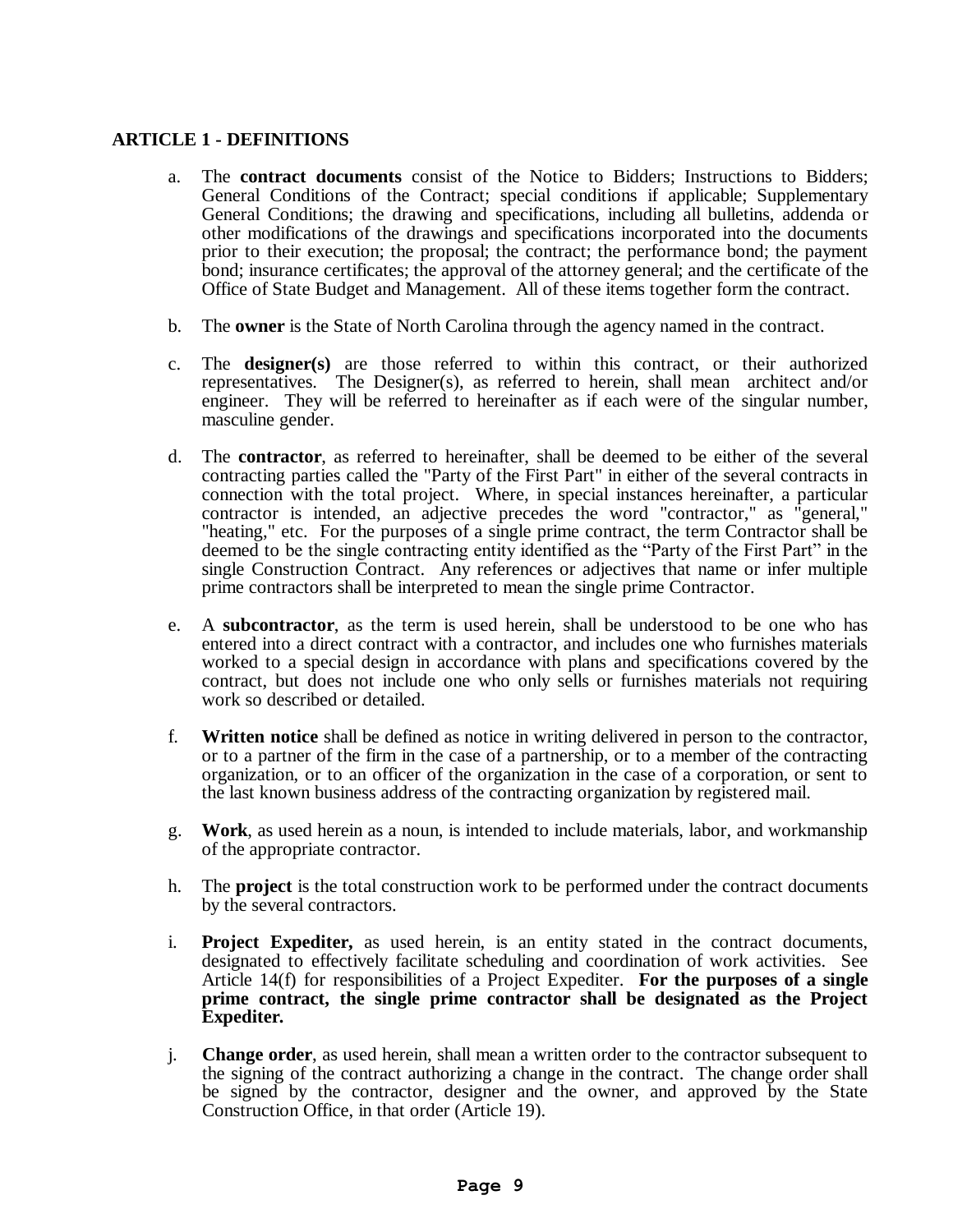## ARTICLE 1 - DEFINITIONS

a. The **contract documents** consist of the Notice to Bidders; Instructions to Bidders; General Conditions of the Contract; special conditions if applicable; Supplementary General Conditions; the drawing and specifications, including all bulletins, addenda or other modifications of the drawings and specifications incorporated into the documents prior to their execution; the proposal; the contract; the performance bond; the payment bond; insurance certificates; the approval of the attorney general; and the certificate of the Office of State Budget and Management. All of these items together form the contract.

b. The **owner** is the State of North Carolina through the agency named in the contract.

c. The **designer(s)** are those referred to within this contract, or their authorized representatives. The Designer(s), as referred to herein, shall mean architect and/or engineer. They will be referred to hereinafter as if each were of the singular number, masculine gender.

d. The **contractor**, as referred to hereinafter, shall be deemed to be either of the several contracting parties called the "Party of the First Part" in either of the several contracts in connection with the total project. Where, in special instances hereinafter, a particular contractor is intended, an adjective precedes the word "contractor," as "general," "heating," etc. For the purposes of a single prime contract, the term Contractor shall be deemed to be the single contracting entity identified as the "Party of the First Part" in the single Construction Contract. Any references or adjectives that name or infer multiple prime contractors shall be interpreted to mean the single prime Contractor.

e. A **subcontractor**, as the term is used herein, shall be understood to be one who has entered into a direct contract with a contractor, and includes one who furnishes materials worked to a special design in accordance with plans and specifications covered by the contract, but does not include one who only sells or furnishes materials not requiring work so described or detailed.

f. **Written notice** shall be defined as notice in writing delivered in person to the contractor, or to a partner of the firm in the case of a partnership, or to a member of the contracting organization, or to an officer of the organization in the case of a corporation, or sent to the last known business address of the contracting organization by registered mail.

g. **Work**, as used herein as a noun, is intended to include materials, labor, and workmanship of the appropriate contractor.

h. The **project** is the total construction work to be performed under the contract documents by the several contractors.

i. **Project Expediter,** as used herein, is an entity stated in the contract documents, designated to effectively facilitate scheduling and coordination of work activities. See Article 14(f) for responsibilities of a Project Expediter. **For the purposes of a single prime contract, the single prime contractor shall be designated as the Project Expediter.**

j. **Change order**, as used herein, shall mean a written order to the contractor subsequent to the signing of the contract authorizing a change in the contract. The change order shall be signed by the contractor, designer and the owner, and approved by the State Construction Office, in that order (Article 19).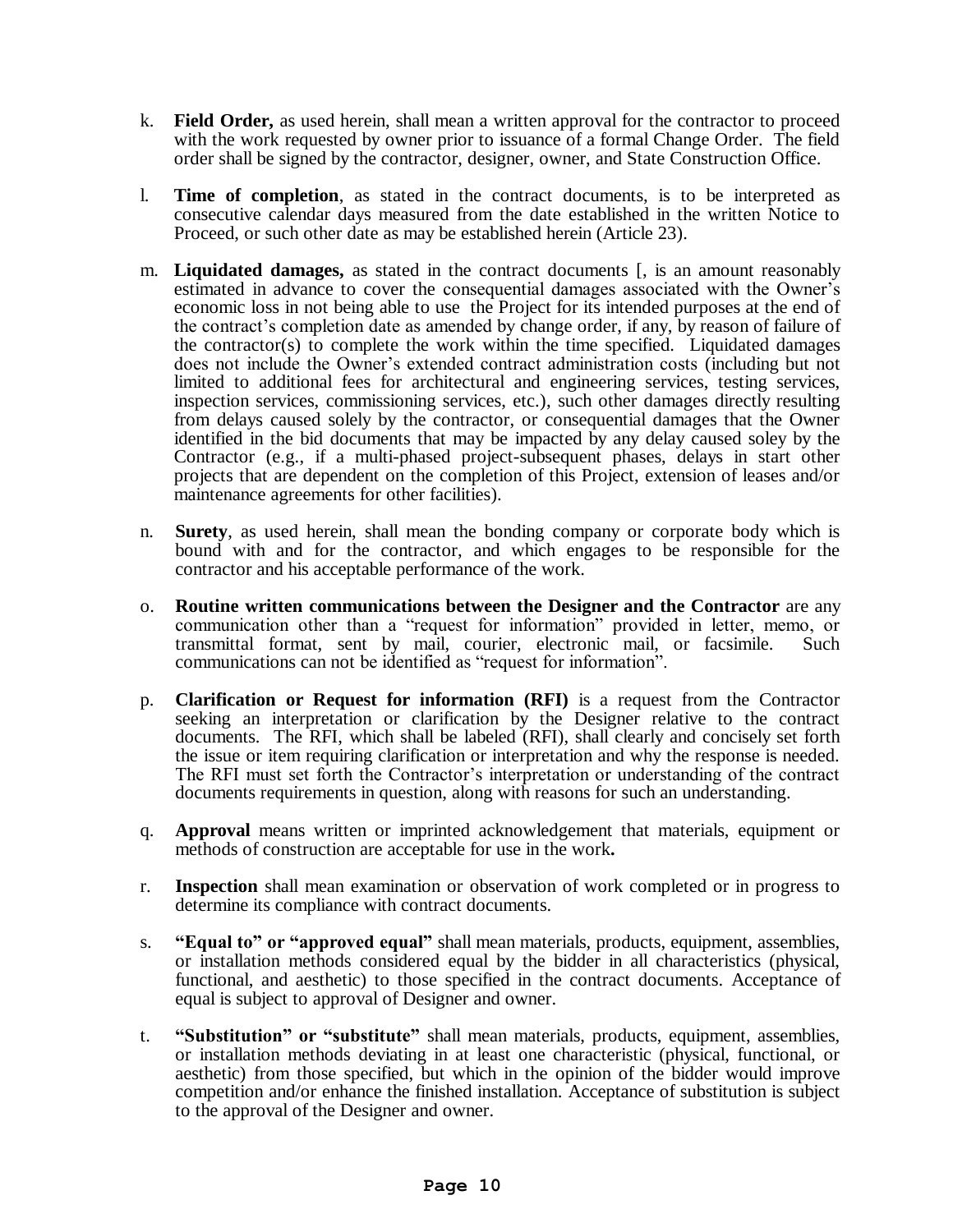k. **Field Order,** as used herein, shall mean a written approval for the contractor to proceed with the work requested by owner prior to issuance of a formal Change Order. The field order shall be signed by the contractor, designer, owner, and State Construction Office.

l. **Time of completion**, as stated in the contract documents, is to be interpreted as consecutive calendar days measured from the date established in the written Notice to Proceed, or such other date as may be established herein (Article 23).

m. **Liquidated damages,** as stated in the contract documents [, is an amount reasonably estimated in advance to cover the consequential damages associated with the Owner's economic loss in not being able to use the Project for its intended purposes at the end of the contract's completion date as amended by change order, if any, by reason of failure of the contractor(s) to complete the work within the time specified. Liquidated damages does not include the Owner's extended contract administration costs (including but not limited to additional fees for architectural and engineering services, testing services, inspection services, commissioning services, etc.), such other damages directly resulting from delays caused solely by the contractor, or consequential damages that the Owner identified in the bid documents that may be impacted by any delay caused soley by the Contractor (e.g., if a multi-phased project-subsequent phases, delays in start other projects that are dependent on the completion of this Project, extension of leases and/or maintenance agreements for other facilities).

n. **Surety**, as used herein, shall mean the bonding company or corporate body which is bound with and for the contractor, and which engages to be responsible for the contractor and his acceptable performance of the work.

o. **Routine written communications between the Designer and the Contractor** are any communication other than a "request for information" provided in letter, memo, or transmittal format, sent by mail, courier, electronic mail, or facsimile. Such communications can not be identified as "request for information".

p. **Clarification or Request for information (RFI)** is a request from the Contractor seeking an interpretation or clarification by the Designer relative to the contract documents. The RFI, which shall be labeled (RFI), shall clearly and concisely set forth the issue or item requiring clarification or interpretation and why the response is needed. The RFI must set forth the Contractor's interpretation or understanding of the contract documents requirements in question, along with reasons for such an understanding.

q. **Approval** means written or imprinted acknowledgement that materials, equipment or methods of construction are acceptable for use in the work**.**

r. **Inspection** shall mean examination or observation of work completed or in progress to determine its compliance with contract documents.

s. **"Equal to" or "approved equal"** shall mean materials, products, equipment, assemblies, or installation methods considered equal by the bidder in all characteristics (physical, functional, and aesthetic) to those specified in the contract documents. Acceptance of equal is subject to approval of Designer and owner.

t. **"Substitution" or "substitute"** shall mean materials, products, equipment, assemblies, or installation methods deviating in at least one characteristic (physical, functional, or aesthetic) from those specified, but which in the opinion of the bidder would improve competition and/or enhance the finished installation. Acceptance of substitution is subject to the approval of the Designer and owner.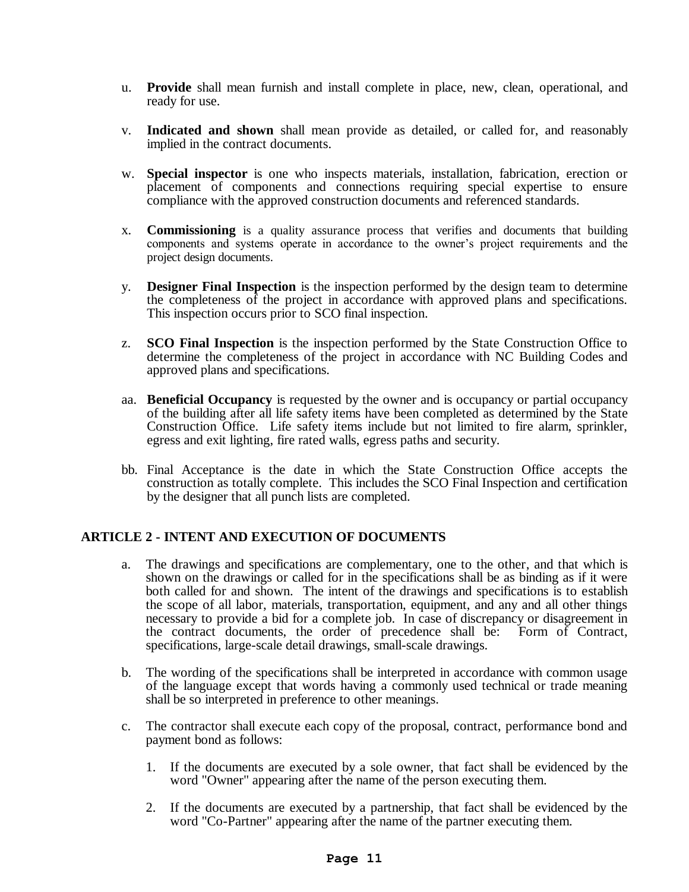u. **Provide** shall mean furnish and install complete in place, new, clean, operational, and ready for use.

v. **Indicated and shown** shall mean provide as detailed, or called for, and reasonably implied in the contract documents.

w. **Special inspector** is one who inspects materials, installation, fabrication, erection or placement of components and connections requiring special expertise to ensure compliance with the approved construction documents and referenced standards.

x. **Commissioning** is a quality assurance process that verifies and documents that building components and systems operate in accordance to the owner's project requirements and the project design documents.

y. **Designer Final Inspection** is the inspection performed by the design team to determine the completeness of the project in accordance with approved plans and specifications. This inspection occurs prior to SCO final inspection.

z. **SCO Final Inspection** is the inspection performed by the State Construction Office to determine the completeness of the project in accordance with NC Building Codes and approved plans and specifications.

aa. **Beneficial Occupancy** is requested by the owner and is occupancy or partial occupancy of the building after all life safety items have been completed as determined by the State Construction Office. Life safety items include but not limited to fire alarm, sprinkler, egress and exit lighting, fire rated walls, egress paths and security.

bb. Final Acceptance is the date in which the State Construction Office accepts the construction as totally complete. This includes the SCO Final Inspection and certification by the designer that all punch lists are completed.

## ARTICLE 2 - INTENT AND EXECUTION OF DOCUMENTS

a. The drawings and specifications are complementary, one to the other, and that which is shown on the drawings or called for in the specifications shall be as binding as if it were both called for and shown. The intent of the drawings and specifications is to establish the scope of all labor, materials, transportation, equipment, and any and all other things necessary to provide a bid for a complete job. In case of discrepancy or disagreement in the contract documents, the order of precedence shall be: Form of Contract, specifications, large-scale detail drawings, small-scale drawings.

b. The wording of the specifications shall be interpreted in accordance with common usage of the language except that words having a commonly used technical or trade meaning shall be so interpreted in preference to other meanings.

c. The contractor shall execute each copy of the proposal, contract, performance bond and payment bond as follows:

   1. If the documents are executed by a sole owner, that fact shall be evidenced by the word "Owner" appearing after the name of the person executing them.

   2. If the documents are executed by a partnership, that fact shall be evidenced by the word "Co-Partner" appearing after the name of the partner executing them.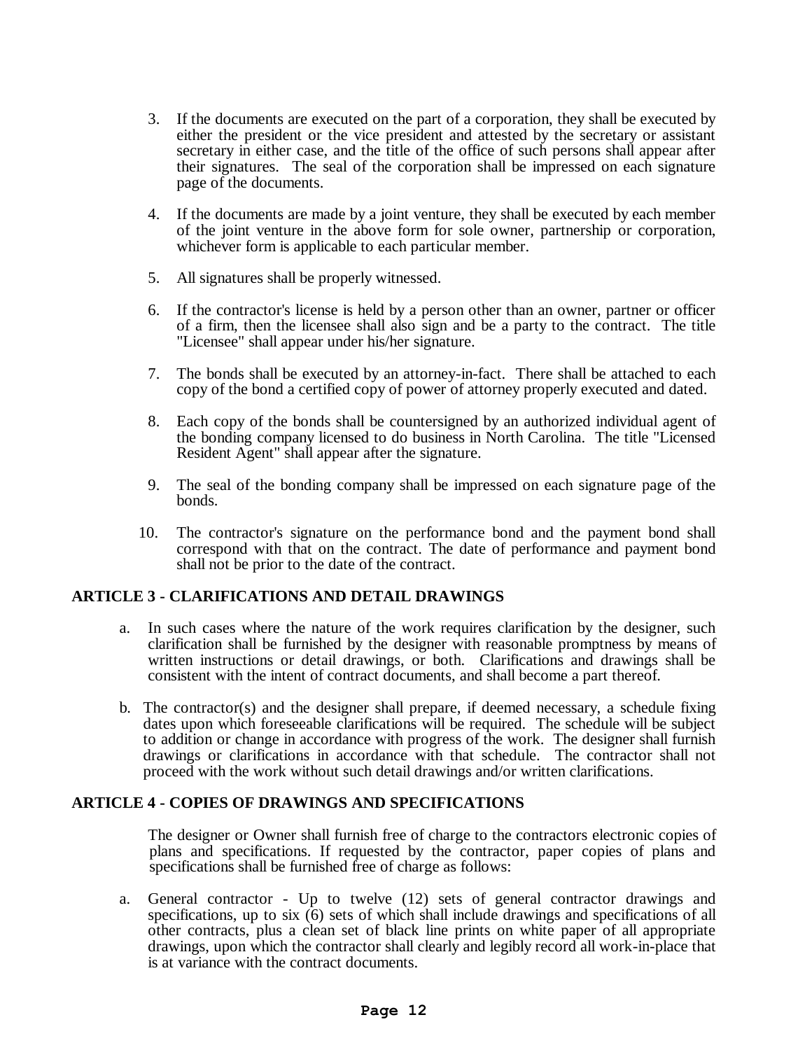3. If the documents are executed on the part of a corporation, they shall be executed by either the president or the vice president and attested by the secretary or assistant secretary in either case, and the title of the office of such persons shall appear after their signatures. The seal of the corporation shall be impressed on each signature page of the documents.

4. If the documents are made by a joint venture, they shall be executed by each member of the joint venture in the above form for sole owner, partnership or corporation, whichever form is applicable to each particular member.

5. All signatures shall be properly witnessed.

6. If the contractor's license is held by a person other than an owner, partner or officer of a firm, then the licensee shall also sign and be a party to the contract. The title "Licensee" shall appear under his/her signature.

7. The bonds shall be executed by an attorney-in-fact. There shall be attached to each copy of the bond a certified copy of power of attorney properly executed and dated.

8. Each copy of the bonds shall be countersigned by an authorized individual agent of the bonding company licensed to do business in North Carolina. The title "Licensed Resident Agent" shall appear after the signature.

9. The seal of the bonding company shall be impressed on each signature page of the bonds.

10. The contractor's signature on the performance bond and the payment bond shall correspond with that on the contract. The date of performance and payment bond shall not be prior to the date of the contract.

## ARTICLE 3 - CLARIFICATIONS AND DETAIL DRAWINGS

a. In such cases where the nature of the work requires clarification by the designer, such clarification shall be furnished by the designer with reasonable promptness by means of written instructions or detail drawings, or both. Clarifications and drawings shall be consistent with the intent of contract documents, and shall become a part thereof.

b. The contractor(s) and the designer shall prepare, if deemed necessary, a schedule fixing dates upon which foreseeable clarifications will be required. The schedule will be subject to addition or change in accordance with progress of the work. The designer shall furnish drawings or clarifications in accordance with that schedule. The contractor shall not proceed with the work without such detail drawings and/or written clarifications.

## ARTICLE 4 - COPIES OF DRAWINGS AND SPECIFICATIONS

The designer or Owner shall furnish free of charge to the contractors electronic copies of plans and specifications. If requested by the contractor, paper copies of plans and specifications shall be furnished free of charge as follows:

a. General contractor - Up to twelve (12) sets of general contractor drawings and specifications, up to six (6) sets of which shall include drawings and specifications of all other contracts, plus a clean set of black line prints on white paper of all appropriate drawings, upon which the contractor shall clearly and legibly record all work-in-place that is at variance with the contract documents.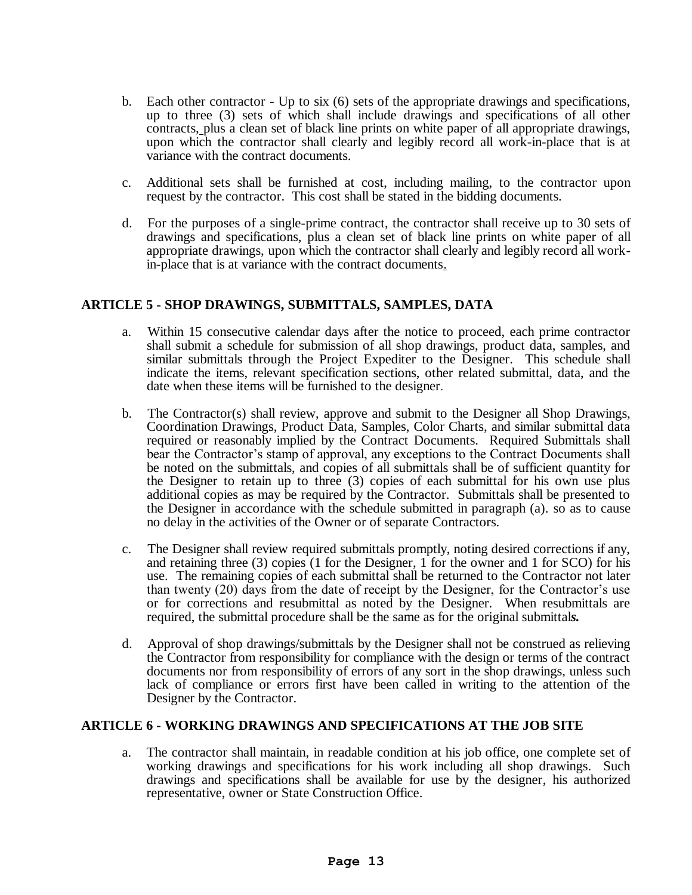b. Each other contractor - Up to six (6) sets of the appropriate drawings and specifications, up to three (3) sets of which shall include drawings and specifications of all other contracts, plus a clean set of black line prints on white paper of all appropriate drawings, upon which the contractor shall clearly and legibly record all work-in-place that is at variance with the contract documents.

c. Additional sets shall be furnished at cost, including mailing, to the contractor upon request by the contractor. This cost shall be stated in the bidding documents.

d. For the purposes of a single-prime contract, the contractor shall receive up to 30 sets of drawings and specifications, plus a clean set of black line prints on white paper of all appropriate drawings, upon which the contractor shall clearly and legibly record all work-in-place that is at variance with the contract documents.

## ARTICLE 5 - SHOP DRAWINGS, SUBMITTALS, SAMPLES, DATA

a. Within 15 consecutive calendar days after the notice to proceed, each prime contractor shall submit a schedule for submission of all shop drawings, product data, samples, and similar submittals through the Project Expediter to the Designer. This schedule shall indicate the items, relevant specification sections, other related submittal, data, and the date when these items will be furnished to the designer.

b. The Contractor(s) shall review, approve and submit to the Designer all Shop Drawings, Coordination Drawings, Product Data, Samples, Color Charts, and similar submittal data required or reasonably implied by the Contract Documents. Required Submittals shall bear the Contractor's stamp of approval, any exceptions to the Contract Documents shall be noted on the submittals, and copies of all submittals shall be of sufficient quantity for the Designer to retain up to three (3) copies of each submittal for his own use plus additional copies as may be required by the Contractor. Submittals shall be presented to the Designer in accordance with the schedule submitted in paragraph (a). so as to cause no delay in the activities of the Owner or of separate Contractors.

c. The Designer shall review required submittals promptly, noting desired corrections if any, and retaining three (3) copies (1 for the Designer, 1 for the owner and 1 for SCO) for his use. The remaining copies of each submittal shall be returned to the Contractor not later than twenty (20) days from the date of receipt by the Designer, for the Contractor's use or for corrections and resubmittal as noted by the Designer. When resubmittals are required, the submittal procedure shall be the same as for the original submittals.

d. Approval of shop drawings/submittals by the Designer shall not be construed as relieving the Contractor from responsibility for compliance with the design or terms of the contract documents nor from responsibility of errors of any sort in the shop drawings, unless such lack of compliance or errors first have been called in writing to the attention of the Designer by the Contractor.

## ARTICLE 6 - WORKING DRAWINGS AND SPECIFICATIONS AT THE JOB SITE

a. The contractor shall maintain, in readable condition at his job office, one complete set of working drawings and specifications for his work including all shop drawings. Such drawings and specifications shall be available for use by the designer, his authorized representative, owner or State Construction Office.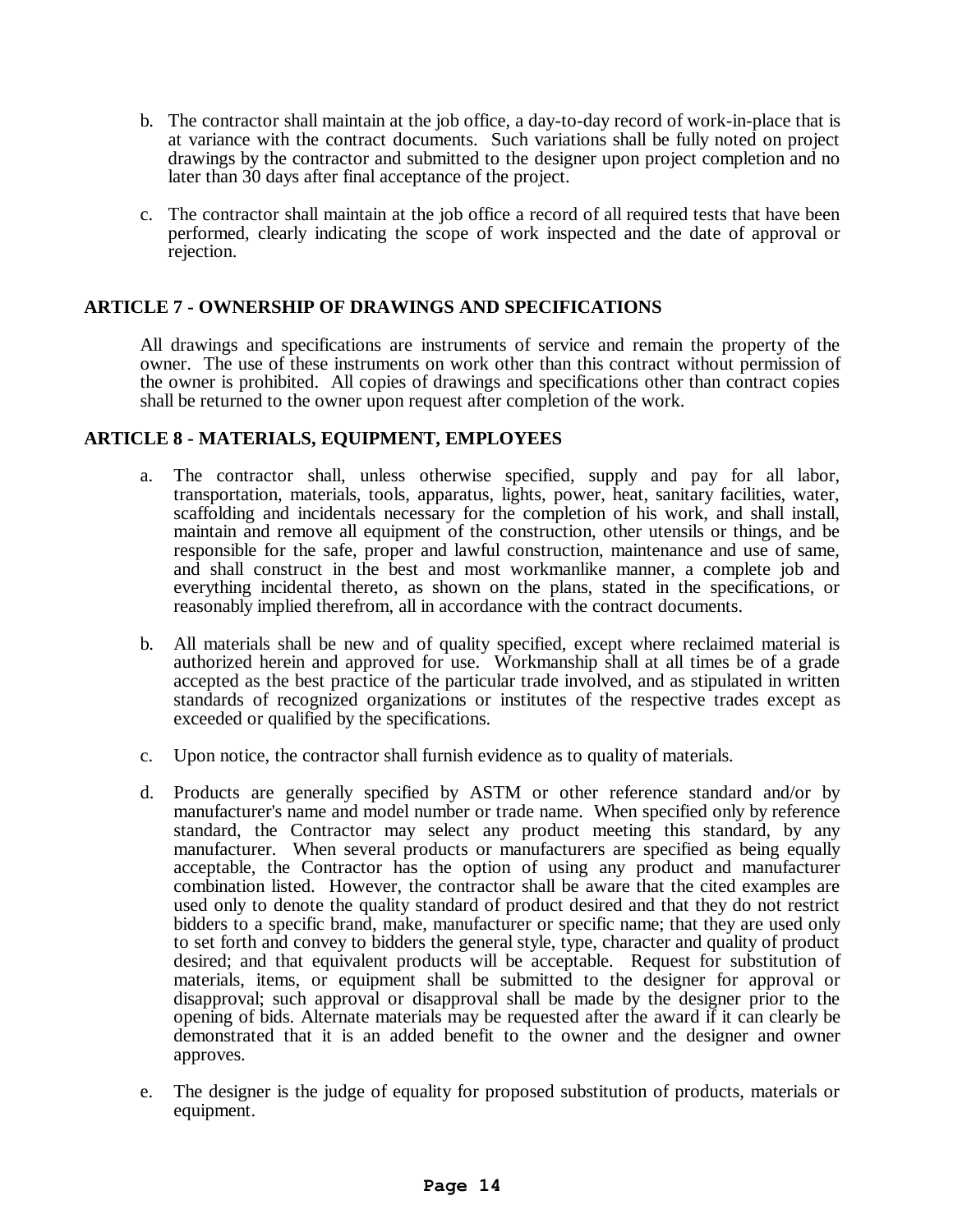b. The contractor shall maintain at the job office, a day-to-day record of work-in-place that is at variance with the contract documents. Such variations shall be fully noted on project drawings by the contractor and submitted to the designer upon project completion and no later than 30 days after final acceptance of the project.

c. The contractor shall maintain at the job office a record of all required tests that have been performed, clearly indicating the scope of work inspected and the date of approval or rejection.

## ARTICLE 7 - OWNERSHIP OF DRAWINGS AND SPECIFICATIONS

All drawings and specifications are instruments of service and remain the property of the owner. The use of these instruments on work other than this contract without permission of the owner is prohibited. All copies of drawings and specifications other than contract copies shall be returned to the owner upon request after completion of the work.

## ARTICLE 8 - MATERIALS, EQUIPMENT, EMPLOYEES

a. The contractor shall, unless otherwise specified, supply and pay for all labor, transportation, materials, tools, apparatus, lights, power, heat, sanitary facilities, water, scaffolding and incidentals necessary for the completion of his work, and shall install, maintain and remove all equipment of the construction, other utensils or things, and be responsible for the safe, proper and lawful construction, maintenance and use of same, and shall construct in the best and most workmanlike manner, a complete job and everything incidental thereto, as shown on the plans, stated in the specifications, or reasonably implied therefrom, all in accordance with the contract documents.

b. All materials shall be new and of quality specified, except where reclaimed material is authorized herein and approved for use. Workmanship shall at all times be of a grade accepted as the best practice of the particular trade involved, and as stipulated in written standards of recognized organizations or institutes of the respective trades except as exceeded or qualified by the specifications.

c. Upon notice, the contractor shall furnish evidence as to quality of materials.

d. Products are generally specified by ASTM or other reference standard and/or by manufacturer's name and model number or trade name. When specified only by reference standard, the Contractor may select any product meeting this standard, by any manufacturer. When several products or manufacturers are specified as being equally acceptable, the Contractor has the option of using any product and manufacturer combination listed. However, the contractor shall be aware that the cited examples are used only to denote the quality standard of product desired and that they do not restrict bidders to a specific brand, make, manufacturer or specific name; that they are used only to set forth and convey to bidders the general style, type, character and quality of product desired; and that equivalent products will be acceptable. Request for substitution of materials, items, or equipment shall be submitted to the designer for approval or disapproval; such approval or disapproval shall be made by the designer prior to the opening of bids. Alternate materials may be requested after the award if it can clearly be demonstrated that it is an added benefit to the owner and the designer and owner approves.

e. The designer is the judge of equality for proposed substitution of products, materials or equipment.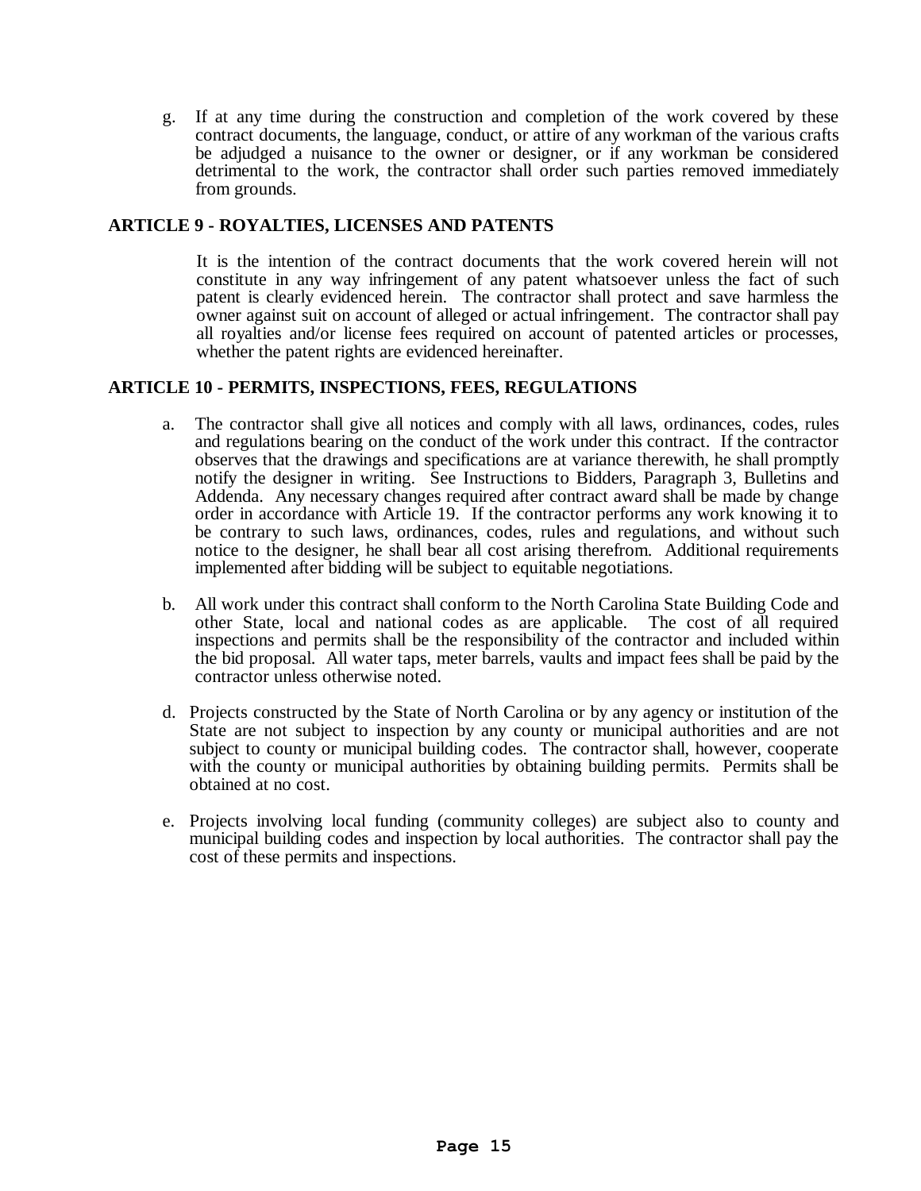g. If at any time during the construction and completion of the work covered by these contract documents, the language, conduct, or attire of any workman of the various crafts be adjudged a nuisance to the owner or designer, or if any workman be considered detrimental to the work, the contractor shall order such parties removed immediately from grounds.

## ARTICLE 9 - ROYALTIES, LICENSES AND PATENTS

It is the intention of the contract documents that the work covered herein will not constitute in any way infringement of any patent whatsoever unless the fact of such patent is clearly evidenced herein. The contractor shall protect and save harmless the owner against suit on account of alleged or actual infringement. The contractor shall pay all royalties and/or license fees required on account of patented articles or processes, whether the patent rights are evidenced hereinafter.

## ARTICLE 10 - PERMITS, INSPECTIONS, FEES, REGULATIONS

a. The contractor shall give all notices and comply with all laws, ordinances, codes, rules and regulations bearing on the conduct of the work under this contract. If the contractor observes that the drawings and specifications are at variance therewith, he shall promptly notify the designer in writing. See Instructions to Bidders, Paragraph 3, Bulletins and Addenda. Any necessary changes required after contract award shall be made by change order in accordance with Article 19. If the contractor performs any work knowing it to be contrary to such laws, ordinances, codes, rules and regulations, and without such notice to the designer, he shall bear all cost arising therefrom. Additional requirements implemented after bidding will be subject to equitable negotiations.

b. All work under this contract shall conform to the North Carolina State Building Code and other State, local and national codes as are applicable. The cost of all required inspections and permits shall be the responsibility of the contractor and included within the bid proposal. All water taps, meter barrels, vaults and impact fees shall be paid by the contractor unless otherwise noted.

d. Projects constructed by the State of North Carolina or by any agency or institution of the State are not subject to inspection by any county or municipal authorities and are not subject to county or municipal building codes. The contractor shall, however, cooperate with the county or municipal authorities by obtaining building permits. Permits shall be obtained at no cost.

e. Projects involving local funding (community colleges) are subject also to county and municipal building codes and inspection by local authorities. The contractor shall pay the cost of these permits and inspections.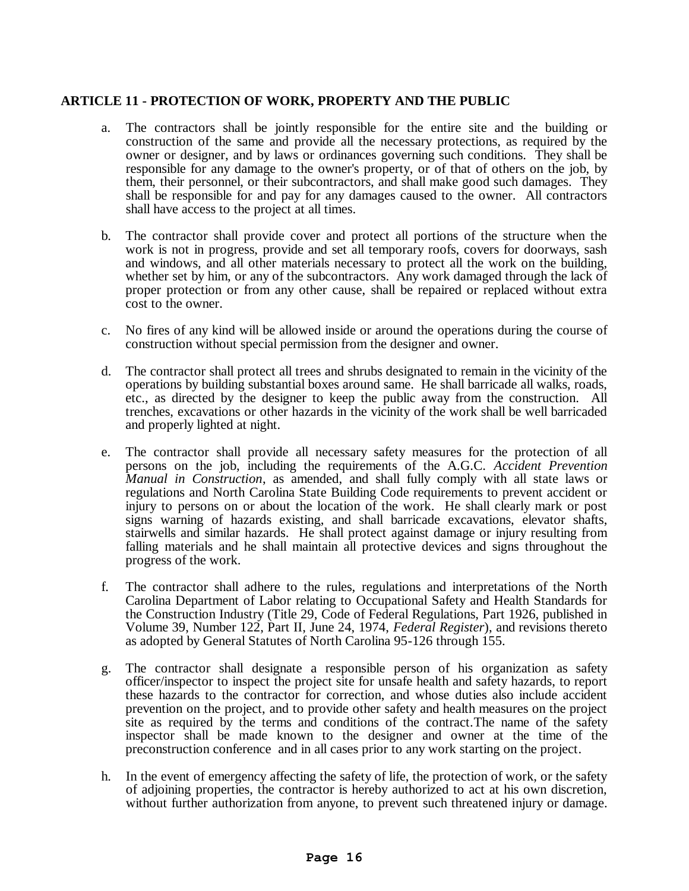**ARTICLE 11 - PROTECTION OF WORK, PROPERTY AND THE PUBLIC**

a. The contractors shall be jointly responsible for the entire site and the building or construction of the same and provide all the necessary protections, as required by the owner or designer, and by laws or ordinances governing such conditions. They shall be responsible for any damage to the owner's property, or of that of others on the job, by them, their personnel, or their subcontractors, and shall make good such damages. They shall be responsible for and pay for any damages caused to the owner. All contractors shall have access to the project at all times.

b. The contractor shall provide cover and protect all portions of the structure when the work is not in progress, provide and set all temporary roofs, covers for doorways, sash and windows, and all other materials necessary to protect all the work on the building, whether set by him, or any of the subcontractors. Any work damaged through the lack of proper protection or from any other cause, shall be repaired or replaced without extra cost to the owner.

c. No fires of any kind will be allowed inside or around the operations during the course of construction without special permission from the designer and owner.

d. The contractor shall protect all trees and shrubs designated to remain in the vicinity of the operations by building substantial boxes around same. He shall barricade all walks, roads, etc., as directed by the designer to keep the public away from the construction. All trenches, excavations or other hazards in the vicinity of the work shall be well barricaded and properly lighted at night.

e. The contractor shall provide all necessary safety measures for the protection of all persons on the job, including the requirements of the A.G.C. *Accident Prevention Manual in Construction*, as amended, and shall fully comply with all state laws or regulations and North Carolina State Building Code requirements to prevent accident or injury to persons on or about the location of the work. He shall clearly mark or post signs warning of hazards existing, and shall barricade excavations, elevator shafts, stairwells and similar hazards. He shall protect against damage or injury resulting from falling materials and he shall maintain all protective devices and signs throughout the progress of the work.

f. The contractor shall adhere to the rules, regulations and interpretations of the North Carolina Department of Labor relating to Occupational Safety and Health Standards for the Construction Industry (Title 29, Code of Federal Regulations, Part 1926, published in Volume 39, Number 122, Part II, June 24, 1974, *Federal Register*), and revisions thereto as adopted by General Statutes of North Carolina 95-126 through 155.

g. The contractor shall designate a responsible person of his organization as safety officer/inspector to inspect the project site for unsafe health and safety hazards, to report these hazards to the contractor for correction, and whose duties also include accident prevention on the project, and to provide other safety and health measures on the project site as required by the terms and conditions of the contract.The name of the safety inspector shall be made known to the designer and owner at the time of the preconstruction conference and in all cases prior to any work starting on the project.

h. In the event of emergency affecting the safety of life, the protection of work, or the safety of adjoining properties, the contractor is hereby authorized to act at his own discretion, without further authorization from anyone, to prevent such threatened injury or damage.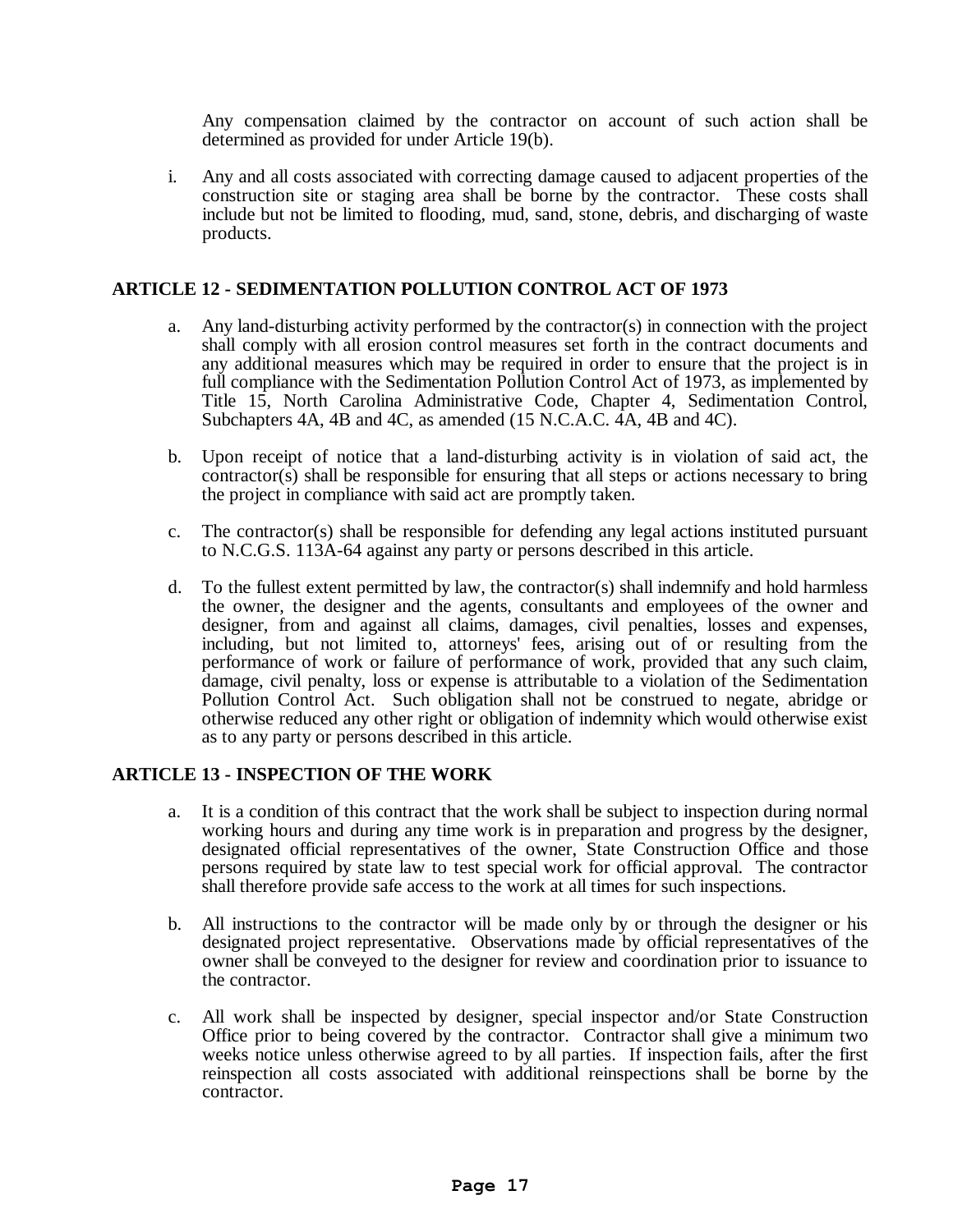Any compensation claimed by the contractor on account of such action shall be determined as provided for under Article 19(b).

i. Any and all costs associated with correcting damage caused to adjacent properties of the construction site or staging area shall be borne by the contractor. These costs shall include but not be limited to flooding, mud, sand, stone, debris, and discharging of waste products.

## ARTICLE 12 - SEDIMENTATION POLLUTION CONTROL ACT OF 1973

a. Any land-disturbing activity performed by the contractor(s) in connection with the project shall comply with all erosion control measures set forth in the contract documents and any additional measures which may be required in order to ensure that the project is in full compliance with the Sedimentation Pollution Control Act of 1973, as implemented by Title 15, North Carolina Administrative Code, Chapter 4, Sedimentation Control, Subchapters 4A, 4B and 4C, as amended (15 N.C.A.C. 4A, 4B and 4C).

b. Upon receipt of notice that a land-disturbing activity is in violation of said act, the contractor(s) shall be responsible for ensuring that all steps or actions necessary to bring the project in compliance with said act are promptly taken.

c. The contractor(s) shall be responsible for defending any legal actions instituted pursuant to N.C.G.S. 113A-64 against any party or persons described in this article.

d. To the fullest extent permitted by law, the contractor(s) shall indemnify and hold harmless the owner, the designer and the agents, consultants and employees of the owner and designer, from and against all claims, damages, civil penalties, losses and expenses, including, but not limited to, attorneys' fees, arising out of or resulting from the performance of work or failure of performance of work, provided that any such claim, damage, civil penalty, loss or expense is attributable to a violation of the Sedimentation Pollution Control Act. Such obligation shall not be construed to negate, abridge or otherwise reduced any other right or obligation of indemnity which would otherwise exist as to any party or persons described in this article.

## ARTICLE 13 - INSPECTION OF THE WORK

a. It is a condition of this contract that the work shall be subject to inspection during normal working hours and during any time work is in preparation and progress by the designer, designated official representatives of the owner, State Construction Office and those persons required by state law to test special work for official approval. The contractor shall therefore provide safe access to the work at all times for such inspections.

b. All instructions to the contractor will be made only by or through the designer or his designated project representative. Observations made by official representatives of the owner shall be conveyed to the designer for review and coordination prior to issuance to the contractor.

c. All work shall be inspected by designer, special inspector and/or State Construction Office prior to being covered by the contractor. Contractor shall give a minimum two weeks notice unless otherwise agreed to by all parties. If inspection fails, after the first reinspection all costs associated with additional reinspections shall be borne by the contractor.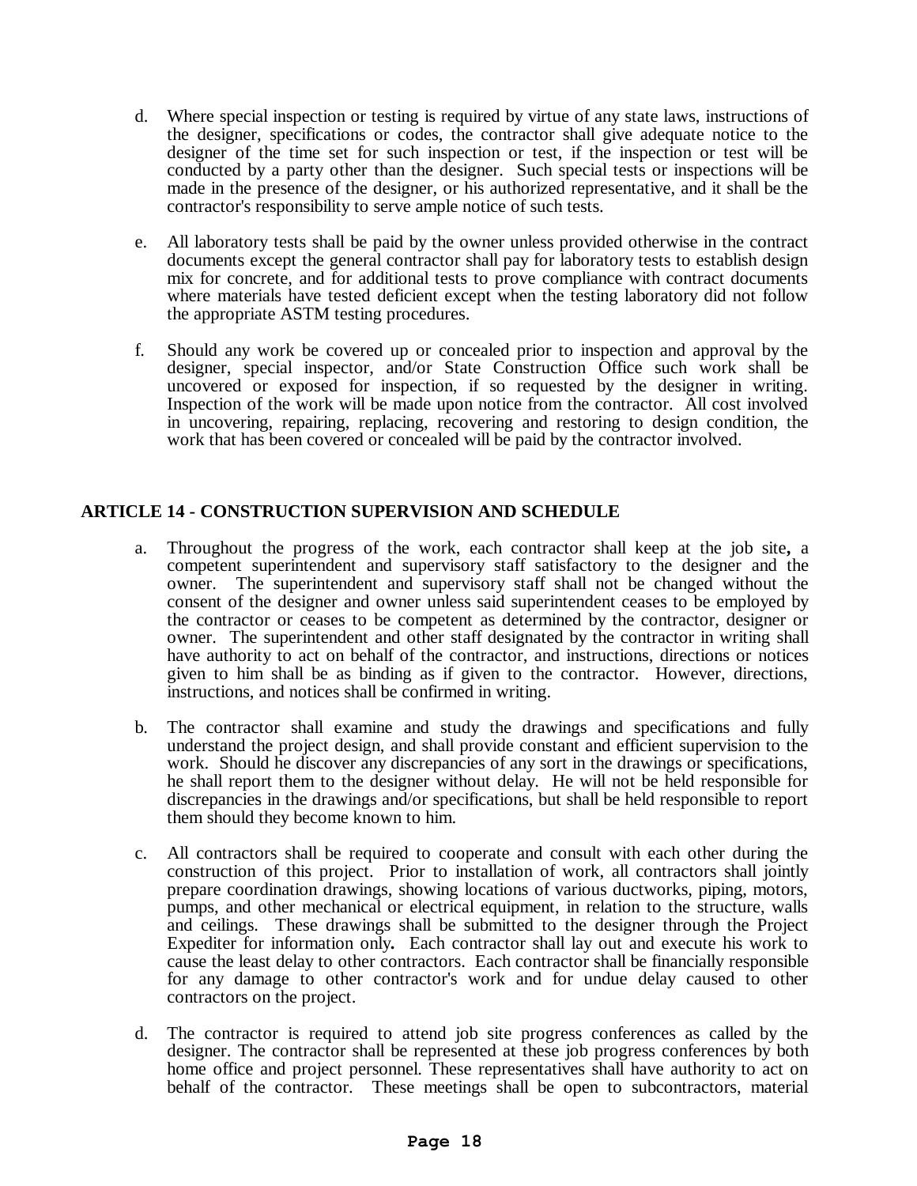d. Where special inspection or testing is required by virtue of any state laws, instructions of the designer, specifications or codes, the contractor shall give adequate notice to the designer of the time set for such inspection or test, if the inspection or test will be conducted by a party other than the designer. Such special tests or inspections will be made in the presence of the designer, or his authorized representative, and it shall be the contractor's responsibility to serve ample notice of such tests.

e. All laboratory tests shall be paid by the owner unless provided otherwise in the contract documents except the general contractor shall pay for laboratory tests to establish design mix for concrete, and for additional tests to prove compliance with contract documents where materials have tested deficient except when the testing laboratory did not follow the appropriate ASTM testing procedures.

f. Should any work be covered up or concealed prior to inspection and approval by the designer, special inspector, and/or State Construction Office such work shall be uncovered or exposed for inspection, if so requested by the designer in writing. Inspection of the work will be made upon notice from the contractor. All cost involved in uncovering, repairing, replacing, recovering and restoring to design condition, the work that has been covered or concealed will be paid by the contractor involved.

## ARTICLE 14 - CONSTRUCTION SUPERVISION AND SCHEDULE

a. Throughout the progress of the work, each contractor shall keep at the job site**,** a competent superintendent and supervisory staff satisfactory to the designer and the owner. The superintendent and supervisory staff shall not be changed without the consent of the designer and owner unless said superintendent ceases to be employed by the contractor or ceases to be competent as determined by the contractor, designer or owner. The superintendent and other staff designated by the contractor in writing shall have authority to act on behalf of the contractor, and instructions, directions or notices given to him shall be as binding as if given to the contractor. However, directions, instructions, and notices shall be confirmed in writing.

b. The contractor shall examine and study the drawings and specifications and fully understand the project design, and shall provide constant and efficient supervision to the work. Should he discover any discrepancies of any sort in the drawings or specifications, he shall report them to the designer without delay. He will not be held responsible for discrepancies in the drawings and/or specifications, but shall be held responsible to report them should they become known to him.

c. All contractors shall be required to cooperate and consult with each other during the construction of this project. Prior to installation of work, all contractors shall jointly prepare coordination drawings, showing locations of various ductworks, piping, motors, pumps, and other mechanical or electrical equipment, in relation to the structure, walls and ceilings. These drawings shall be submitted to the designer through the Project Expediter for information only**.** Each contractor shall lay out and execute his work to cause the least delay to other contractors. Each contractor shall be financially responsible for any damage to other contractor's work and for undue delay caused to other contractors on the project.

d. The contractor is required to attend job site progress conferences as called by the designer. The contractor shall be represented at these job progress conferences by both home office and project personnel. These representatives shall have authority to act on behalf of the contractor. These meetings shall be open to subcontractors, material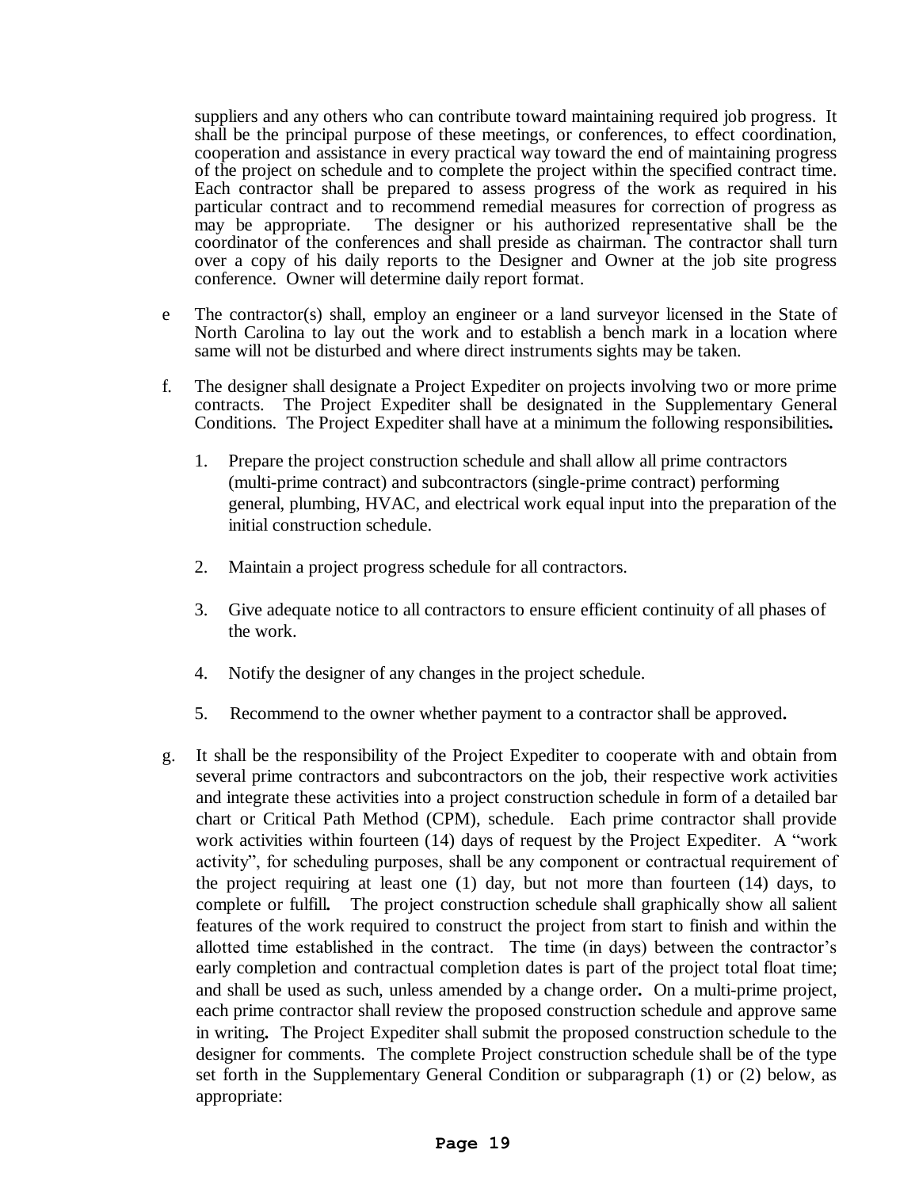suppliers and any others who can contribute toward maintaining required job progress. It shall be the principal purpose of these meetings, or conferences, to effect coordination, cooperation and assistance in every practical way toward the end of maintaining progress of the project on schedule and to complete the project within the specified contract time. Each contractor shall be prepared to assess progress of the work as required in his particular contract and to recommend remedial measures for correction of progress as may be appropriate. The designer or his authorized representative shall be the coordinator of the conferences and shall preside as chairman. The contractor shall turn over a copy of his daily reports to the Designer and Owner at the job site progress conference. Owner will determine daily report format.

e The contractor(s) shall, employ an engineer or a land surveyor licensed in the State of North Carolina to lay out the work and to establish a bench mark in a location where same will not be disturbed and where direct instruments sights may be taken.

f. The designer shall designate a Project Expediter on projects involving two or more prime contracts. The Project Expediter shall be designated in the Supplementary General Conditions. The Project Expediter shall have at a minimum the following responsibilities**.**

1. Prepare the project construction schedule and shall allow all prime contractors (multi-prime contract) and subcontractors (single-prime contract) performing general, plumbing, HVAC, and electrical work equal input into the preparation of the initial construction schedule.

2. Maintain a project progress schedule for all contractors.

3. Give adequate notice to all contractors to ensure efficient continuity of all phases of the work.

4. Notify the designer of any changes in the project schedule.

5. Recommend to the owner whether payment to a contractor shall be approved**.**

g. It shall be the responsibility of the Project Expediter to cooperate with and obtain from several prime contractors and subcontractors on the job, their respective work activities and integrate these activities into a project construction schedule in form of a detailed bar chart or Critical Path Method (CPM), schedule. Each prime contractor shall provide work activities within fourteen (14) days of request by the Project Expediter. A "work activity", for scheduling purposes, shall be any component or contractual requirement of the project requiring at least one (1) day, but not more than fourteen (14) days, to complete or fulfill**.** The project construction schedule shall graphically show all salient features of the work required to construct the project from start to finish and within the allotted time established in the contract. The time (in days) between the contractor's early completion and contractual completion dates is part of the project total float time; and shall be used as such, unless amended by a change order**.** On a multi-prime project, each prime contractor shall review the proposed construction schedule and approve same in writing**.** The Project Expediter shall submit the proposed construction schedule to the designer for comments. The complete Project construction schedule shall be of the type set forth in the Supplementary General Condition or subparagraph (1) or (2) below, as appropriate: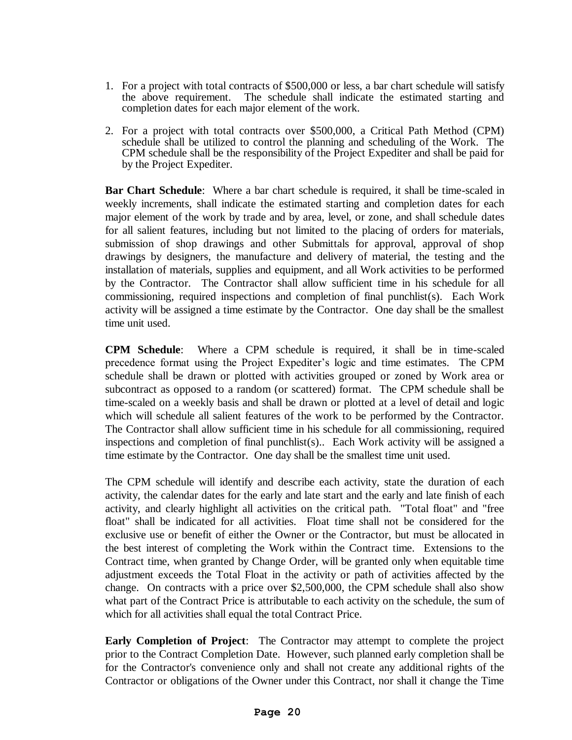1. For a project with total contracts of $500,000 or less, a bar chart schedule will satisfy the above requirement. The schedule shall indicate the estimated starting and completion dates for each major element of the work.

2. For a project with total contracts over $500,000, a Critical Path Method (CPM) schedule shall be utilized to control the planning and scheduling of the Work. The CPM schedule shall be the responsibility of the Project Expediter and shall be paid for by the Project Expediter.

**Bar Chart Schedule**: Where a bar chart schedule is required, it shall be time-scaled in weekly increments, shall indicate the estimated starting and completion dates for each major element of the work by trade and by area, level, or zone, and shall schedule dates for all salient features, including but not limited to the placing of orders for materials, submission of shop drawings and other Submittals for approval, approval of shop drawings by designers, the manufacture and delivery of material, the testing and the installation of materials, supplies and equipment, and all Work activities to be performed by the Contractor. The Contractor shall allow sufficient time in his schedule for all commissioning, required inspections and completion of final punchlist(s). Each Work activity will be assigned a time estimate by the Contractor. One day shall be the smallest time unit used.

**CPM Schedule**: Where a CPM schedule is required, it shall be in time-scaled precedence format using the Project Expediter's logic and time estimates. The CPM schedule shall be drawn or plotted with activities grouped or zoned by Work area or subcontract as opposed to a random (or scattered) format. The CPM schedule shall be time-scaled on a weekly basis and shall be drawn or plotted at a level of detail and logic which will schedule all salient features of the work to be performed by the Contractor. The Contractor shall allow sufficient time in his schedule for all commissioning, required inspections and completion of final punchlist(s).. Each Work activity will be assigned a time estimate by the Contractor. One day shall be the smallest time unit used.

The CPM schedule will identify and describe each activity, state the duration of each activity, the calendar dates for the early and late start and the early and late finish of each activity, and clearly highlight all activities on the critical path. "Total float" and "free float" shall be indicated for all activities. Float time shall not be considered for the exclusive use or benefit of either the Owner or the Contractor, but must be allocated in the best interest of completing the Work within the Contract time. Extensions to the Contract time, when granted by Change Order, will be granted only when equitable time adjustment exceeds the Total Float in the activity or path of activities affected by the change. On contracts with a price over $2,500,000, the CPM schedule shall also show what part of the Contract Price is attributable to each activity on the schedule, the sum of which for all activities shall equal the total Contract Price.

**Early Completion of Project**: The Contractor may attempt to complete the project prior to the Contract Completion Date. However, such planned early completion shall be for the Contractor's convenience only and shall not create any additional rights of the Contractor or obligations of the Owner under this Contract, nor shall it change the Time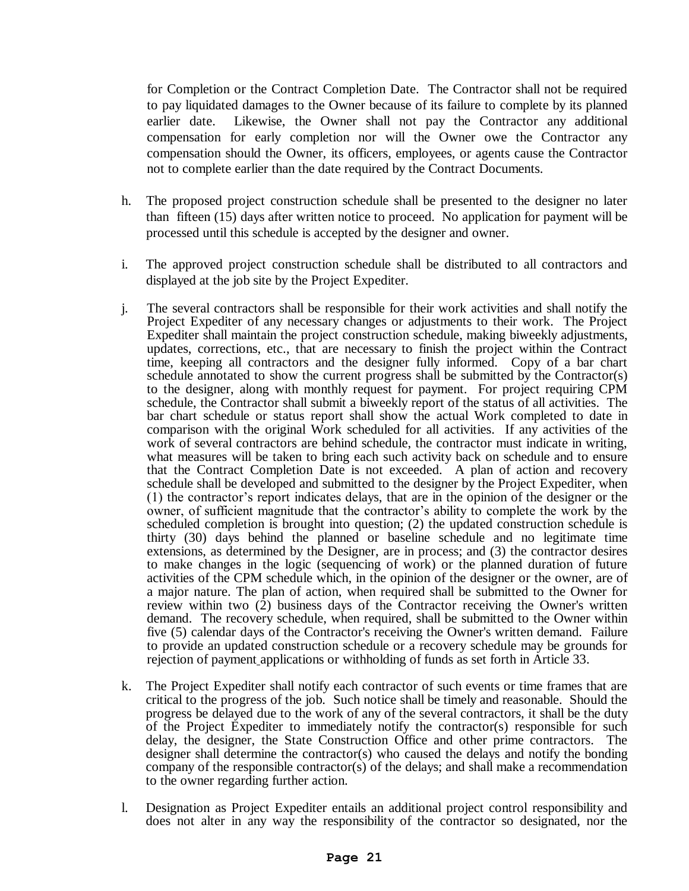for Completion or the Contract Completion Date. The Contractor shall not be required to pay liquidated damages to the Owner because of its failure to complete by its planned earlier date. Likewise, the Owner shall not pay the Contractor any additional compensation for early completion nor will the Owner owe the Contractor any compensation should the Owner, its officers, employees, or agents cause the Contractor not to complete earlier than the date required by the Contract Documents.

h. The proposed project construction schedule shall be presented to the designer no later than fifteen (15) days after written notice to proceed. No application for payment will be processed until this schedule is accepted by the designer and owner.

i. The approved project construction schedule shall be distributed to all contractors and displayed at the job site by the Project Expediter.

j. The several contractors shall be responsible for their work activities and shall notify the Project Expediter of any necessary changes or adjustments to their work. The Project Expediter shall maintain the project construction schedule, making biweekly adjustments, updates, corrections, etc., that are necessary to finish the project within the Contract time, keeping all contractors and the designer fully informed. Copy of a bar chart schedule annotated to show the current progress shall be submitted by the Contractor(s) to the designer, along with monthly request for payment. For project requiring CPM schedule, the Contractor shall submit a biweekly report of the status of all activities. The bar chart schedule or status report shall show the actual Work completed to date in comparison with the original Work scheduled for all activities. If any activities of the work of several contractors are behind schedule, the contractor must indicate in writing, what measures will be taken to bring each such activity back on schedule and to ensure that the Contract Completion Date is not exceeded. A plan of action and recovery schedule shall be developed and submitted to the designer by the Project Expediter, when (1) the contractor's report indicates delays, that are in the opinion of the designer or the owner, of sufficient magnitude that the contractor's ability to complete the work by the scheduled completion is brought into question; (2) the updated construction schedule is thirty (30) days behind the planned or baseline schedule and no legitimate time extensions, as determined by the Designer, are in process; and (3) the contractor desires to make changes in the logic (sequencing of work) or the planned duration of future activities of the CPM schedule which, in the opinion of the designer or the owner, are of a major nature. The plan of action, when required shall be submitted to the Owner for review within two (2) business days of the Contractor receiving the Owner's written demand. The recovery schedule, when required, shall be submitted to the Owner within five (5) calendar days of the Contractor's receiving the Owner's written demand. Failure to provide an updated construction schedule or a recovery schedule may be grounds for rejection of payment applications or withholding of funds as set forth in Article 33.

k. The Project Expediter shall notify each contractor of such events or time frames that are critical to the progress of the job. Such notice shall be timely and reasonable. Should the progress be delayed due to the work of any of the several contractors, it shall be the duty of the Project Expediter to immediately notify the contractor(s) responsible for such delay, the designer, the State Construction Office and other prime contractors. The designer shall determine the contractor(s) who caused the delays and notify the bonding company of the responsible contractor(s) of the delays; and shall make a recommendation to the owner regarding further action.

l. Designation as Project Expediter entails an additional project control responsibility and does not alter in any way the responsibility of the contractor so designated, nor the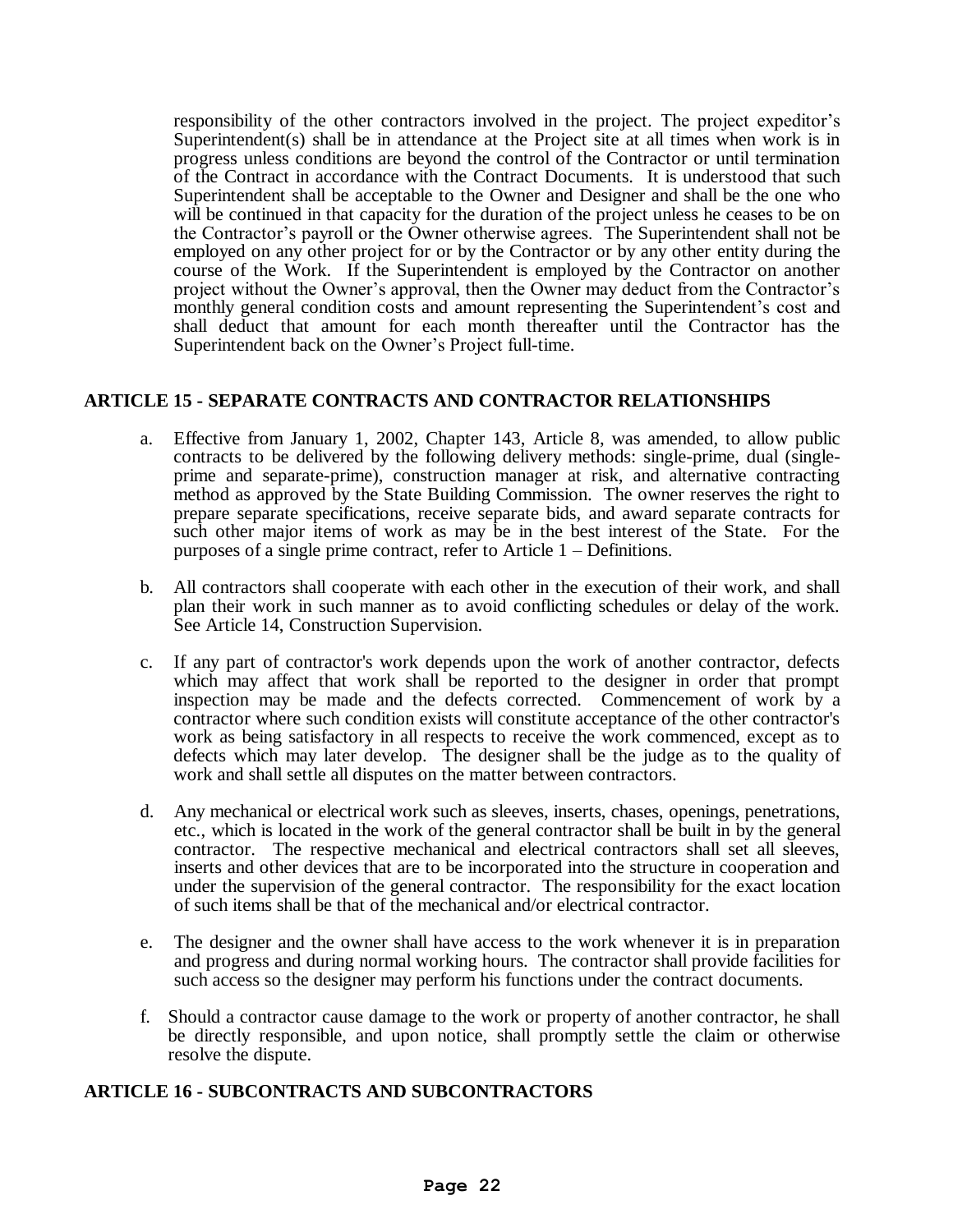responsibility of the other contractors involved in the project. The project expeditor's Superintendent(s) shall be in attendance at the Project site at all times when work is in progress unless conditions are beyond the control of the Contractor or until termination of the Contract in accordance with the Contract Documents. It is understood that such Superintendent shall be acceptable to the Owner and Designer and shall be the one who will be continued in that capacity for the duration of the project unless he ceases to be on the Contractor's payroll or the Owner otherwise agrees. The Superintendent shall not be employed on any other project for or by the Contractor or by any other entity during the course of the Work. If the Superintendent is employed by the Contractor on another project without the Owner's approval, then the Owner may deduct from the Contractor's monthly general condition costs and amount representing the Superintendent's cost and shall deduct that amount for each month thereafter until the Contractor has the Superintendent back on the Owner's Project full-time.

## ARTICLE 15 - SEPARATE CONTRACTS AND CONTRACTOR RELATIONSHIPS

a. Effective from January 1, 2002, Chapter 143, Article 8, was amended, to allow public contracts to be delivered by the following delivery methods: single-prime, dual (single-prime and separate-prime), construction manager at risk, and alternative contracting method as approved by the State Building Commission. The owner reserves the right to prepare separate specifications, receive separate bids, and award separate contracts for such other major items of work as may be in the best interest of the State. For the purposes of a single prime contract, refer to Article 1 – Definitions.

b. All contractors shall cooperate with each other in the execution of their work, and shall plan their work in such manner as to avoid conflicting schedules or delay of the work. See Article 14, Construction Supervision.

c. If any part of contractor's work depends upon the work of another contractor, defects which may affect that work shall be reported to the designer in order that prompt inspection may be made and the defects corrected. Commencement of work by a contractor where such condition exists will constitute acceptance of the other contractor's work as being satisfactory in all respects to receive the work commenced, except as to defects which may later develop. The designer shall be the judge as to the quality of work and shall settle all disputes on the matter between contractors.

d. Any mechanical or electrical work such as sleeves, inserts, chases, openings, penetrations, etc., which is located in the work of the general contractor shall be built in by the general contractor. The respective mechanical and electrical contractors shall set all sleeves, inserts and other devices that are to be incorporated into the structure in cooperation and under the supervision of the general contractor. The responsibility for the exact location of such items shall be that of the mechanical and/or electrical contractor.

e. The designer and the owner shall have access to the work whenever it is in preparation and progress and during normal working hours. The contractor shall provide facilities for such access so the designer may perform his functions under the contract documents.

f. Should a contractor cause damage to the work or property of another contractor, he shall be directly responsible, and upon notice, shall promptly settle the claim or otherwise resolve the dispute.

## ARTICLE 16 - SUBCONTRACTS AND SUBCONTRACTORS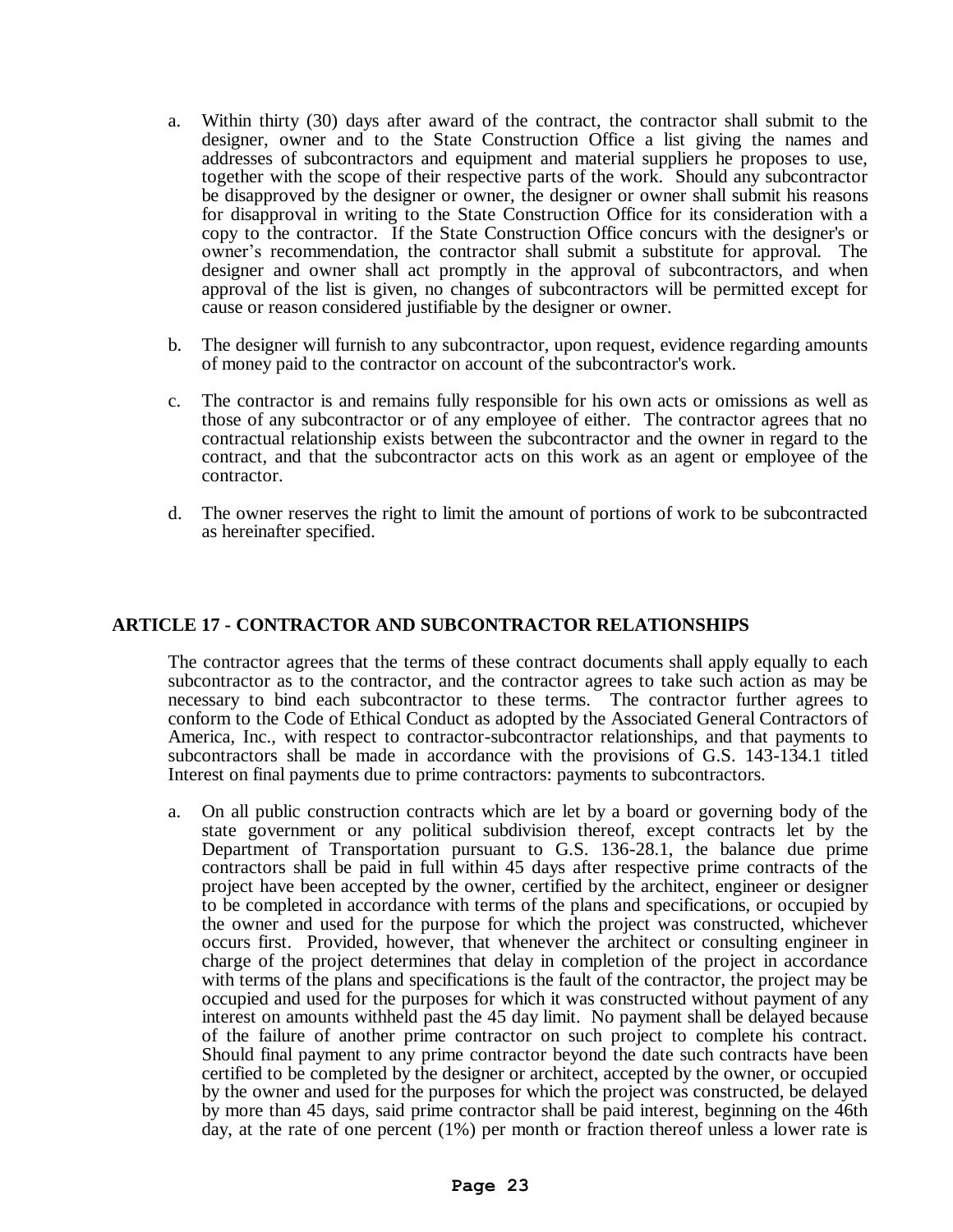a. Within thirty (30) days after award of the contract, the contractor shall submit to the designer, owner and to the State Construction Office a list giving the names and addresses of subcontractors and equipment and material suppliers he proposes to use, together with the scope of their respective parts of the work. Should any subcontractor be disapproved by the designer or owner, the designer or owner shall submit his reasons for disapproval in writing to the State Construction Office for its consideration with a copy to the contractor. If the State Construction Office concurs with the designer's or owner's recommendation, the contractor shall submit a substitute for approval. The designer and owner shall act promptly in the approval of subcontractors, and when approval of the list is given, no changes of subcontractors will be permitted except for cause or reason considered justifiable by the designer or owner.

b. The designer will furnish to any subcontractor, upon request, evidence regarding amounts of money paid to the contractor on account of the subcontractor's work.

c. The contractor is and remains fully responsible for his own acts or omissions as well as those of any subcontractor or of any employee of either. The contractor agrees that no contractual relationship exists between the subcontractor and the owner in regard to the contract, and that the subcontractor acts on this work as an agent or employee of the contractor.

d. The owner reserves the right to limit the amount of portions of work to be subcontracted as hereinafter specified.

## ARTICLE 17 - CONTRACTOR AND SUBCONTRACTOR RELATIONSHIPS

The contractor agrees that the terms of these contract documents shall apply equally to each subcontractor as to the contractor, and the contractor agrees to take such action as may be necessary to bind each subcontractor to these terms. The contractor further agrees to conform to the Code of Ethical Conduct as adopted by the Associated General Contractors of America, Inc., with respect to contractor-subcontractor relationships, and that payments to subcontractors shall be made in accordance with the provisions of G.S. 143-134.1 titled Interest on final payments due to prime contractors: payments to subcontractors.

a. On all public construction contracts which are let by a board or governing body of the state government or any political subdivision thereof, except contracts let by the Department of Transportation pursuant to G.S. 136-28.1, the balance due prime contractors shall be paid in full within 45 days after respective prime contracts of the project have been accepted by the owner, certified by the architect, engineer or designer to be completed in accordance with terms of the plans and specifications, or occupied by the owner and used for the purpose for which the project was constructed, whichever occurs first. Provided, however, that whenever the architect or consulting engineer in charge of the project determines that delay in completion of the project in accordance with terms of the plans and specifications is the fault of the contractor, the project may be occupied and used for the purposes for which it was constructed without payment of any interest on amounts withheld past the 45 day limit. No payment shall be delayed because of the failure of another prime contractor on such project to complete his contract. Should final payment to any prime contractor beyond the date such contracts have been certified to be completed by the designer or architect, accepted by the owner, or occupied by the owner and used for the purposes for which the project was constructed, be delayed by more than 45 days, said prime contractor shall be paid interest, beginning on the 46th day, at the rate of one percent (1%) per month or fraction thereof unless a lower rate is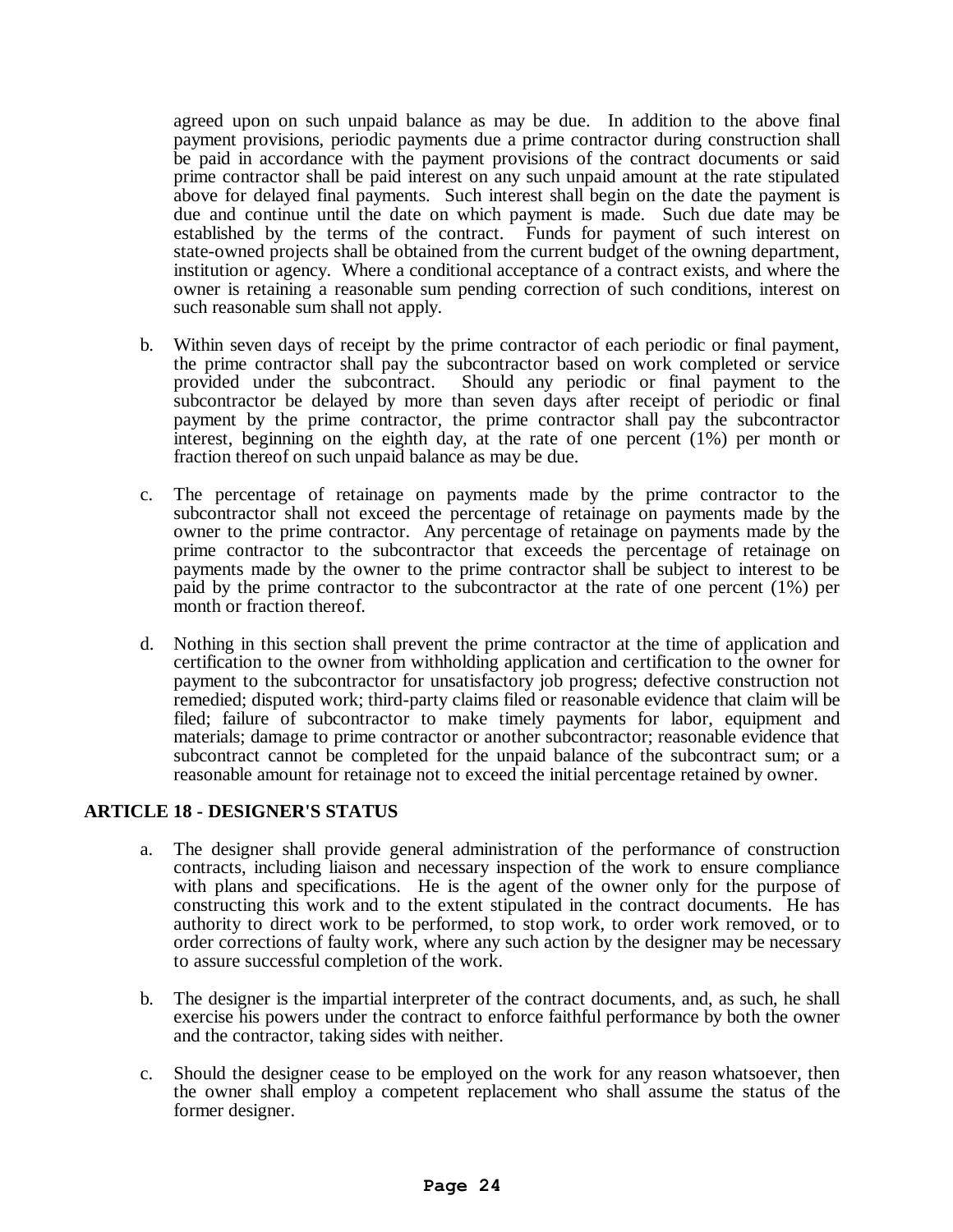agreed upon on such unpaid balance as may be due. In addition to the above final payment provisions, periodic payments due a prime contractor during construction shall be paid in accordance with the payment provisions of the contract documents or said prime contractor shall be paid interest on any such unpaid amount at the rate stipulated above for delayed final payments. Such interest shall begin on the date the payment is due and continue until the date on which payment is made. Such due date may be established by the terms of the contract. Funds for payment of such interest on state-owned projects shall be obtained from the current budget of the owning department, institution or agency. Where a conditional acceptance of a contract exists, and where the owner is retaining a reasonable sum pending correction of such conditions, interest on such reasonable sum shall not apply.

b. Within seven days of receipt by the prime contractor of each periodic or final payment, the prime contractor shall pay the subcontractor based on work completed or service provided under the subcontract. Should any periodic or final payment to the subcontractor be delayed by more than seven days after receipt of periodic or final payment by the prime contractor, the prime contractor shall pay the subcontractor interest, beginning on the eighth day, at the rate of one percent (1%) per month or fraction thereof on such unpaid balance as may be due.

c. The percentage of retainage on payments made by the prime contractor to the subcontractor shall not exceed the percentage of retainage on payments made by the owner to the prime contractor. Any percentage of retainage on payments made by the prime contractor to the subcontractor that exceeds the percentage of retainage on payments made by the owner to the prime contractor shall be subject to interest to be paid by the prime contractor to the subcontractor at the rate of one percent (1%) per month or fraction thereof.

d. Nothing in this section shall prevent the prime contractor at the time of application and certification to the owner from withholding application and certification to the owner for payment to the subcontractor for unsatisfactory job progress; defective construction not remedied; disputed work; third-party claims filed or reasonable evidence that claim will be filed; failure of subcontractor to make timely payments for labor, equipment and materials; damage to prime contractor or another subcontractor; reasonable evidence that subcontract cannot be completed for the unpaid balance of the subcontract sum; or a reasonable amount for retainage not to exceed the initial percentage retained by owner.

## ARTICLE 18 - DESIGNER'S STATUS

a. The designer shall provide general administration of the performance of construction contracts, including liaison and necessary inspection of the work to ensure compliance with plans and specifications. He is the agent of the owner only for the purpose of constructing this work and to the extent stipulated in the contract documents. He has authority to direct work to be performed, to stop work, to order work removed, or to order corrections of faulty work, where any such action by the designer may be necessary to assure successful completion of the work.

b. The designer is the impartial interpreter of the contract documents, and, as such, he shall exercise his powers under the contract to enforce faithful performance by both the owner and the contractor, taking sides with neither.

c. Should the designer cease to be employed on the work for any reason whatsoever, then the owner shall employ a competent replacement who shall assume the status of the former designer.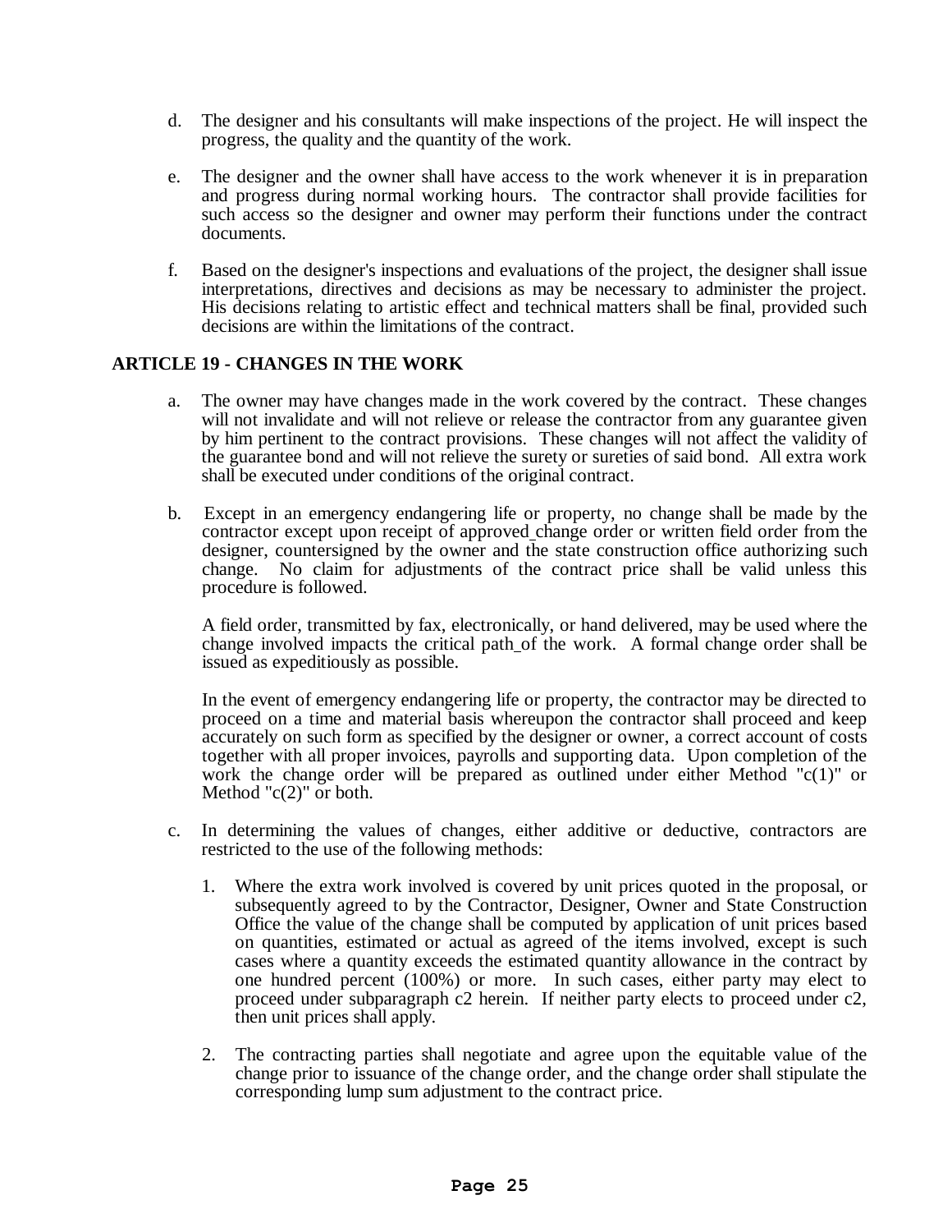d. The designer and his consultants will make inspections of the project. He will inspect the progress, the quality and the quantity of the work.

e. The designer and the owner shall have access to the work whenever it is in preparation and progress during normal working hours. The contractor shall provide facilities for such access so the designer and owner may perform their functions under the contract documents.

f. Based on the designer's inspections and evaluations of the project, the designer shall issue interpretations, directives and decisions as may be necessary to administer the project. His decisions relating to artistic effect and technical matters shall be final, provided such decisions are within the limitations of the contract.

## ARTICLE 19 - CHANGES IN THE WORK

a. The owner may have changes made in the work covered by the contract. These changes will not invalidate and will not relieve or release the contractor from any guarantee given by him pertinent to the contract provisions. These changes will not affect the validity of the guarantee bond and will not relieve the surety or sureties of said bond. All extra work shall be executed under conditions of the original contract.

b. Except in an emergency endangering life or property, no change shall be made by the contractor except upon receipt of approved change order or written field order from the designer, countersigned by the owner and the state construction office authorizing such change. No claim for adjustments of the contract price shall be valid unless this procedure is followed.

   A field order, transmitted by fax, electronically, or hand delivered, may be used where the change involved impacts the critical path of the work. A formal change order shall be issued as expeditiously as possible.

   In the event of emergency endangering life or property, the contractor may be directed to proceed on a time and material basis whereupon the contractor shall proceed and keep accurately on such form as specified by the designer or owner, a correct account of costs together with all proper invoices, payrolls and supporting data. Upon completion of the work the change order will be prepared as outlined under either Method "c(1)" or Method "c(2)" or both.

c. In determining the values of changes, either additive or deductive, contractors are restricted to the use of the following methods:

   1. Where the extra work involved is covered by unit prices quoted in the proposal, or subsequently agreed to by the Contractor, Designer, Owner and State Construction Office the value of the change shall be computed by application of unit prices based on quantities, estimated or actual as agreed of the items involved, except is such cases where a quantity exceeds the estimated quantity allowance in the contract by one hundred percent (100%) or more. In such cases, either party may elect to proceed under subparagraph c2 herein. If neither party elects to proceed under c2, then unit prices shall apply.

   2. The contracting parties shall negotiate and agree upon the equitable value of the change prior to issuance of the change order, and the change order shall stipulate the corresponding lump sum adjustment to the contract price.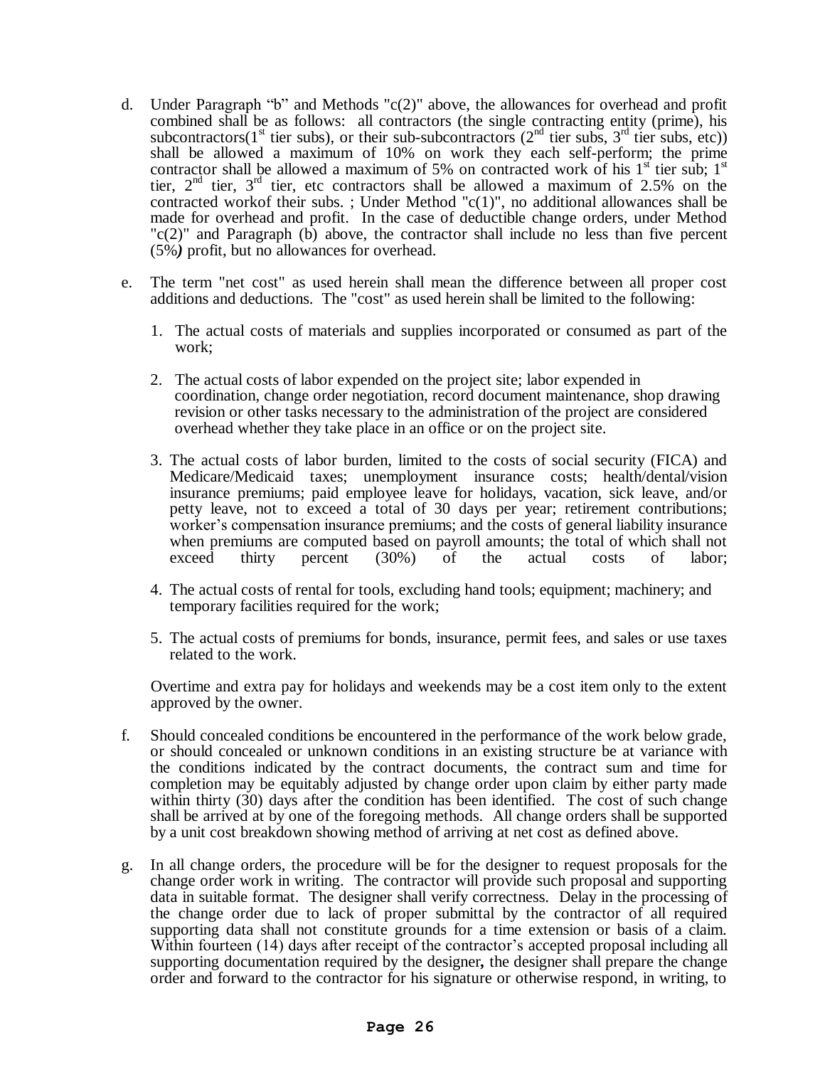d. Under Paragraph "b" and Methods "c(2)" above, the allowances for overhead and profit combined shall be as follows: all contractors (the single contracting entity (prime), his subcontractors(1st tier subs), or their sub-subcontractors (2nd tier subs, 3rd tier subs, etc)) shall be allowed a maximum of 10% on work they each self-perform; the prime contractor shall be allowed a maximum of 5% on contracted work of his 1st tier sub; 1st tier, 2nd tier, 3rd tier, etc contractors shall be allowed a maximum of 2.5% on the contracted workof their subs. ; Under Method "c(1)", no additional allowances shall be made for overhead and profit. In the case of deductible change orders, under Method "c(2)" and Paragraph (b) above, the contractor shall include no less than five percent (5%***)*** profit, but no allowances for overhead.

e. The term "net cost" as used herein shall mean the difference between all proper cost additions and deductions. The "cost" as used herein shall be limited to the following:

   1. The actual costs of materials and supplies incorporated or consumed as part of the work;

   2. The actual costs of labor expended on the project site; labor expended in coordination, change order negotiation, record document maintenance, shop drawing revision or other tasks necessary to the administration of the project are considered overhead whether they take place in an office or on the project site.

   3. The actual costs of labor burden, limited to the costs of social security (FICA) and Medicare/Medicaid taxes; unemployment insurance costs; health/dental/vision insurance premiums; paid employee leave for holidays, vacation, sick leave, and/or petty leave, not to exceed a total of 30 days per year; retirement contributions; worker's compensation insurance premiums; and the costs of general liability insurance when premiums are computed based on payroll amounts; the total of which shall not exceed thirty percent (30%) of the actual costs of labor;

   4. The actual costs of rental for tools, excluding hand tools; equipment; machinery; and temporary facilities required for the work;

   5. The actual costs of premiums for bonds, insurance, permit fees, and sales or use taxes related to the work.

   Overtime and extra pay for holidays and weekends may be a cost item only to the extent approved by the owner.

f. Should concealed conditions be encountered in the performance of the work below grade, or should concealed or unknown conditions in an existing structure be at variance with the conditions indicated by the contract documents, the contract sum and time for completion may be equitably adjusted by change order upon claim by either party made within thirty (30) days after the condition has been identified. The cost of such change shall be arrived at by one of the foregoing methods. All change orders shall be supported by a unit cost breakdown showing method of arriving at net cost as defined above.

g. In all change orders, the procedure will be for the designer to request proposals for the change order work in writing. The contractor will provide such proposal and supporting data in suitable format. The designer shall verify correctness. Delay in the processing of the change order due to lack of proper submittal by the contractor of all required supporting data shall not constitute grounds for a time extension or basis of a claim. Within fourteen (14) days after receipt of the contractor's accepted proposal including all supporting documentation required by the designer**,** the designer shall prepare the change order and forward to the contractor for his signature or otherwise respond, in writing, to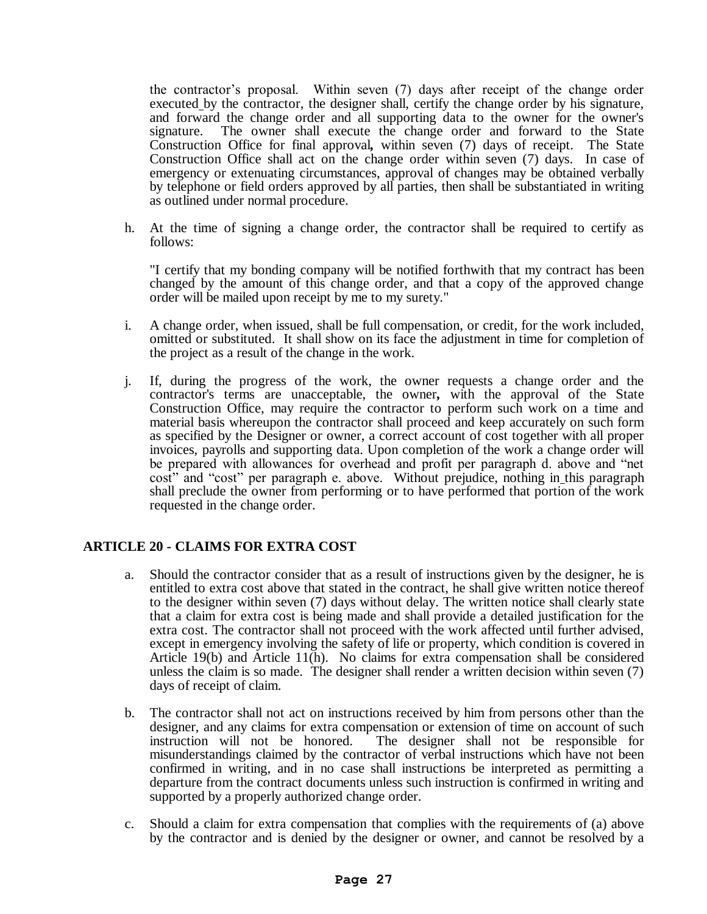the contractor's proposal. Within seven (7) days after receipt of the change order executed by the contractor, the designer shall, certify the change order by his signature, and forward the change order and all supporting data to the owner for the owner's signature. The owner shall execute the change order and forward to the State Construction Office for final approval**,** within seven (7) days of receipt. The State Construction Office shall act on the change order within seven (7) days. In case of emergency or extenuating circumstances, approval of changes may be obtained verbally by telephone or field orders approved by all parties, then shall be substantiated in writing as outlined under normal procedure.

h. At the time of signing a change order, the contractor shall be required to certify as follows:

   "I certify that my bonding company will be notified forthwith that my contract has been changed by the amount of this change order, and that a copy of the approved change order will be mailed upon receipt by me to my surety."

i. A change order, when issued, shall be full compensation, or credit, for the work included, omitted or substituted. It shall show on its face the adjustment in time for completion of the project as a result of the change in the work.

j. If, during the progress of the work, the owner requests a change order and the contractor's terms are unacceptable, the owner**,** with the approval of the State Construction Office, may require the contractor to perform such work on a time and material basis whereupon the contractor shall proceed and keep accurately on such form as specified by the Designer or owner, a correct account of cost together with all proper invoices, payrolls and supporting data. Upon completion of the work a change order will be prepared with allowances for overhead and profit per paragraph d. above and "net cost" and "cost" per paragraph e. above. Without prejudice, nothing in this paragraph shall preclude the owner from performing or to have performed that portion of the work requested in the change order.

## ARTICLE 20 - CLAIMS FOR EXTRA COST

a. Should the contractor consider that as a result of instructions given by the designer, he is entitled to extra cost above that stated in the contract, he shall give written notice thereof to the designer within seven (7) days without delay. The written notice shall clearly state that a claim for extra cost is being made and shall provide a detailed justification for the extra cost. The contractor shall not proceed with the work affected until further advised, except in emergency involving the safety of life or property, which condition is covered in Article 19(b) and Article 11(h). No claims for extra compensation shall be considered unless the claim is so made. The designer shall render a written decision within seven (7) days of receipt of claim.

b. The contractor shall not act on instructions received by him from persons other than the designer, and any claims for extra compensation or extension of time on account of such instruction will not be honored. The designer shall not be responsible for misunderstandings claimed by the contractor of verbal instructions which have not been confirmed in writing, and in no case shall instructions be interpreted as permitting a departure from the contract documents unless such instruction is confirmed in writing and supported by a properly authorized change order.

c. Should a claim for extra compensation that complies with the requirements of (a) above by the contractor and is denied by the designer or owner, and cannot be resolved by a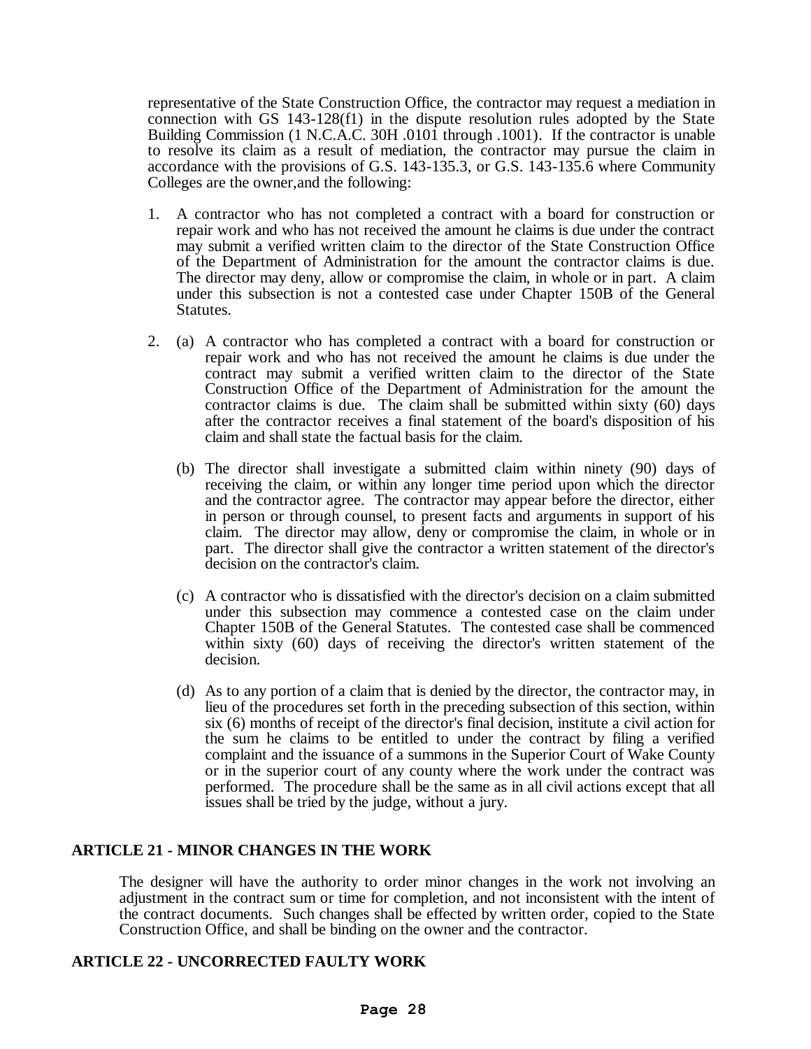representative of the State Construction Office, the contractor may request a mediation in connection with GS 143-128(f1) in the dispute resolution rules adopted by the State Building Commission (1 N.C.A.C. 30H .0101 through .1001). If the contractor is unable to resolve its claim as a result of mediation, the contractor may pursue the claim in accordance with the provisions of G.S. 143-135.3, or G.S. 143-135.6 where Community Colleges are the owner,and the following:

1. A contractor who has not completed a contract with a board for construction or repair work and who has not received the amount he claims is due under the contract may submit a verified written claim to the director of the State Construction Office of the Department of Administration for the amount the contractor claims is due. The director may deny, allow or compromise the claim, in whole or in part. A claim under this subsection is not a contested case under Chapter 150B of the General Statutes.

2. (a) A contractor who has completed a contract with a board for construction or repair work and who has not received the amount he claims is due under the contract may submit a verified written claim to the director of the State Construction Office of the Department of Administration for the amount the contractor claims is due. The claim shall be submitted within sixty (60) days after the contractor receives a final statement of the board's disposition of his claim and shall state the factual basis for the claim.

   (b) The director shall investigate a submitted claim within ninety (90) days of receiving the claim, or within any longer time period upon which the director and the contractor agree. The contractor may appear before the director, either in person or through counsel, to present facts and arguments in support of his claim. The director may allow, deny or compromise the claim, in whole or in part. The director shall give the contractor a written statement of the director's decision on the contractor's claim.

   (c) A contractor who is dissatisfied with the director's decision on a claim submitted under this subsection may commence a contested case on the claim under Chapter 150B of the General Statutes. The contested case shall be commenced within sixty (60) days of receiving the director's written statement of the decision.

   (d) As to any portion of a claim that is denied by the director, the contractor may, in lieu of the procedures set forth in the preceding subsection of this section, within six (6) months of receipt of the director's final decision, institute a civil action for the sum he claims to be entitled to under the contract by filing a verified complaint and the issuance of a summons in the Superior Court of Wake County or in the superior court of any county where the work under the contract was performed. The procedure shall be the same as in all civil actions except that all issues shall be tried by the judge, without a jury.

## ARTICLE 21 - MINOR CHANGES IN THE WORK

The designer will have the authority to order minor changes in the work not involving an adjustment in the contract sum or time for completion, and not inconsistent with the intent of the contract documents. Such changes shall be effected by written order, copied to the State Construction Office, and shall be binding on the owner and the contractor.

## ARTICLE 22 - UNCORRECTED FAULTY WORK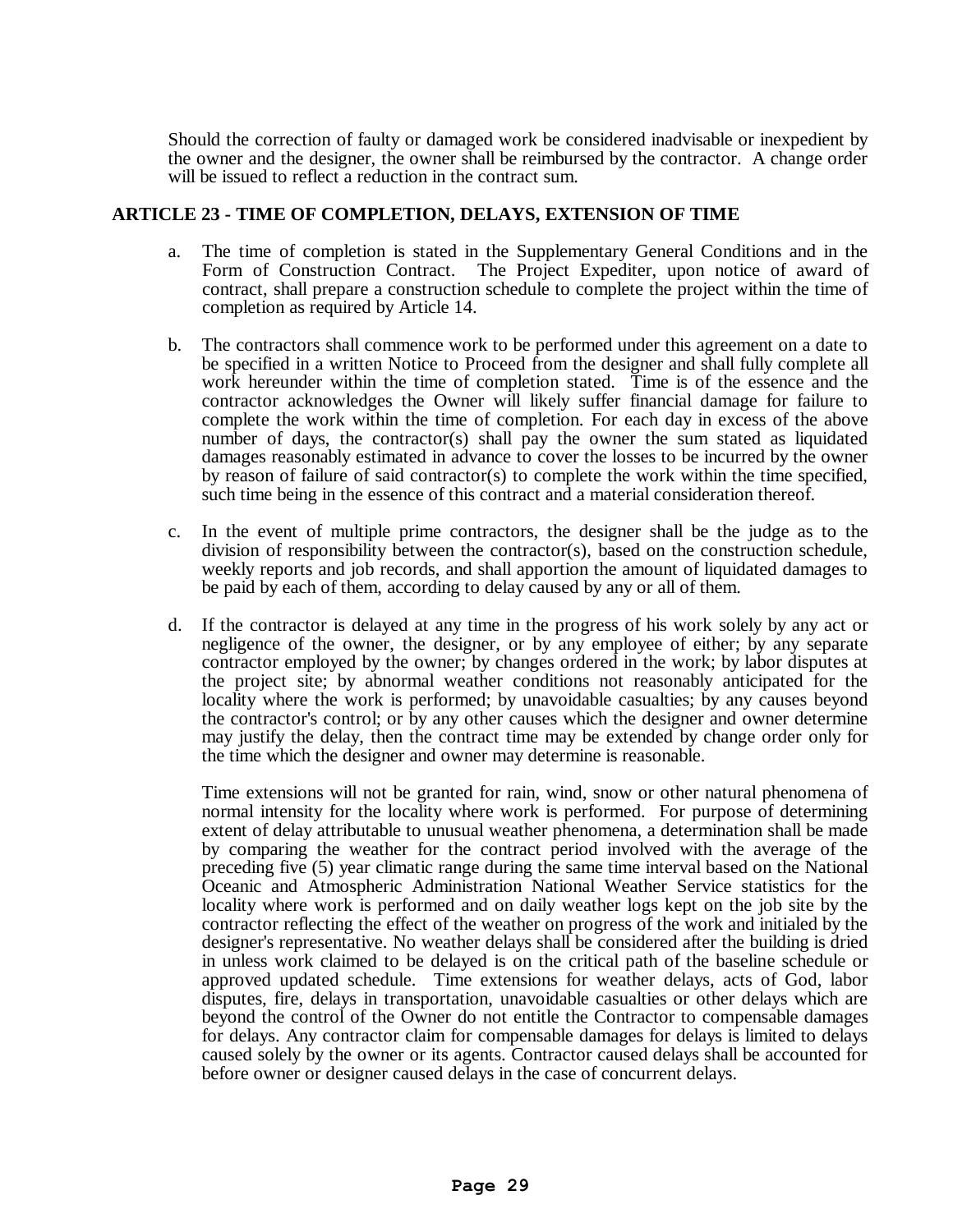Should the correction of faulty or damaged work be considered inadvisable or inexpedient by the owner and the designer, the owner shall be reimbursed by the contractor. A change order will be issued to reflect a reduction in the contract sum.

## ARTICLE 23 - TIME OF COMPLETION, DELAYS, EXTENSION OF TIME

a. The time of completion is stated in the Supplementary General Conditions and in the Form of Construction Contract. The Project Expediter, upon notice of award of contract, shall prepare a construction schedule to complete the project within the time of completion as required by Article 14.

b. The contractors shall commence work to be performed under this agreement on a date to be specified in a written Notice to Proceed from the designer and shall fully complete all work hereunder within the time of completion stated. Time is of the essence and the contractor acknowledges the Owner will likely suffer financial damage for failure to complete the work within the time of completion. For each day in excess of the above number of days, the contractor(s) shall pay the owner the sum stated as liquidated damages reasonably estimated in advance to cover the losses to be incurred by the owner by reason of failure of said contractor(s) to complete the work within the time specified, such time being in the essence of this contract and a material consideration thereof.

c. In the event of multiple prime contractors, the designer shall be the judge as to the division of responsibility between the contractor(s), based on the construction schedule, weekly reports and job records, and shall apportion the amount of liquidated damages to be paid by each of them, according to delay caused by any or all of them.

d. If the contractor is delayed at any time in the progress of his work solely by any act or negligence of the owner, the designer, or by any employee of either; by any separate contractor employed by the owner; by changes ordered in the work; by labor disputes at the project site; by abnormal weather conditions not reasonably anticipated for the locality where the work is performed; by unavoidable casualties; by any causes beyond the contractor's control; or by any other causes which the designer and owner determine may justify the delay, then the contract time may be extended by change order only for the time which the designer and owner may determine is reasonable.

   Time extensions will not be granted for rain, wind, snow or other natural phenomena of normal intensity for the locality where work is performed. For purpose of determining extent of delay attributable to unusual weather phenomena, a determination shall be made by comparing the weather for the contract period involved with the average of the preceding five (5) year climatic range during the same time interval based on the National Oceanic and Atmospheric Administration National Weather Service statistics for the locality where work is performed and on daily weather logs kept on the job site by the contractor reflecting the effect of the weather on progress of the work and initialed by the designer's representative. No weather delays shall be considered after the building is dried in unless work claimed to be delayed is on the critical path of the baseline schedule or approved updated schedule. Time extensions for weather delays, acts of God, labor disputes, fire, delays in transportation, unavoidable casualties or other delays which are beyond the control of the Owner do not entitle the Contractor to compensable damages for delays. Any contractor claim for compensable damages for delays is limited to delays caused solely by the owner or its agents. Contractor caused delays shall be accounted for before owner or designer caused delays in the case of concurrent delays.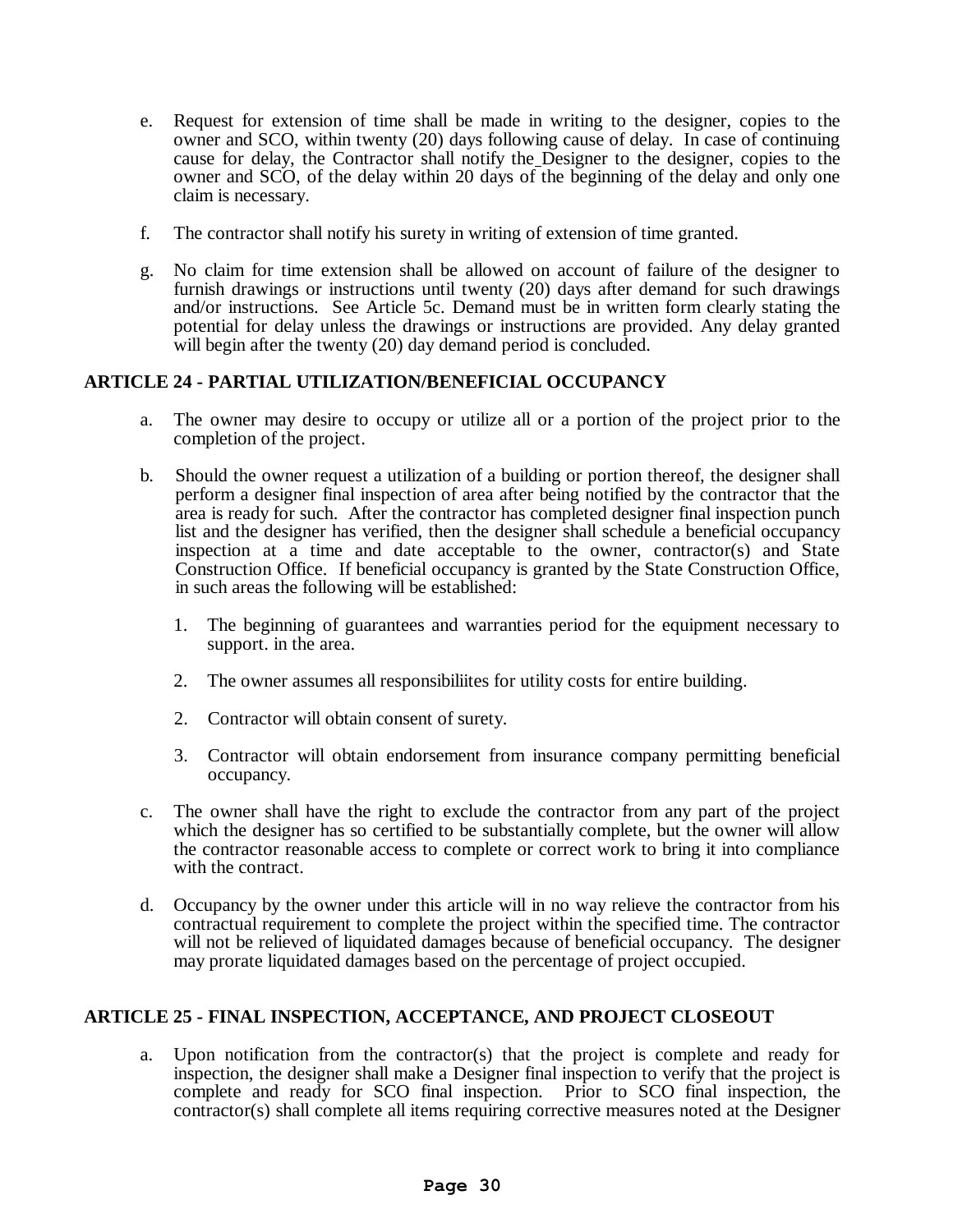e. Request for extension of time shall be made in writing to the designer, copies to the owner and SCO, within twenty (20) days following cause of delay. In case of continuing cause for delay, the Contractor shall notify the Designer to the designer, copies to the owner and SCO, of the delay within 20 days of the beginning of the delay and only one claim is necessary.

f. The contractor shall notify his surety in writing of extension of time granted.

g. No claim for time extension shall be allowed on account of failure of the designer to furnish drawings or instructions until twenty (20) days after demand for such drawings and/or instructions. See Article 5c. Demand must be in written form clearly stating the potential for delay unless the drawings or instructions are provided. Any delay granted will begin after the twenty (20) day demand period is concluded.

## ARTICLE 24 - PARTIAL UTILIZATION/BENEFICIAL OCCUPANCY

a. The owner may desire to occupy or utilize all or a portion of the project prior to the completion of the project.

b. Should the owner request a utilization of a building or portion thereof, the designer shall perform a designer final inspection of area after being notified by the contractor that the area is ready for such. After the contractor has completed designer final inspection punch list and the designer has verified, then the designer shall schedule a beneficial occupancy inspection at a time and date acceptable to the owner, contractor(s) and State Construction Office. If beneficial occupancy is granted by the State Construction Office, in such areas the following will be established:

   1. The beginning of guarantees and warranties period for the equipment necessary to support. in the area.

   2. The owner assumes all responsibiliites for utility costs for entire building.

   2. Contractor will obtain consent of surety.

   3. Contractor will obtain endorsement from insurance company permitting beneficial occupancy.

c. The owner shall have the right to exclude the contractor from any part of the project which the designer has so certified to be substantially complete, but the owner will allow the contractor reasonable access to complete or correct work to bring it into compliance with the contract.

d. Occupancy by the owner under this article will in no way relieve the contractor from his contractual requirement to complete the project within the specified time. The contractor will not be relieved of liquidated damages because of beneficial occupancy. The designer may prorate liquidated damages based on the percentage of project occupied.

## ARTICLE 25 - FINAL INSPECTION, ACCEPTANCE, AND PROJECT CLOSEOUT

a. Upon notification from the contractor(s) that the project is complete and ready for inspection, the designer shall make a Designer final inspection to verify that the project is complete and ready for SCO final inspection. Prior to SCO final inspection, the contractor(s) shall complete all items requiring corrective measures noted at the Designer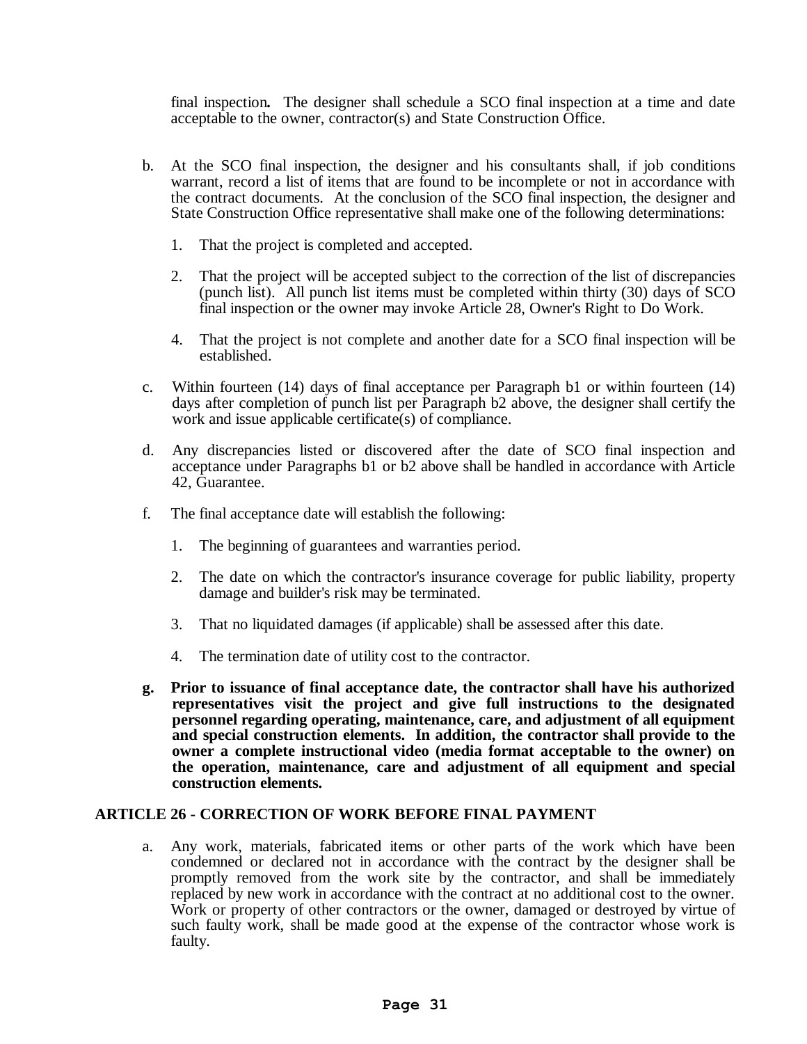final inspection**.** The designer shall schedule a SCO final inspection at a time and date acceptable to the owner, contractor(s) and State Construction Office.

b. At the SCO final inspection, the designer and his consultants shall, if job conditions warrant, record a list of items that are found to be incomplete or not in accordance with the contract documents. At the conclusion of the SCO final inspection, the designer and State Construction Office representative shall make one of the following determinations:

   1. That the project is completed and accepted.

   2. That the project will be accepted subject to the correction of the list of discrepancies (punch list). All punch list items must be completed within thirty (30) days of SCO final inspection or the owner may invoke Article 28, Owner's Right to Do Work.

   4. That the project is not complete and another date for a SCO final inspection will be established.

c. Within fourteen (14) days of final acceptance per Paragraph b1 or within fourteen (14) days after completion of punch list per Paragraph b2 above, the designer shall certify the work and issue applicable certificate(s) of compliance.

d. Any discrepancies listed or discovered after the date of SCO final inspection and acceptance under Paragraphs b1 or b2 above shall be handled in accordance with Article 42, Guarantee.

f. The final acceptance date will establish the following:

   1. The beginning of guarantees and warranties period.

   2. The date on which the contractor's insurance coverage for public liability, property damage and builder's risk may be terminated.

   3. That no liquidated damages (if applicable) shall be assessed after this date.

   4. The termination date of utility cost to the contractor.

**g. Prior to issuance of final acceptance date, the contractor shall have his authorized representatives visit the project and give full instructions to the designated personnel regarding operating, maintenance, care, and adjustment of all equipment and special construction elements. In addition, the contractor shall provide to the owner a complete instructional video (media format acceptable to the owner) on the operation, maintenance, care and adjustment of all equipment and special construction elements.**

## ARTICLE 26 - CORRECTION OF WORK BEFORE FINAL PAYMENT

a. Any work, materials, fabricated items or other parts of the work which have been condemned or declared not in accordance with the contract by the designer shall be promptly removed from the work site by the contractor, and shall be immediately replaced by new work in accordance with the contract at no additional cost to the owner. Work or property of other contractors or the owner, damaged or destroyed by virtue of such faulty work, shall be made good at the expense of the contractor whose work is faulty.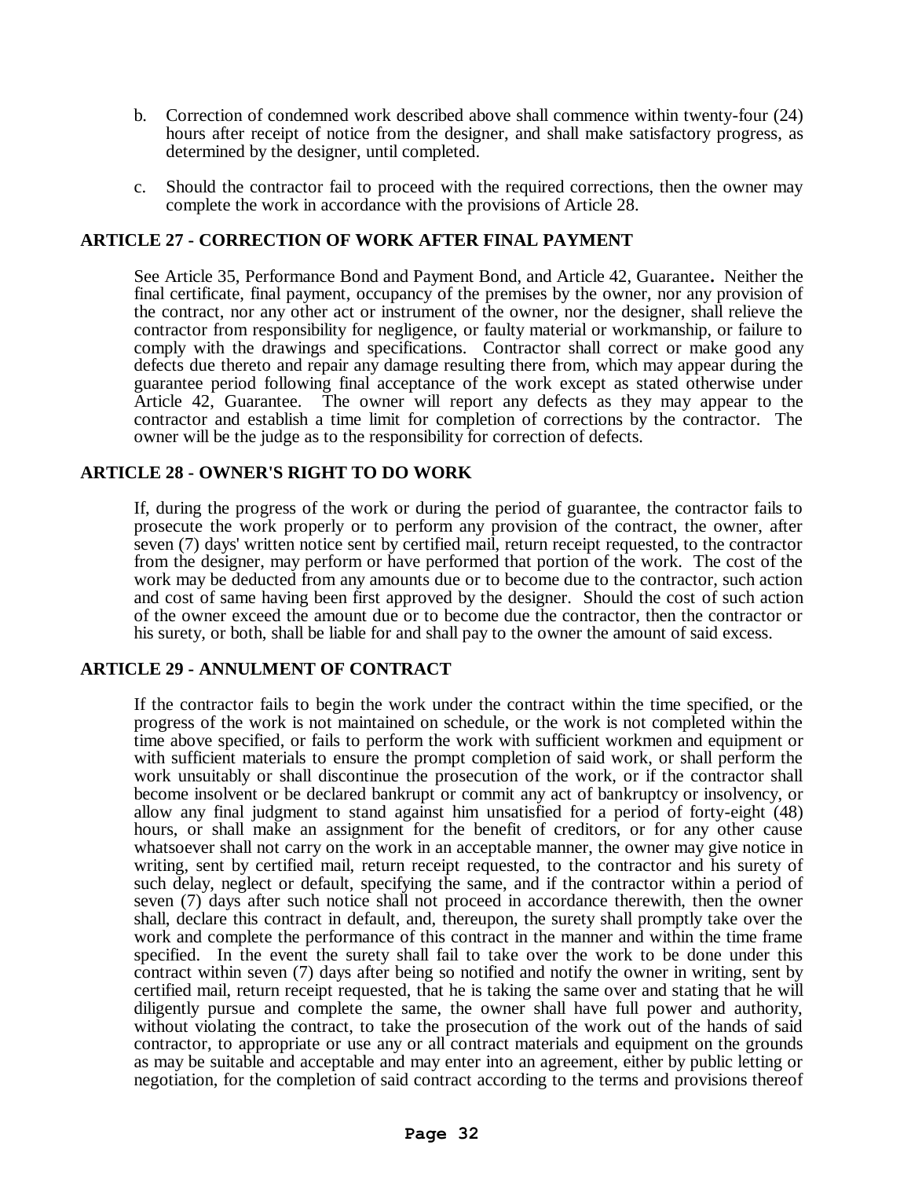b. Correction of condemned work described above shall commence within twenty-four (24) hours after receipt of notice from the designer, and shall make satisfactory progress, as determined by the designer, until completed.

c. Should the contractor fail to proceed with the required corrections, then the owner may complete the work in accordance with the provisions of Article 28.

### ARTICLE 27 - CORRECTION OF WORK AFTER FINAL PAYMENT

See Article 35, Performance Bond and Payment Bond, and Article 42, Guarantee**.** Neither the final certificate, final payment, occupancy of the premises by the owner, nor any provision of the contract, nor any other act or instrument of the owner, nor the designer, shall relieve the contractor from responsibility for negligence, or faulty material or workmanship, or failure to comply with the drawings and specifications. Contractor shall correct or make good any defects due thereto and repair any damage resulting there from, which may appear during the guarantee period following final acceptance of the work except as stated otherwise under Article 42, Guarantee. The owner will report any defects as they may appear to the contractor and establish a time limit for completion of corrections by the contractor. The owner will be the judge as to the responsibility for correction of defects.

### ARTICLE 28 - OWNER'S RIGHT TO DO WORK

If, during the progress of the work or during the period of guarantee, the contractor fails to prosecute the work properly or to perform any provision of the contract, the owner, after seven (7) days' written notice sent by certified mail, return receipt requested, to the contractor from the designer, may perform or have performed that portion of the work. The cost of the work may be deducted from any amounts due or to become due to the contractor, such action and cost of same having been first approved by the designer. Should the cost of such action of the owner exceed the amount due or to become due the contractor, then the contractor or his surety, or both, shall be liable for and shall pay to the owner the amount of said excess.

### ARTICLE 29 - ANNULMENT OF CONTRACT

If the contractor fails to begin the work under the contract within the time specified, or the progress of the work is not maintained on schedule, or the work is not completed within the time above specified, or fails to perform the work with sufficient workmen and equipment or with sufficient materials to ensure the prompt completion of said work, or shall perform the work unsuitably or shall discontinue the prosecution of the work, or if the contractor shall become insolvent or be declared bankrupt or commit any act of bankruptcy or insolvency, or allow any final judgment to stand against him unsatisfied for a period of forty-eight (48) hours, or shall make an assignment for the benefit of creditors, or for any other cause whatsoever shall not carry on the work in an acceptable manner, the owner may give notice in writing, sent by certified mail, return receipt requested, to the contractor and his surety of such delay, neglect or default, specifying the same, and if the contractor within a period of seven (7) days after such notice shall not proceed in accordance therewith, then the owner shall, declare this contract in default, and, thereupon, the surety shall promptly take over the work and complete the performance of this contract in the manner and within the time frame specified. In the event the surety shall fail to take over the work to be done under this contract within seven (7) days after being so notified and notify the owner in writing, sent by certified mail, return receipt requested, that he is taking the same over and stating that he will diligently pursue and complete the same, the owner shall have full power and authority, without violating the contract, to take the prosecution of the work out of the hands of said contractor, to appropriate or use any or all contract materials and equipment on the grounds as may be suitable and acceptable and may enter into an agreement, either by public letting or negotiation, for the completion of said contract according to the terms and provisions thereof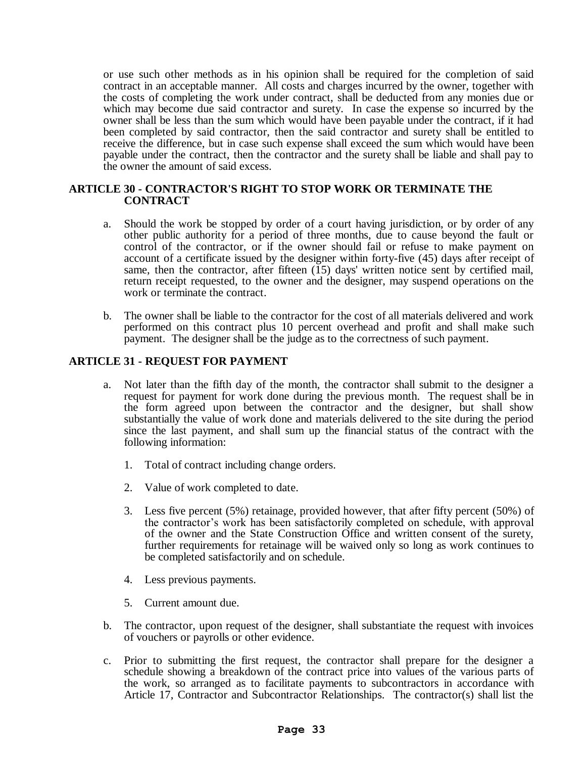or use such other methods as in his opinion shall be required for the completion of said contract in an acceptable manner. All costs and charges incurred by the owner, together with the costs of completing the work under contract, shall be deducted from any monies due or which may become due said contractor and surety. In case the expense so incurred by the owner shall be less than the sum which would have been payable under the contract, if it had been completed by said contractor, then the said contractor and surety shall be entitled to receive the difference, but in case such expense shall exceed the sum which would have been payable under the contract, then the contractor and the surety shall be liable and shall pay to the owner the amount of said excess.

## ARTICLE 30 - CONTRACTOR'S RIGHT TO STOP WORK OR TERMINATE THE CONTRACT

a. Should the work be stopped by order of a court having jurisdiction, or by order of any other public authority for a period of three months, due to cause beyond the fault or control of the contractor, or if the owner should fail or refuse to make payment on account of a certificate issued by the designer within forty-five (45) days after receipt of same, then the contractor, after fifteen (15) days' written notice sent by certified mail, return receipt requested, to the owner and the designer, may suspend operations on the work or terminate the contract.

b. The owner shall be liable to the contractor for the cost of all materials delivered and work performed on this contract plus 10 percent overhead and profit and shall make such payment. The designer shall be the judge as to the correctness of such payment.

## ARTICLE 31 - REQUEST FOR PAYMENT

a. Not later than the fifth day of the month, the contractor shall submit to the designer a request for payment for work done during the previous month. The request shall be in the form agreed upon between the contractor and the designer, but shall show substantially the value of work done and materials delivered to the site during the period since the last payment, and shall sum up the financial status of the contract with the following information:

   1. Total of contract including change orders.

   2. Value of work completed to date.

   3. Less five percent (5%) retainage, provided however, that after fifty percent (50%) of the contractor's work has been satisfactorily completed on schedule, with approval of the owner and the State Construction Office and written consent of the surety, further requirements for retainage will be waived only so long as work continues to be completed satisfactorily and on schedule.

   4. Less previous payments.

   5. Current amount due.

b. The contractor, upon request of the designer, shall substantiate the request with invoices of vouchers or payrolls or other evidence.

c. Prior to submitting the first request, the contractor shall prepare for the designer a schedule showing a breakdown of the contract price into values of the various parts of the work, so arranged as to facilitate payments to subcontractors in accordance with Article 17, Contractor and Subcontractor Relationships. The contractor(s) shall list the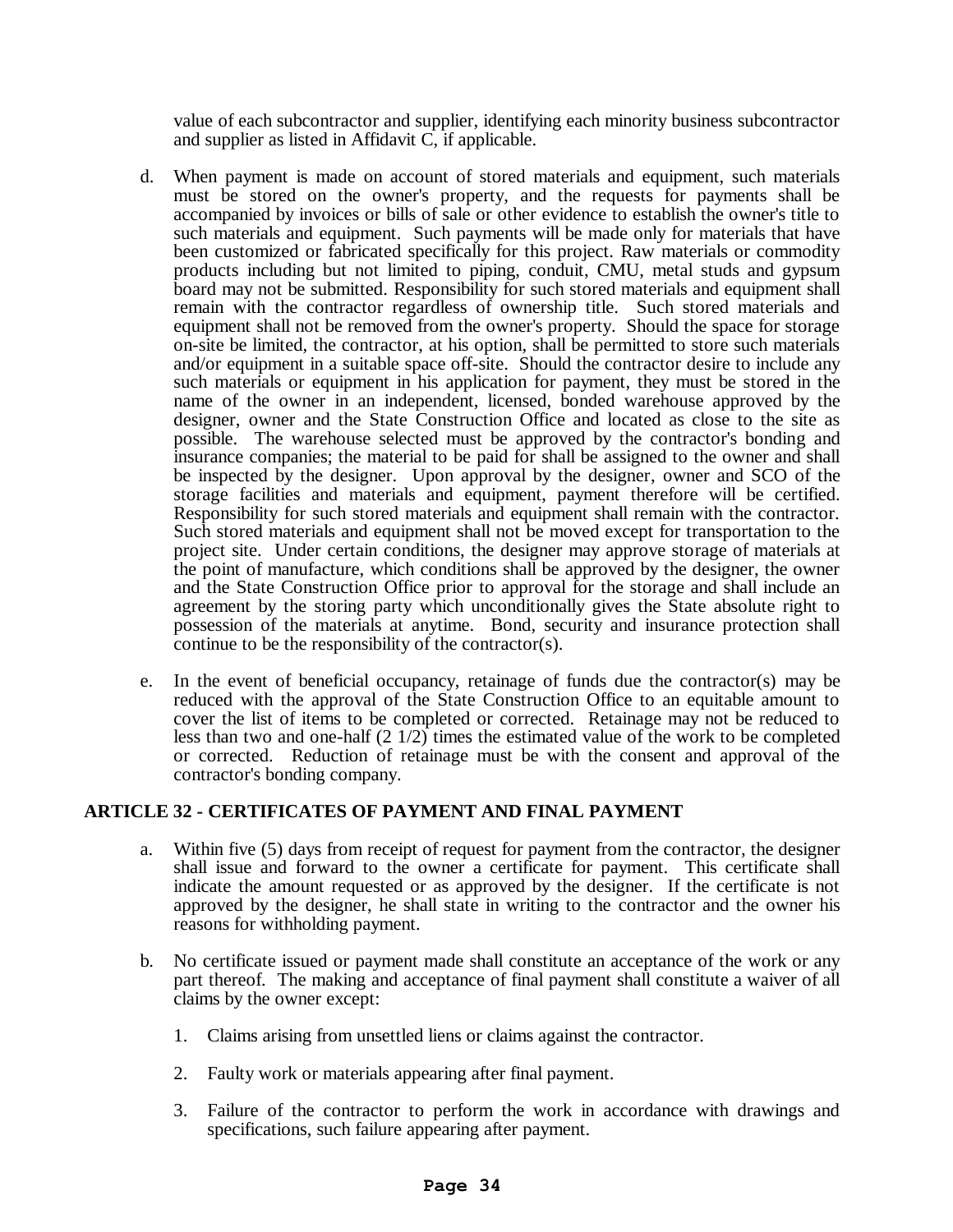value of each subcontractor and supplier, identifying each minority business subcontractor and supplier as listed in Affidavit C, if applicable.

d. When payment is made on account of stored materials and equipment, such materials must be stored on the owner's property, and the requests for payments shall be accompanied by invoices or bills of sale or other evidence to establish the owner's title to such materials and equipment. Such payments will be made only for materials that have been customized or fabricated specifically for this project. Raw materials or commodity products including but not limited to piping, conduit, CMU, metal studs and gypsum board may not be submitted. Responsibility for such stored materials and equipment shall remain with the contractor regardless of ownership title. Such stored materials and equipment shall not be removed from the owner's property. Should the space for storage on-site be limited, the contractor, at his option, shall be permitted to store such materials and/or equipment in a suitable space off-site. Should the contractor desire to include any such materials or equipment in his application for payment, they must be stored in the name of the owner in an independent, licensed, bonded warehouse approved by the designer, owner and the State Construction Office and located as close to the site as possible. The warehouse selected must be approved by the contractor's bonding and insurance companies; the material to be paid for shall be assigned to the owner and shall be inspected by the designer. Upon approval by the designer, owner and SCO of the storage facilities and materials and equipment, payment therefore will be certified. Responsibility for such stored materials and equipment shall remain with the contractor. Such stored materials and equipment shall not be moved except for transportation to the project site. Under certain conditions, the designer may approve storage of materials at the point of manufacture, which conditions shall be approved by the designer, the owner and the State Construction Office prior to approval for the storage and shall include an agreement by the storing party which unconditionally gives the State absolute right to possession of the materials at anytime. Bond, security and insurance protection shall continue to be the responsibility of the contractor(s).

e. In the event of beneficial occupancy, retainage of funds due the contractor(s) may be reduced with the approval of the State Construction Office to an equitable amount to cover the list of items to be completed or corrected. Retainage may not be reduced to less than two and one-half (2 1/2) times the estimated value of the work to be completed or corrected. Reduction of retainage must be with the consent and approval of the contractor's bonding company.

## ARTICLE 32 - CERTIFICATES OF PAYMENT AND FINAL PAYMENT

a. Within five (5) days from receipt of request for payment from the contractor, the designer shall issue and forward to the owner a certificate for payment. This certificate shall indicate the amount requested or as approved by the designer. If the certificate is not approved by the designer, he shall state in writing to the contractor and the owner his reasons for withholding payment.

b. No certificate issued or payment made shall constitute an acceptance of the work or any part thereof. The making and acceptance of final payment shall constitute a waiver of all claims by the owner except:

   1. Claims arising from unsettled liens or claims against the contractor.

   2. Faulty work or materials appearing after final payment.

   3. Failure of the contractor to perform the work in accordance with drawings and specifications, such failure appearing after payment.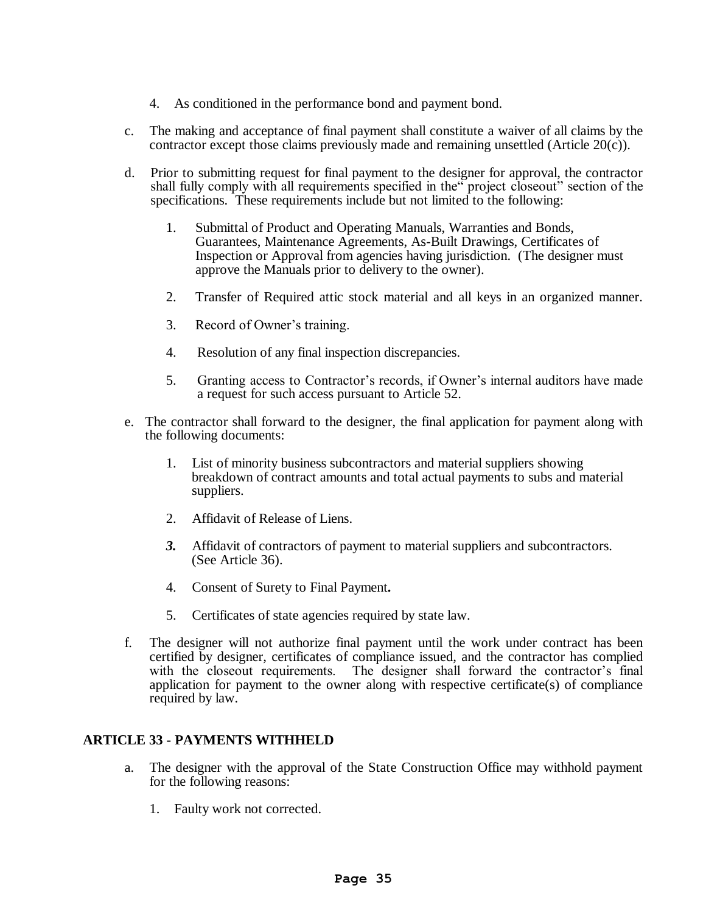4. As conditioned in the performance bond and payment bond.

c. The making and acceptance of final payment shall constitute a waiver of all claims by the contractor except those claims previously made and remaining unsettled (Article 20(c)).

d. Prior to submitting request for final payment to the designer for approval, the contractor shall fully comply with all requirements specified in the" project closeout" section of the specifications. These requirements include but not limited to the following:

   1. Submittal of Product and Operating Manuals, Warranties and Bonds, Guarantees, Maintenance Agreements, As-Built Drawings, Certificates of Inspection or Approval from agencies having jurisdiction. (The designer must approve the Manuals prior to delivery to the owner).

   2. Transfer of Required attic stock material and all keys in an organized manner.

   3. Record of Owner's training.

   4. Resolution of any final inspection discrepancies.

   5. Granting access to Contractor's records, if Owner's internal auditors have made a request for such access pursuant to Article 52.

e. The contractor shall forward to the designer, the final application for payment along with the following documents:

   1. List of minority business subcontractors and material suppliers showing breakdown of contract amounts and total actual payments to subs and material suppliers.

   2. Affidavit of Release of Liens.

   ***3.*** Affidavit of contractors of payment to material suppliers and subcontractors. (See Article 36).

   4. Consent of Surety to Final Payment**.**

   5. Certificates of state agencies required by state law.

f. The designer will not authorize final payment until the work under contract has been certified by designer, certificates of compliance issued, and the contractor has complied with the closeout requirements. The designer shall forward the contractor's final application for payment to the owner along with respective certificate(s) of compliance required by law.

## ARTICLE 33 - PAYMENTS WITHHELD

a. The designer with the approval of the State Construction Office may withhold payment for the following reasons:

   1. Faulty work not corrected.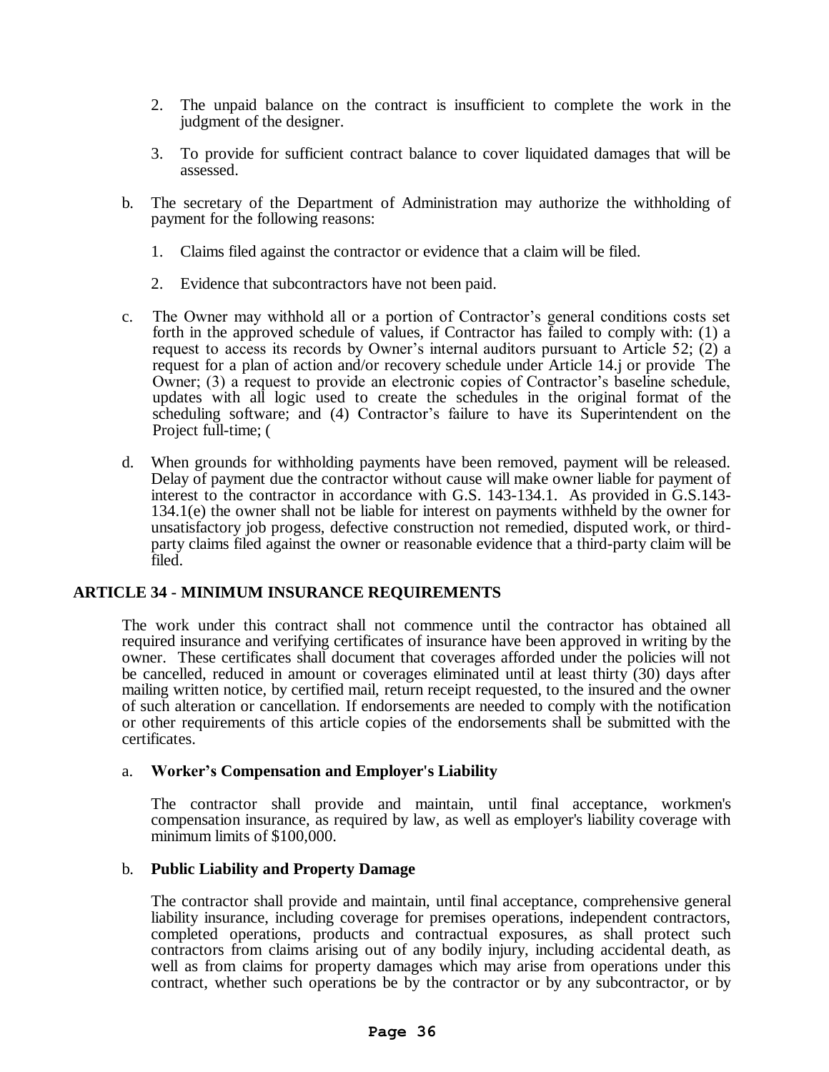2. The unpaid balance on the contract is insufficient to complete the work in the judgment of the designer.

3. To provide for sufficient contract balance to cover liquidated damages that will be assessed.

b. The secretary of the Department of Administration may authorize the withholding of payment for the following reasons:

   1. Claims filed against the contractor or evidence that a claim will be filed.

   2. Evidence that subcontractors have not been paid.

c. The Owner may withhold all or a portion of Contractor's general conditions costs set forth in the approved schedule of values, if Contractor has failed to comply with: (1) a request to access its records by Owner's internal auditors pursuant to Article 52; (2) a request for a plan of action and/or recovery schedule under Article 14.j or provide The Owner; (3) a request to provide an electronic copies of Contractor's baseline schedule, updates with all logic used to create the schedules in the original format of the scheduling software; and (4) Contractor's failure to have its Superintendent on the Project full-time; (

d. When grounds for withholding payments have been removed, payment will be released. Delay of payment due the contractor without cause will make owner liable for payment of interest to the contractor in accordance with G.S. 143-134.1. As provided in G.S.143-134.1(e) the owner shall not be liable for interest on payments withheld by the owner for unsatisfactory job progess, defective construction not remedied, disputed work, or third-party claims filed against the owner or reasonable evidence that a third-party claim will be filed.

## ARTICLE 34 - MINIMUM INSURANCE REQUIREMENTS

The work under this contract shall not commence until the contractor has obtained all required insurance and verifying certificates of insurance have been approved in writing by the owner. These certificates shall document that coverages afforded under the policies will not be cancelled, reduced in amount or coverages eliminated until at least thirty (30) days after mailing written notice, by certified mail, return receipt requested, to the insured and the owner of such alteration or cancellation. If endorsements are needed to comply with the notification or other requirements of this article copies of the endorsements shall be submitted with the certificates.

a. **Worker's Compensation and Employer's Liability**

The contractor shall provide and maintain, until final acceptance, workmen's compensation insurance, as required by law, as well as employer's liability coverage with minimum limits of $100,000.

b. **Public Liability and Property Damage**

The contractor shall provide and maintain, until final acceptance, comprehensive general liability insurance, including coverage for premises operations, independent contractors, completed operations, products and contractual exposures, as shall protect such contractors from claims arising out of any bodily injury, including accidental death, as well as from claims for property damages which may arise from operations under this contract, whether such operations be by the contractor or by any subcontractor, or by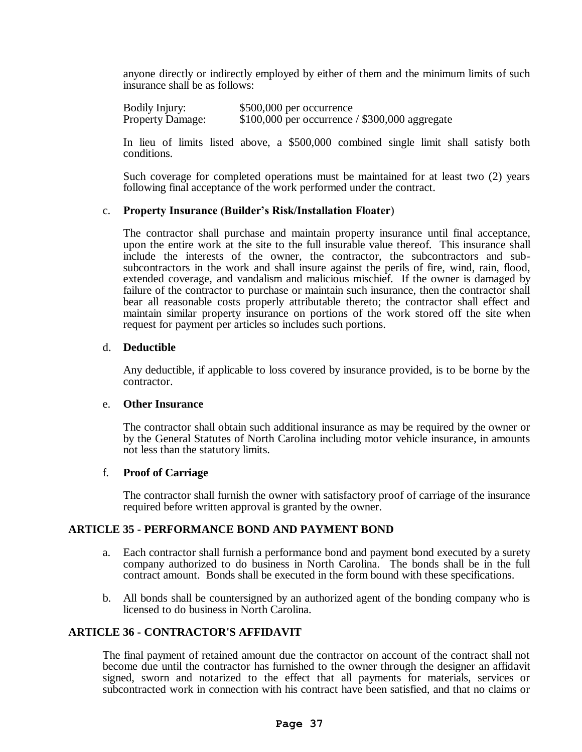anyone directly or indirectly employed by either of them and the minimum limits of such insurance shall be as follows:

| | |
|---|---|
| Bodily Injury: | $500,000 per occurrence |
| Property Damage: | $100,000 per occurrence / $300,000 aggregate |

In lieu of limits listed above, a $500,000 combined single limit shall satisfy both conditions.

Such coverage for completed operations must be maintained for at least two (2) years following final acceptance of the work performed under the contract.

c. **Property Insurance (Builder's Risk/Installation Floater)**

The contractor shall purchase and maintain property insurance until final acceptance, upon the entire work at the site to the full insurable value thereof. This insurance shall include the interests of the owner, the contractor, the subcontractors and sub-subcontractors in the work and shall insure against the perils of fire, wind, rain, flood, extended coverage, and vandalism and malicious mischief. If the owner is damaged by failure of the contractor to purchase or maintain such insurance, then the contractor shall bear all reasonable costs properly attributable thereto; the contractor shall effect and maintain similar property insurance on portions of the work stored off the site when request for payment per articles so includes such portions.

d. **Deductible**

Any deductible, if applicable to loss covered by insurance provided, is to be borne by the contractor.

e. **Other Insurance**

The contractor shall obtain such additional insurance as may be required by the owner or by the General Statutes of North Carolina including motor vehicle insurance, in amounts not less than the statutory limits.

f. **Proof of Carriage**

The contractor shall furnish the owner with satisfactory proof of carriage of the insurance required before written approval is granted by the owner.

## ARTICLE 35 - PERFORMANCE BOND AND PAYMENT BOND

a. Each contractor shall furnish a performance bond and payment bond executed by a surety company authorized to do business in North Carolina. The bonds shall be in the full contract amount. Bonds shall be executed in the form bound with these specifications.

b. All bonds shall be countersigned by an authorized agent of the bonding company who is licensed to do business in North Carolina.

## ARTICLE 36 - CONTRACTOR'S AFFIDAVIT

The final payment of retained amount due the contractor on account of the contract shall not become due until the contractor has furnished to the owner through the designer an affidavit signed, sworn and notarized to the effect that all payments for materials, services or subcontracted work in connection with his contract have been satisfied, and that no claims or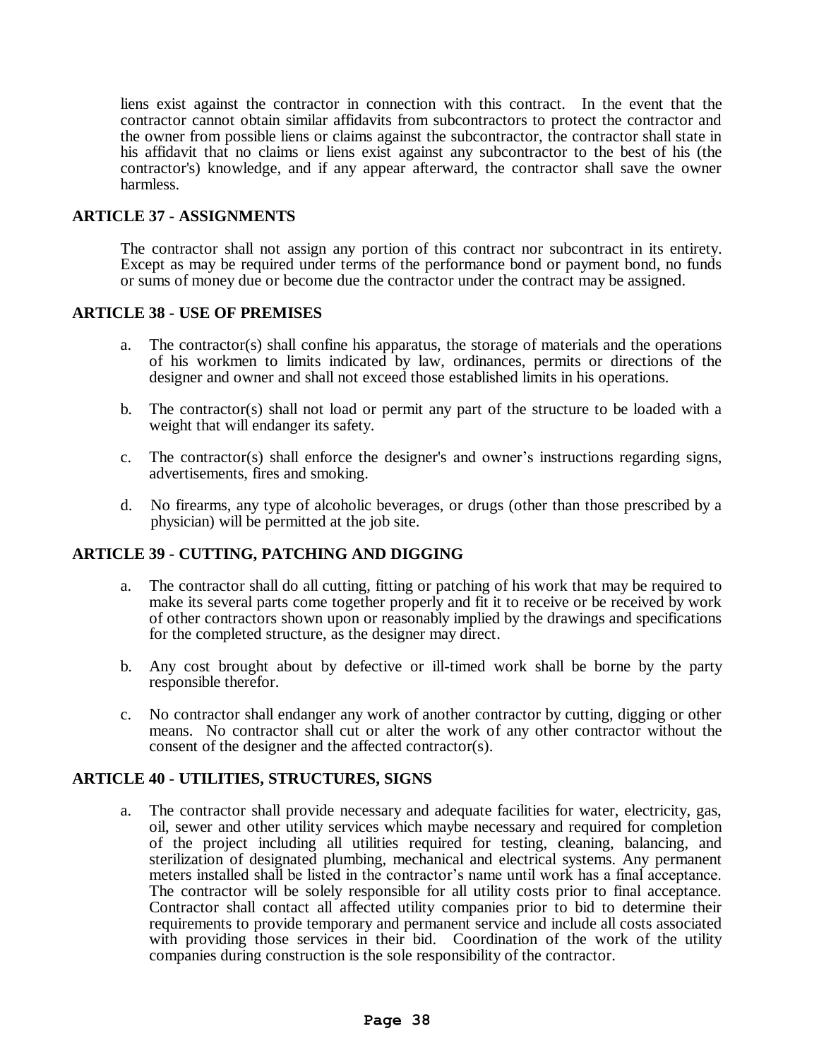liens exist against the contractor in connection with this contract. In the event that the contractor cannot obtain similar affidavits from subcontractors to protect the contractor and the owner from possible liens or claims against the subcontractor, the contractor shall state in his affidavit that no claims or liens exist against any subcontractor to the best of his (the contractor's) knowledge, and if any appear afterward, the contractor shall save the owner harmless.

## ARTICLE 37 - ASSIGNMENTS

The contractor shall not assign any portion of this contract nor subcontract in its entirety. Except as may be required under terms of the performance bond or payment bond, no funds or sums of money due or become due the contractor under the contract may be assigned.

## ARTICLE 38 - USE OF PREMISES

a. The contractor(s) shall confine his apparatus, the storage of materials and the operations of his workmen to limits indicated by law, ordinances, permits or directions of the designer and owner and shall not exceed those established limits in his operations.

b. The contractor(s) shall not load or permit any part of the structure to be loaded with a weight that will endanger its safety.

c. The contractor(s) shall enforce the designer's and owner's instructions regarding signs, advertisements, fires and smoking.

d. No firearms, any type of alcoholic beverages, or drugs (other than those prescribed by a physician) will be permitted at the job site.

## ARTICLE 39 - CUTTING, PATCHING AND DIGGING

a. The contractor shall do all cutting, fitting or patching of his work that may be required to make its several parts come together properly and fit it to receive or be received by work of other contractors shown upon or reasonably implied by the drawings and specifications for the completed structure, as the designer may direct.

b. Any cost brought about by defective or ill-timed work shall be borne by the party responsible therefor.

c. No contractor shall endanger any work of another contractor by cutting, digging or other means. No contractor shall cut or alter the work of any other contractor without the consent of the designer and the affected contractor(s).

## ARTICLE 40 - UTILITIES, STRUCTURES, SIGNS

a. The contractor shall provide necessary and adequate facilities for water, electricity, gas, oil, sewer and other utility services which maybe necessary and required for completion of the project including all utilities required for testing, cleaning, balancing, and sterilization of designated plumbing, mechanical and electrical systems. Any permanent meters installed shall be listed in the contractor's name until work has a final acceptance. The contractor will be solely responsible for all utility costs prior to final acceptance. Contractor shall contact all affected utility companies prior to bid to determine their requirements to provide temporary and permanent service and include all costs associated with providing those services in their bid. Coordination of the work of the utility companies during construction is the sole responsibility of the contractor.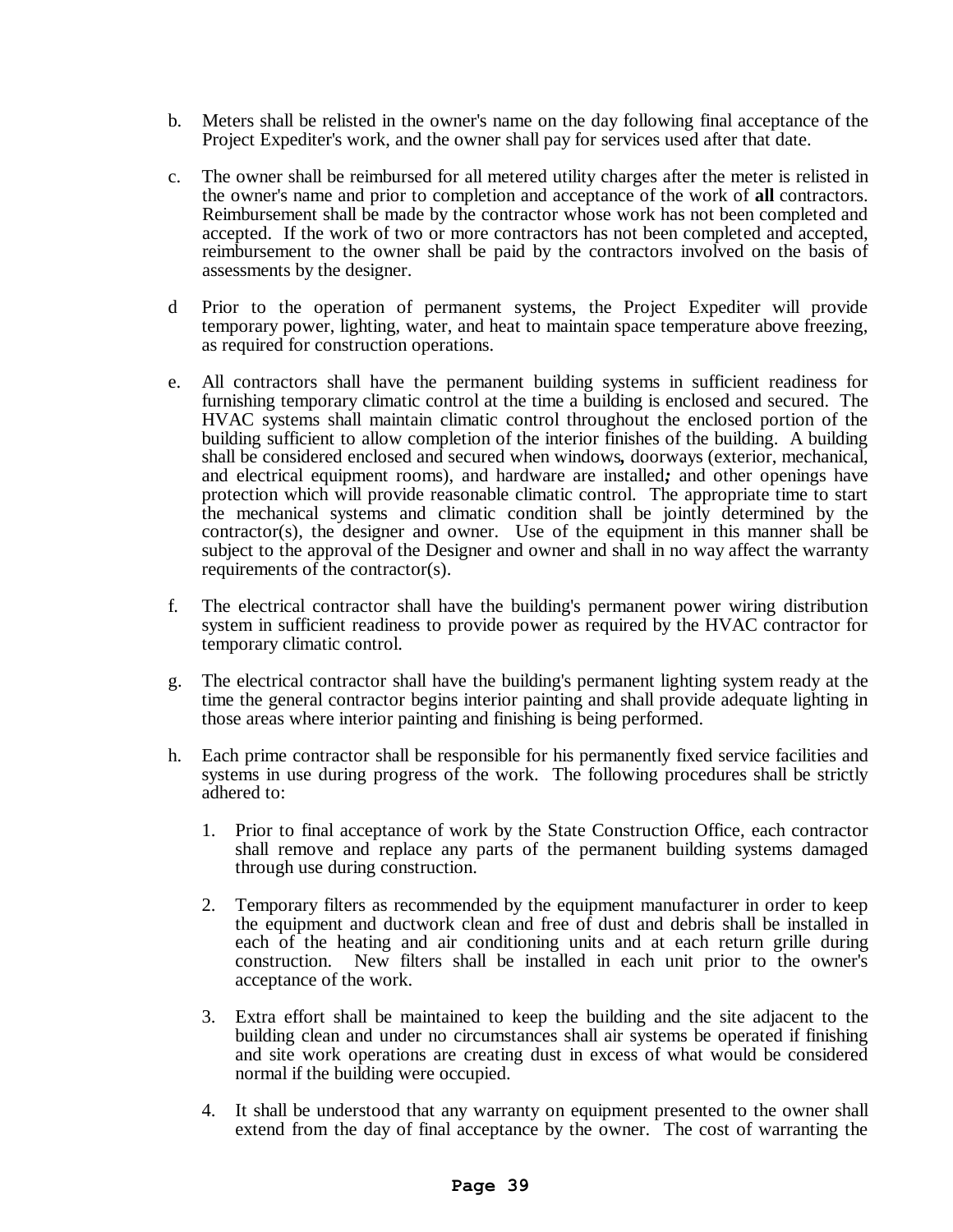b. Meters shall be relisted in the owner's name on the day following final acceptance of the Project Expediter's work, and the owner shall pay for services used after that date.

c. The owner shall be reimbursed for all metered utility charges after the meter is relisted in the owner's name and prior to completion and acceptance of the work of **all** contractors. Reimbursement shall be made by the contractor whose work has not been completed and accepted. If the work of two or more contractors has not been completed and accepted, reimbursement to the owner shall be paid by the contractors involved on the basis of assessments by the designer.

d Prior to the operation of permanent systems, the Project Expediter will provide temporary power, lighting, water, and heat to maintain space temperature above freezing, as required for construction operations.

e. All contractors shall have the permanent building systems in sufficient readiness for furnishing temporary climatic control at the time a building is enclosed and secured. The HVAC systems shall maintain climatic control throughout the enclosed portion of the building sufficient to allow completion of the interior finishes of the building. A building shall be considered enclosed and secured when windows**,** doorways (exterior, mechanical, and electrical equipment rooms), and hardware are installed***;*** and other openings have protection which will provide reasonable climatic control. The appropriate time to start the mechanical systems and climatic condition shall be jointly determined by the contractor(s), the designer and owner. Use of the equipment in this manner shall be subject to the approval of the Designer and owner and shall in no way affect the warranty requirements of the contractor(s).

f. The electrical contractor shall have the building's permanent power wiring distribution system in sufficient readiness to provide power as required by the HVAC contractor for temporary climatic control.

g. The electrical contractor shall have the building's permanent lighting system ready at the time the general contractor begins interior painting and shall provide adequate lighting in those areas where interior painting and finishing is being performed.

h. Each prime contractor shall be responsible for his permanently fixed service facilities and systems in use during progress of the work. The following procedures shall be strictly adhered to:

   1. Prior to final acceptance of work by the State Construction Office, each contractor shall remove and replace any parts of the permanent building systems damaged through use during construction.

   2. Temporary filters as recommended by the equipment manufacturer in order to keep the equipment and ductwork clean and free of dust and debris shall be installed in each of the heating and air conditioning units and at each return grille during construction. New filters shall be installed in each unit prior to the owner's acceptance of the work.

   3. Extra effort shall be maintained to keep the building and the site adjacent to the building clean and under no circumstances shall air systems be operated if finishing and site work operations are creating dust in excess of what would be considered normal if the building were occupied.

   4. It shall be understood that any warranty on equipment presented to the owner shall extend from the day of final acceptance by the owner. The cost of warranting the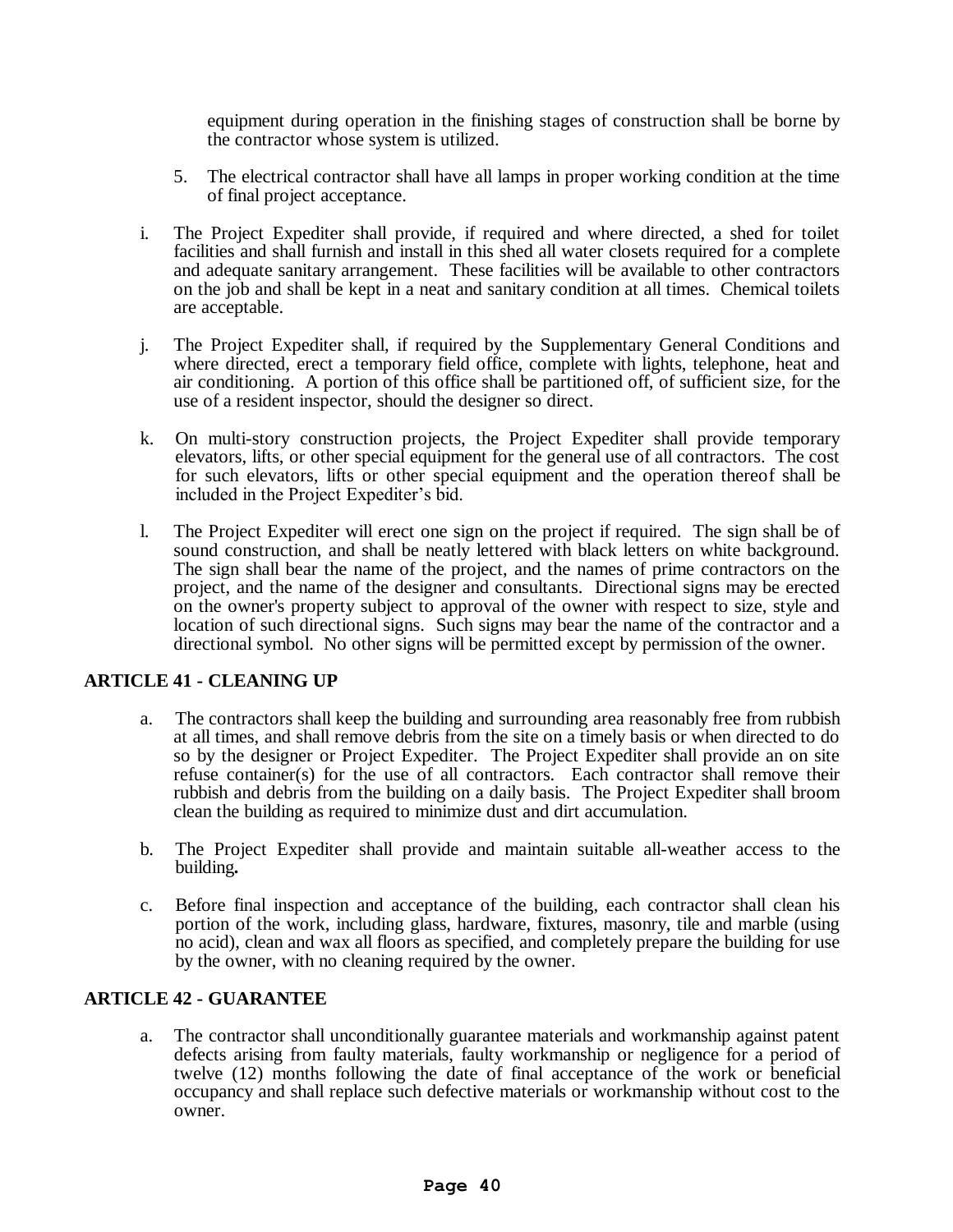equipment during operation in the finishing stages of construction shall be borne by the contractor whose system is utilized.

5. The electrical contractor shall have all lamps in proper working condition at the time of final project acceptance.

i. The Project Expediter shall provide, if required and where directed, a shed for toilet facilities and shall furnish and install in this shed all water closets required for a complete and adequate sanitary arrangement. These facilities will be available to other contractors on the job and shall be kept in a neat and sanitary condition at all times. Chemical toilets are acceptable.

j. The Project Expediter shall, if required by the Supplementary General Conditions and where directed, erect a temporary field office, complete with lights, telephone, heat and air conditioning. A portion of this office shall be partitioned off, of sufficient size, for the use of a resident inspector, should the designer so direct.

k. On multi-story construction projects, the Project Expediter shall provide temporary elevators, lifts, or other special equipment for the general use of all contractors. The cost for such elevators, lifts or other special equipment and the operation thereof shall be included in the Project Expediter's bid.

l. The Project Expediter will erect one sign on the project if required. The sign shall be of sound construction, and shall be neatly lettered with black letters on white background. The sign shall bear the name of the project, and the names of prime contractors on the project, and the name of the designer and consultants. Directional signs may be erected on the owner's property subject to approval of the owner with respect to size, style and location of such directional signs. Such signs may bear the name of the contractor and a directional symbol. No other signs will be permitted except by permission of the owner.

## ARTICLE 41 - CLEANING UP

a. The contractors shall keep the building and surrounding area reasonably free from rubbish at all times, and shall remove debris from the site on a timely basis or when directed to do so by the designer or Project Expediter. The Project Expediter shall provide an on site refuse container(s) for the use of all contractors. Each contractor shall remove their rubbish and debris from the building on a daily basis. The Project Expediter shall broom clean the building as required to minimize dust and dirt accumulation.

b. The Project Expediter shall provide and maintain suitable all-weather access to the building.

c. Before final inspection and acceptance of the building, each contractor shall clean his portion of the work, including glass, hardware, fixtures, masonry, tile and marble (using no acid), clean and wax all floors as specified, and completely prepare the building for use by the owner, with no cleaning required by the owner.

## ARTICLE 42 - GUARANTEE

a. The contractor shall unconditionally guarantee materials and workmanship against patent defects arising from faulty materials, faulty workmanship or negligence for a period of twelve (12) months following the date of final acceptance of the work or beneficial occupancy and shall replace such defective materials or workmanship without cost to the owner.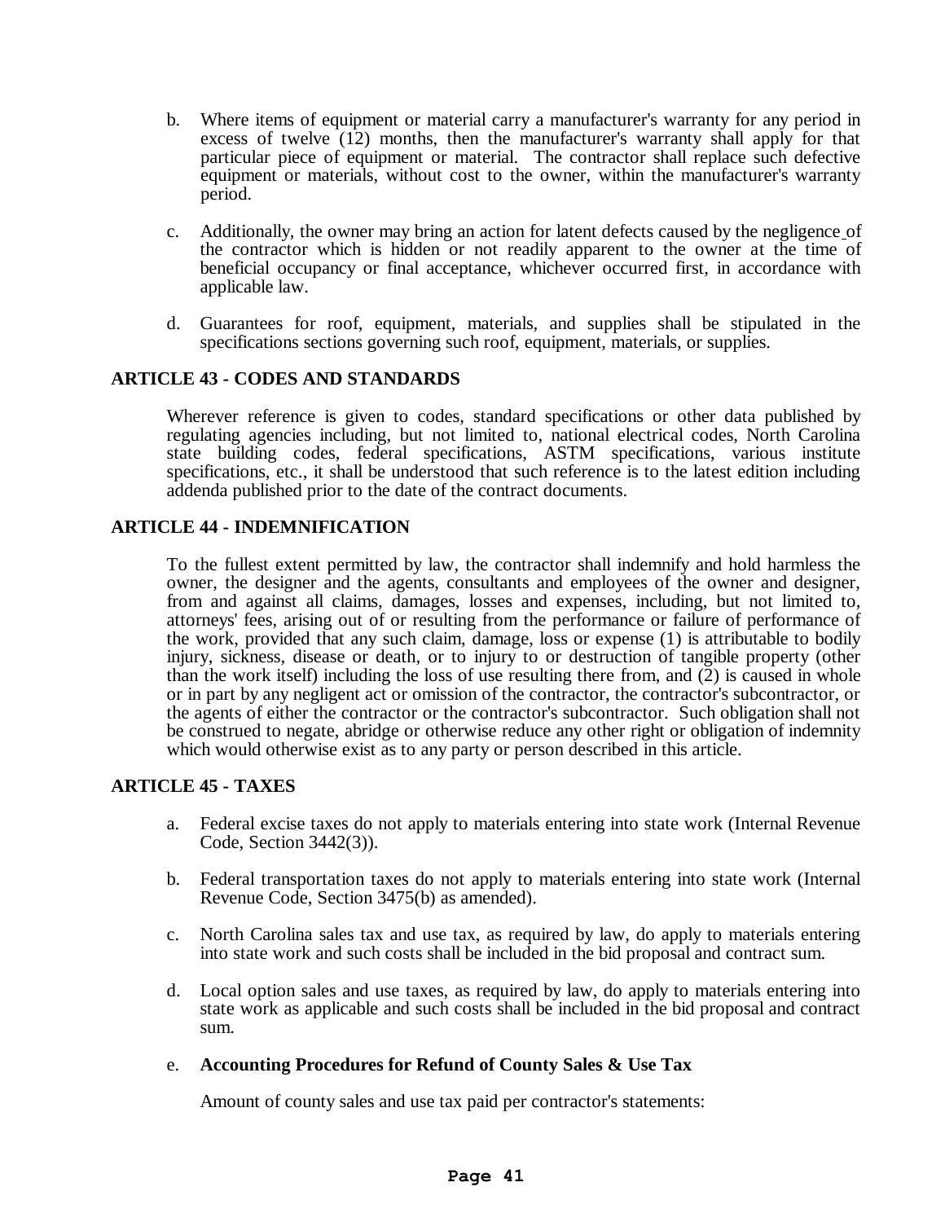b. Where items of equipment or material carry a manufacturer's warranty for any period in excess of twelve (12) months, then the manufacturer's warranty shall apply for that particular piece of equipment or material. The contractor shall replace such defective equipment or materials, without cost to the owner, within the manufacturer's warranty period.

c. Additionally, the owner may bring an action for latent defects caused by the negligence of the contractor which is hidden or not readily apparent to the owner at the time of beneficial occupancy or final acceptance, whichever occurred first, in accordance with applicable law.

d. Guarantees for roof, equipment, materials, and supplies shall be stipulated in the specifications sections governing such roof, equipment, materials, or supplies.

## ARTICLE 43 - CODES AND STANDARDS

Wherever reference is given to codes, standard specifications or other data published by regulating agencies including, but not limited to, national electrical codes, North Carolina state building codes, federal specifications, ASTM specifications, various institute specifications, etc., it shall be understood that such reference is to the latest edition including addenda published prior to the date of the contract documents.

## ARTICLE 44 - INDEMNIFICATION

To the fullest extent permitted by law, the contractor shall indemnify and hold harmless the owner, the designer and the agents, consultants and employees of the owner and designer, from and against all claims, damages, losses and expenses, including, but not limited to, attorneys' fees, arising out of or resulting from the performance or failure of performance of the work, provided that any such claim, damage, loss or expense (1) is attributable to bodily injury, sickness, disease or death, or to injury to or destruction of tangible property (other than the work itself) including the loss of use resulting there from, and (2) is caused in whole or in part by any negligent act or omission of the contractor, the contractor's subcontractor, or the agents of either the contractor or the contractor's subcontractor. Such obligation shall not be construed to negate, abridge or otherwise reduce any other right or obligation of indemnity which would otherwise exist as to any party or person described in this article.

## ARTICLE 45 - TAXES

a. Federal excise taxes do not apply to materials entering into state work (Internal Revenue Code, Section 3442(3)).

b. Federal transportation taxes do not apply to materials entering into state work (Internal Revenue Code, Section 3475(b) as amended).

c. North Carolina sales tax and use tax, as required by law, do apply to materials entering into state work and such costs shall be included in the bid proposal and contract sum.

d. Local option sales and use taxes, as required by law, do apply to materials entering into state work as applicable and such costs shall be included in the bid proposal and contract sum.

e. **Accounting Procedures for Refund of County Sales & Use Tax**

Amount of county sales and use tax paid per contractor's statements: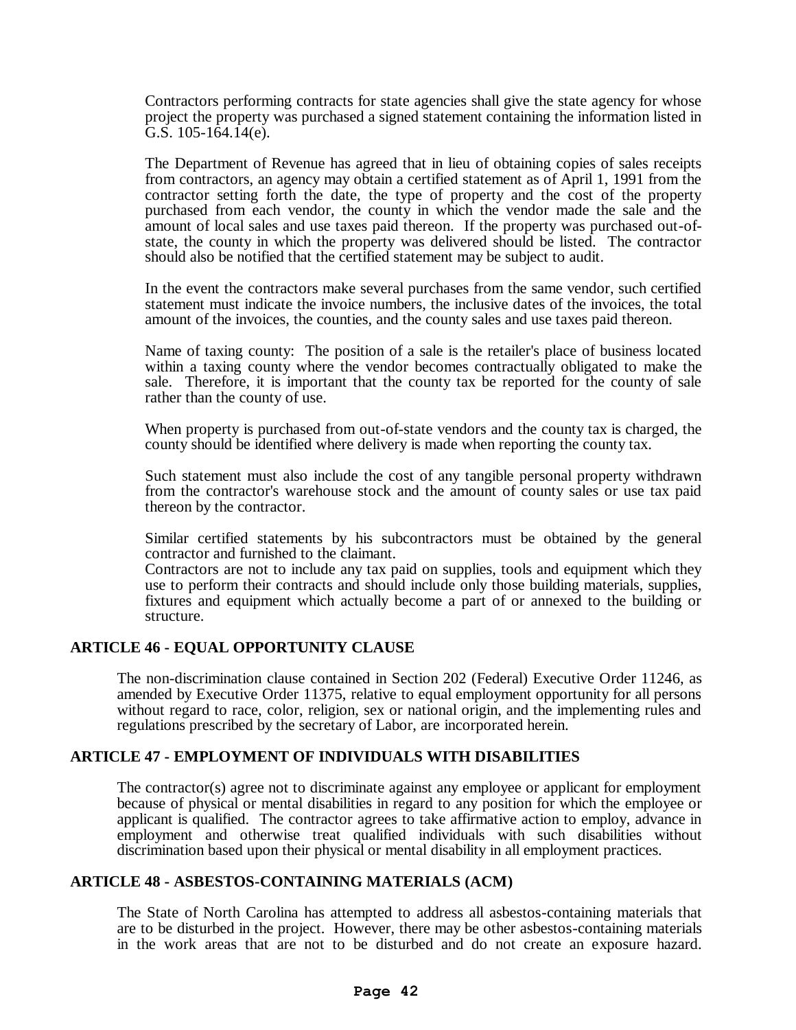Contractors performing contracts for state agencies shall give the state agency for whose project the property was purchased a signed statement containing the information listed in G.S. 105-164.14(e).

The Department of Revenue has agreed that in lieu of obtaining copies of sales receipts from contractors, an agency may obtain a certified statement as of April 1, 1991 from the contractor setting forth the date, the type of property and the cost of the property purchased from each vendor, the county in which the vendor made the sale and the amount of local sales and use taxes paid thereon. If the property was purchased out-of-state, the county in which the property was delivered should be listed. The contractor should also be notified that the certified statement may be subject to audit.

In the event the contractors make several purchases from the same vendor, such certified statement must indicate the invoice numbers, the inclusive dates of the invoices, the total amount of the invoices, the counties, and the county sales and use taxes paid thereon.

Name of taxing county: The position of a sale is the retailer's place of business located within a taxing county where the vendor becomes contractually obligated to make the sale. Therefore, it is important that the county tax be reported for the county of sale rather than the county of use.

When property is purchased from out-of-state vendors and the county tax is charged, the county should be identified where delivery is made when reporting the county tax.

Such statement must also include the cost of any tangible personal property withdrawn from the contractor's warehouse stock and the amount of county sales or use tax paid thereon by the contractor.

Similar certified statements by his subcontractors must be obtained by the general contractor and furnished to the claimant.
Contractors are not to include any tax paid on supplies, tools and equipment which they use to perform their contracts and should include only those building materials, supplies, fixtures and equipment which actually become a part of or annexed to the building or structure.

## ARTICLE 46 - EQUAL OPPORTUNITY CLAUSE

The non-discrimination clause contained in Section 202 (Federal) Executive Order 11246, as amended by Executive Order 11375, relative to equal employment opportunity for all persons without regard to race, color, religion, sex or national origin, and the implementing rules and regulations prescribed by the secretary of Labor, are incorporated herein.

## ARTICLE 47 - EMPLOYMENT OF INDIVIDUALS WITH DISABILITIES

The contractor(s) agree not to discriminate against any employee or applicant for employment because of physical or mental disabilities in regard to any position for which the employee or applicant is qualified. The contractor agrees to take affirmative action to employ, advance in employment and otherwise treat qualified individuals with such disabilities without discrimination based upon their physical or mental disability in all employment practices.

## ARTICLE 48 - ASBESTOS-CONTAINING MATERIALS (ACM)

The State of North Carolina has attempted to address all asbestos-containing materials that are to be disturbed in the project. However, there may be other asbestos-containing materials in the work areas that are not to be disturbed and do not create an exposure hazard.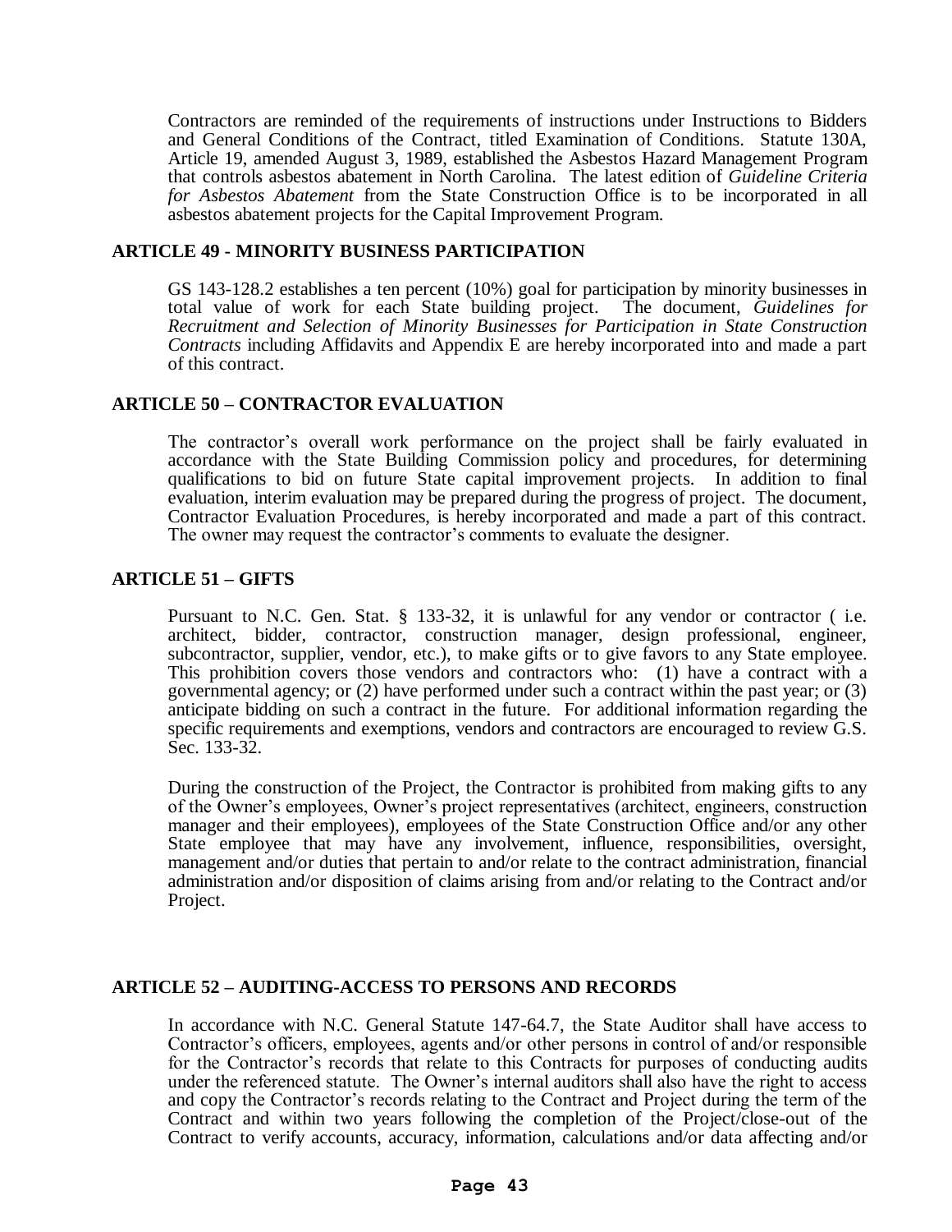Contractors are reminded of the requirements of instructions under Instructions to Bidders and General Conditions of the Contract, titled Examination of Conditions. Statute 130A, Article 19, amended August 3, 1989, established the Asbestos Hazard Management Program that controls asbestos abatement in North Carolina. The latest edition of *Guideline Criteria for Asbestos Abatement* from the State Construction Office is to be incorporated in all asbestos abatement projects for the Capital Improvement Program.

## ARTICLE 49 - MINORITY BUSINESS PARTICIPATION

GS 143-128.2 establishes a ten percent (10%) goal for participation by minority businesses in total value of work for each State building project. The document, *Guidelines for Recruitment and Selection of Minority Businesses for Participation in State Construction Contracts* including Affidavits and Appendix E are hereby incorporated into and made a part of this contract.

## ARTICLE 50 – CONTRACTOR EVALUATION

The contractor's overall work performance on the project shall be fairly evaluated in accordance with the State Building Commission policy and procedures, for determining qualifications to bid on future State capital improvement projects. In addition to final evaluation, interim evaluation may be prepared during the progress of project. The document, Contractor Evaluation Procedures, is hereby incorporated and made a part of this contract. The owner may request the contractor's comments to evaluate the designer.

## ARTICLE 51 – GIFTS

Pursuant to N.C. Gen. Stat. § 133-32, it is unlawful for any vendor or contractor ( i.e. architect, bidder, contractor, construction manager, design professional, engineer, subcontractor, supplier, vendor, etc.), to make gifts or to give favors to any State employee. This prohibition covers those vendors and contractors who: (1) have a contract with a governmental agency; or (2) have performed under such a contract within the past year; or (3) anticipate bidding on such a contract in the future. For additional information regarding the specific requirements and exemptions, vendors and contractors are encouraged to review G.S. Sec. 133-32.

During the construction of the Project, the Contractor is prohibited from making gifts to any of the Owner's employees, Owner's project representatives (architect, engineers, construction manager and their employees), employees of the State Construction Office and/or any other State employee that may have any involvement, influence, responsibilities, oversight, management and/or duties that pertain to and/or relate to the contract administration, financial administration and/or disposition of claims arising from and/or relating to the Contract and/or Project.

## ARTICLE 52 – AUDITING-ACCESS TO PERSONS AND RECORDS

In accordance with N.C. General Statute 147-64.7, the State Auditor shall have access to Contractor's officers, employees, agents and/or other persons in control of and/or responsible for the Contractor's records that relate to this Contracts for purposes of conducting audits under the referenced statute. The Owner's internal auditors shall also have the right to access and copy the Contractor's records relating to the Contract and Project during the term of the Contract and within two years following the completion of the Project/close-out of the Contract to verify accounts, accuracy, information, calculations and/or data affecting and/or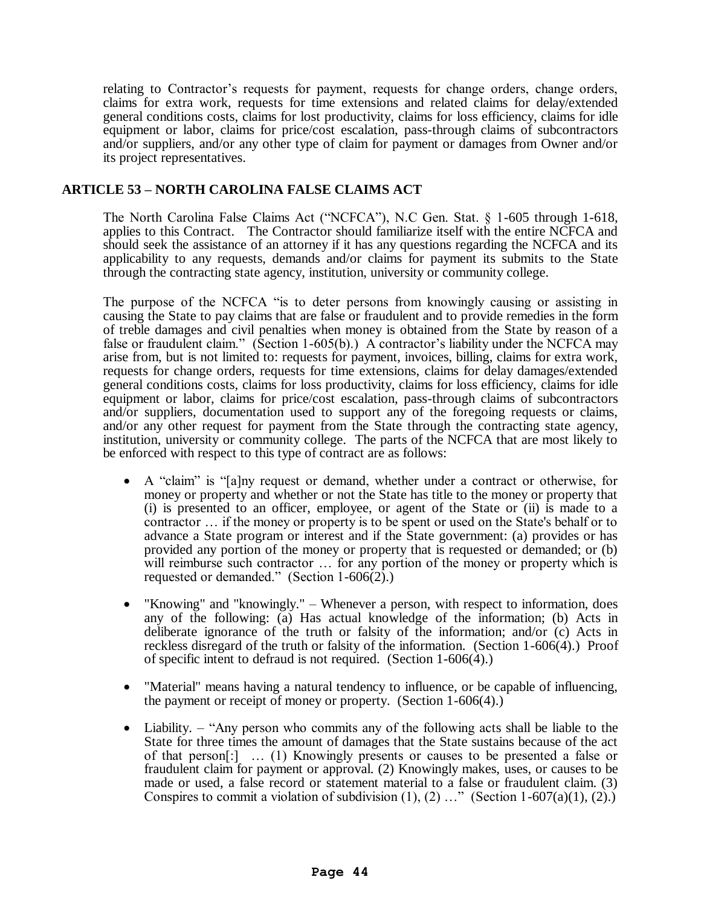relating to Contractor's requests for payment, requests for change orders, change orders, claims for extra work, requests for time extensions and related claims for delay/extended general conditions costs, claims for lost productivity, claims for loss efficiency, claims for idle equipment or labor, claims for price/cost escalation, pass-through claims of subcontractors and/or suppliers, and/or any other type of claim for payment or damages from Owner and/or its project representatives.

## ARTICLE 53 – NORTH CAROLINA FALSE CLAIMS ACT

The North Carolina False Claims Act ("NCFCA"), N.C Gen. Stat. § 1-605 through 1-618, applies to this Contract. The Contractor should familiarize itself with the entire NCFCA and should seek the assistance of an attorney if it has any questions regarding the NCFCA and its applicability to any requests, demands and/or claims for payment its submits to the State through the contracting state agency, institution, university or community college.

The purpose of the NCFCA "is to deter persons from knowingly causing or assisting in causing the State to pay claims that are false or fraudulent and to provide remedies in the form of treble damages and civil penalties when money is obtained from the State by reason of a false or fraudulent claim." (Section 1-605(b).) A contractor's liability under the NCFCA may arise from, but is not limited to: requests for payment, invoices, billing, claims for extra work, requests for change orders, requests for time extensions, claims for delay damages/extended general conditions costs, claims for loss productivity, claims for loss efficiency, claims for idle equipment or labor, claims for price/cost escalation, pass-through claims of subcontractors and/or suppliers, documentation used to support any of the foregoing requests or claims, and/or any other request for payment from the State through the contracting state agency, institution, university or community college. The parts of the NCFCA that are most likely to be enforced with respect to this type of contract are as follows:

- A "claim" is "[a]ny request or demand, whether under a contract or otherwise, for money or property and whether or not the State has title to the money or property that (i) is presented to an officer, employee, or agent of the State or (ii) is made to a contractor … if the money or property is to be spent or used on the State's behalf or to advance a State program or interest and if the State government: (a) provides or has provided any portion of the money or property that is requested or demanded; or (b) will reimburse such contractor … for any portion of the money or property which is requested or demanded." (Section 1-606(2).)
- "Knowing" and "knowingly." – Whenever a person, with respect to information, does any of the following: (a) Has actual knowledge of the information; (b) Acts in deliberate ignorance of the truth or falsity of the information; and/or (c) Acts in reckless disregard of the truth or falsity of the information. (Section 1-606(4).) Proof of specific intent to defraud is not required. (Section 1-606(4).)
- "Material" means having a natural tendency to influence, or be capable of influencing, the payment or receipt of money or property. (Section 1-606(4).)
- Liability. – "Any person who commits any of the following acts shall be liable to the State for three times the amount of damages that the State sustains because of the act of that person[:] … (1) Knowingly presents or causes to be presented a false or fraudulent claim for payment or approval. (2) Knowingly makes, uses, or causes to be made or used, a false record or statement material to a false or fraudulent claim. (3) Conspires to commit a violation of subdivision (1), (2) …" (Section 1-607(a)(1), (2).)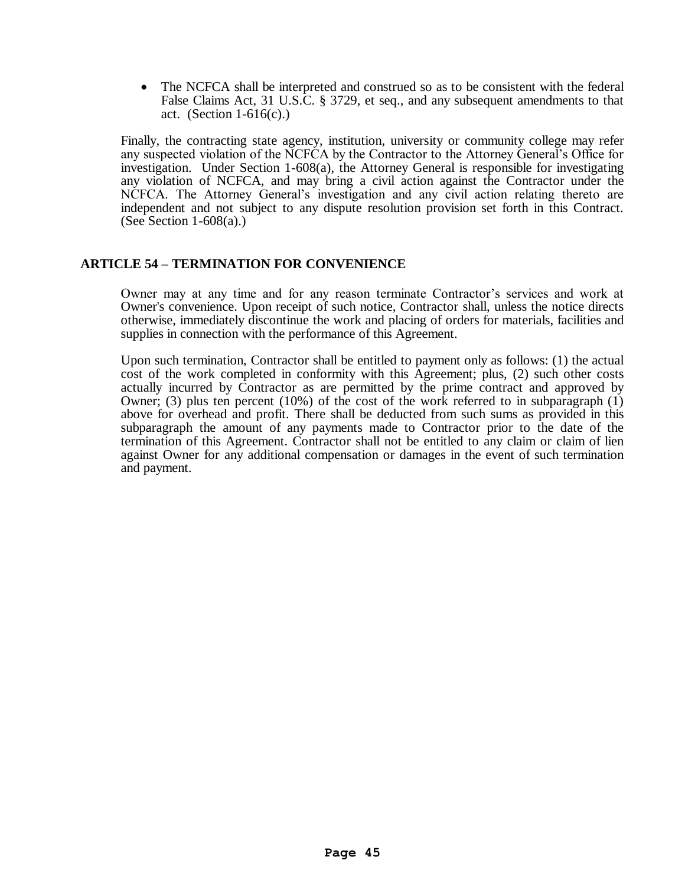- The NCFCA shall be interpreted and construed so as to be consistent with the federal False Claims Act, 31 U.S.C. § 3729, et seq., and any subsequent amendments to that act. (Section 1-616(c).)

Finally, the contracting state agency, institution, university or community college may refer any suspected violation of the NCFCA by the Contractor to the Attorney General's Office for investigation. Under Section 1-608(a), the Attorney General is responsible for investigating any violation of NCFCA, and may bring a civil action against the Contractor under the NCFCA. The Attorney General's investigation and any civil action relating thereto are independent and not subject to any dispute resolution provision set forth in this Contract. (See Section 1-608(a).)

## ARTICLE 54 – TERMINATION FOR CONVENIENCE

Owner may at any time and for any reason terminate Contractor's services and work at Owner's convenience. Upon receipt of such notice, Contractor shall, unless the notice directs otherwise, immediately discontinue the work and placing of orders for materials, facilities and supplies in connection with the performance of this Agreement.

Upon such termination, Contractor shall be entitled to payment only as follows: (1) the actual cost of the work completed in conformity with this Agreement; plus, (2) such other costs actually incurred by Contractor as are permitted by the prime contract and approved by Owner; (3) plus ten percent (10%) of the cost of the work referred to in subparagraph (1) above for overhead and profit. There shall be deducted from such sums as provided in this subparagraph the amount of any payments made to Contractor prior to the date of the termination of this Agreement. Contractor shall not be entitled to any claim or claim of lien against Owner for any additional compensation or damages in the event of such termination and payment.